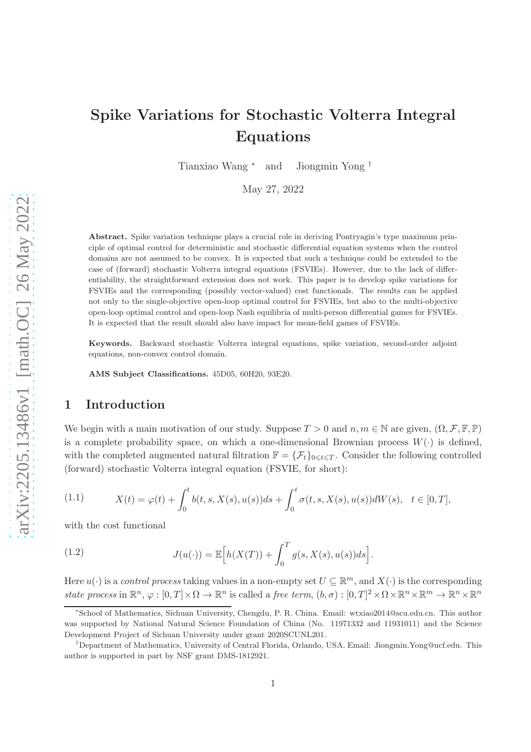# Spike Variations for Stochastic Volterra Integral Equations

Tianxiao Wang [*] and Jiongmin Yong [†]

May 27, 2022

**Abstract.** Spike variation technique plays a crucial role in deriving Pontryagin's type maximum principle of optimal control for deterministic and stochastic differential equation systems when the control domains are not assumed to be convex. It is expected that such a technique could be extended to the case of (forward) stochastic Volterra integral equations (FSVIEs). However, due to the lack of differentiability, the straightforward extension does not work. This paper is to develop spike variations for FSVIEs and the corresponding (possibly vector-valued) cost functionals. The results can be applied not only to the single-objective open-loop optimal control for FSVIEs, but also to the multi-objective open-loop optimal control and open-loop Nash equilibria of multi-person differential games for FSVIEs. It is expected that the result should also have impact for mean-field games of FSVIEs.

**Keywords.** Backward stochastic Volterra integral equations, spike variation, second-order adjoint equations, non-convex control domain.

**AMS Subject Classifications.** 45D05, 60H20, 93E20.

## 1 Introduction

We begin with a main motivation of our study. Suppose $T > 0$ and $n, m \in \mathbb{N}$ are given, $(\Omega, \mathcal{F}, \mathbb{F}, \mathbb{P})$ is a complete probability space, on which a one-dimensional Brownian process $W(\cdot)$ is defined, with the completed augmented natural filtration $\mathbb{F} = \{\mathcal{F}_t\}_{0 \leqslant t \leqslant T}$. Consider the following controlled (forward) stochastic Volterra integral equation (FSVIE, for short):

$$
X(t) = \varphi(t) + \int_0^t b(t, s, X(s), u(s))ds + \int_0^t \sigma(t, s, X(s), u(s))dW(s), \quad t \in [0, T], \tag{1.1}
$$

with the cost functional

$$
J(u(\cdot)) = \mathbb{E}\Big[h(X(T)) + \int_0^T g(s, X(s), u(s))ds\Big]. \tag{1.2}
$$

Here $u(\cdot)$ is a *control process* taking values in a non-empty set $U \subseteq \mathbb{R}^m$, and $X(\cdot)$ is the corresponding *state process* in $\mathbb{R}^n$, $\varphi : [0, T] \times \Omega \to \mathbb{R}^n$ is called a *free term*, $(b, \sigma) : [0, T]^2 \times \Omega \times \mathbb{R}^n \times \mathbb{R}^m \to \mathbb{R}^n \times \mathbb{R}^n$

[*] School of Mathematics, Sichuan University, Chengdu, P. R. China. Email: wtxiao2014@scu.edu.cn. This author was supported by National Natural Science Foundation of China (No. 11971332 and 11931011) and the Science Development Project of Sichuan University under grant 2020SCUNL201.

[†] Department of Mathematics, University of Central Florida, Orlando, USA. Email: Jiongmin.Yong@ucf.edu. This author is supported in part by NSF grant DMS-1812921.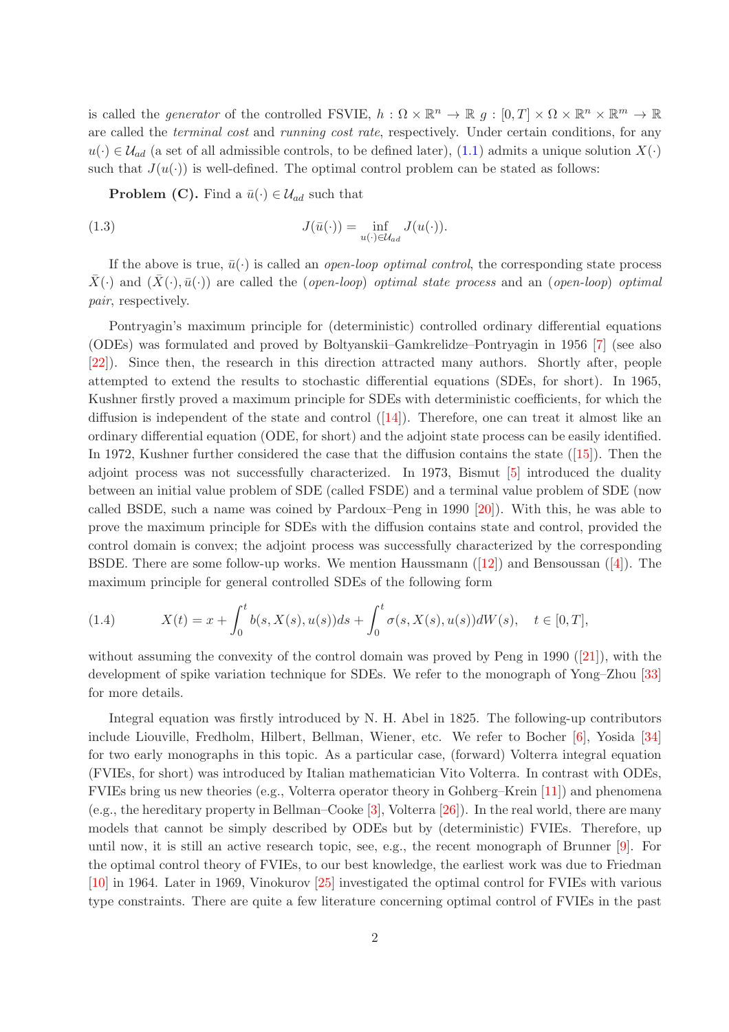is called the *generator* of the controlled FSVIE, $h : \Omega \times \mathbb{R}^n \to \mathbb{R}$ $g : [0,T] \times \Omega \times \mathbb{R}^n \times \mathbb{R}^m \to \mathbb{R}$ are called the *terminal cost* and *running cost rate*, respectively. Under certain conditions, for any $u(\cdot) \in \mathcal{U}_{ad}$ (a set of all admissible controls, to be defined later), (1.1) admits a unique solution $X(\cdot)$ such that $J(u(\cdot))$ is well-defined. The optimal control problem can be stated as follows:

**Problem (C).** Find a $\bar{u}(\cdot) \in \mathcal{U}_{ad}$ such that

$$J(\bar{u}(\cdot)) = \inf_{u(\cdot) \in \mathcal{U}_{ad}} J(u(\cdot)). \tag{1.3}$$

If the above is true, $\bar{u}(\cdot)$ is called an *open-loop optimal control*, the corresponding state process $\bar{X}(\cdot)$ and $(\bar{X}(\cdot), \bar{u}(\cdot))$ are called the (*open-loop*) *optimal state process* and an (*open-loop*) *optimal pair*, respectively.

Pontryagin's maximum principle for (deterministic) controlled ordinary differential equations (ODEs) was formulated and proved by Boltyanskii–Gamkrelidze–Pontryagin in 1956 [7] (see also [22]). Since then, the research in this direction attracted many authors. Shortly after, people attempted to extend the results to stochastic differential equations (SDEs, for short). In 1965, Kushner firstly proved a maximum principle for SDEs with deterministic coefficients, for which the diffusion is independent of the state and control ([14]). Therefore, one can treat it almost like an ordinary differential equation (ODE, for short) and the adjoint state process can be easily identified. In 1972, Kushner further considered the case that the diffusion contains the state ([15]). Then the adjoint process was not successfully characterized. In 1973, Bismut [5] introduced the duality between an initial value problem of SDE (called FSDE) and a terminal value problem of SDE (now called BSDE, such a name was coined by Pardoux–Peng in 1990 [20]). With this, he was able to prove the maximum principle for SDEs with the diffusion contains state and control, provided the control domain is convex; the adjoint process was successfully characterized by the corresponding BSDE. There are some follow-up works. We mention Haussmann ([12]) and Bensoussan ([4]). The maximum principle for general controlled SDEs of the following form

$$X(t) = x + \int_0^t b(s, X(s), u(s))ds + \int_0^t \sigma(s, X(s), u(s))dW(s), \quad t \in [0,T], \tag{1.4}$$

without assuming the convexity of the control domain was proved by Peng in 1990 ([21]), with the development of spike variation technique for SDEs. We refer to the monograph of Yong–Zhou [33] for more details.

Integral equation was firstly introduced by N. H. Abel in 1825. The following-up contributors include Liouville, Fredholm, Hilbert, Bellman, Wiener, etc. We refer to Bocher [6], Yosida [34] for two early monographs in this topic. As a particular case, (forward) Volterra integral equation (FVIEs, for short) was introduced by Italian mathematician Vito Volterra. In contrast with ODEs, FVIEs bring us new theories (e.g., Volterra operator theory in Gohberg–Krein [11]) and phenomena (e.g., the hereditary property in Bellman–Cooke [3], Volterra [26]). In the real world, there are many models that cannot be simply described by ODEs but by (deterministic) FVIEs. Therefore, up until now, it is still an active research topic, see, e.g., the recent monograph of Brunner [9]. For the optimal control theory of FVIEs, to our best knowledge, the earliest work was due to Friedman [10] in 1964. Later in 1969, Vinokurov [25] investigated the optimal control for FVIEs with various type constraints. There are quite a few literature concerning optimal control of FVIEs in the past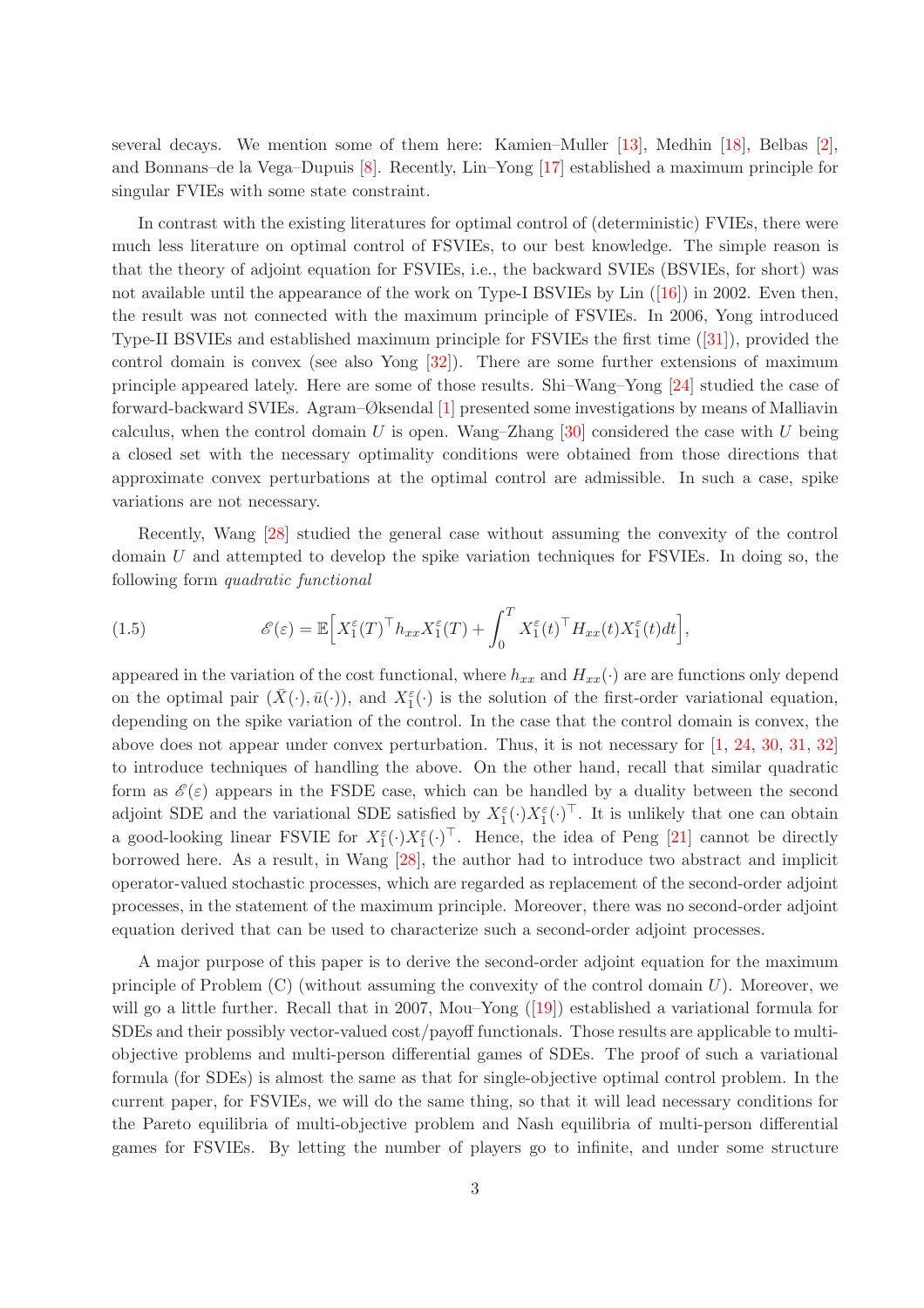several decays. We mention some of them here: Kamien–Muller [13], Medhin [18], Belbas [2], and Bonnans–de la Vega–Dupuis [8]. Recently, Lin–Yong [17] established a maximum principle for singular FVIEs with some state constraint.

In contrast with the existing literatures for optimal control of (deterministic) FVIEs, there were much less literature on optimal control of FSVIEs, to our best knowledge. The simple reason is that the theory of adjoint equation for FSVIEs, i.e., the backward SVIEs (BSVIEs, for short) was not available until the appearance of the work on Type-I BSVIEs by Lin ([16]) in 2002. Even then, the result was not connected with the maximum principle of FSVIEs. In 2006, Yong introduced Type-II BSVIEs and established maximum principle for FSVIEs the first time ([31]), provided the control domain is convex (see also Yong [32]). There are some further extensions of maximum principle appeared lately. Here are some of those results. Shi–Wang–Yong [24] studied the case of forward-backward SVIEs. Agram–Øksendal [1] presented some investigations by means of Malliavin calculus, when the control domain $U$ is open. Wang–Zhang [30] considered the case with $U$ being a closed set with the necessary optimality conditions were obtained from those directions that approximate convex perturbations at the optimal control are admissible. In such a case, spike variations are not necessary.

Recently, Wang [28] studied the general case without assuming the convexity of the control domain $U$ and attempted to develop the spike variation techniques for FSVIEs. In doing so, the following form *quadratic functional*

$$
\mathscr{E}(\varepsilon) = \mathbb{E}\Big[ X_1^\varepsilon(T)^\top h_{xx} X_1^\varepsilon(T) + \int_0^T X_1^\varepsilon(t)^\top H_{xx}(t) X_1^\varepsilon(t) dt \Big], \tag{1.5}
$$

appeared in the variation of the cost functional, where $h_{xx}$ and $H_{xx}(\cdot)$ are are functions only depend on the optimal pair $(\bar{X}(\cdot), \bar{u}(\cdot))$, and $X_1^\varepsilon(\cdot)$ is the solution of the first-order variational equation, depending on the spike variation of the control. In the case that the control domain is convex, the above does not appear under convex perturbation. Thus, it is not necessary for [1, 24, 30, 31, 32] to introduce techniques of handling the above. On the other hand, recall that similar quadratic form as $\mathscr{E}(\varepsilon)$ appears in the FSDE case, which can be handled by a duality between the second adjoint SDE and the variational SDE satisfied by $X_1^\varepsilon(\cdot)X_1^\varepsilon(\cdot)^\top$. It is unlikely that one can obtain a good-looking linear FSVIE for $X_1^\varepsilon(\cdot)X_1^\varepsilon(\cdot)^\top$. Hence, the idea of Peng [21] cannot be directly borrowed here. As a result, in Wang [28], the author had to introduce two abstract and implicit operator-valued stochastic processes, which are regarded as replacement of the second-order adjoint processes, in the statement of the maximum principle. Moreover, there was no second-order adjoint equation derived that can be used to characterize such a second-order adjoint processes.

A major purpose of this paper is to derive the second-order adjoint equation for the maximum principle of Problem (C) (without assuming the convexity of the control domain $U$). Moreover, we will go a little further. Recall that in 2007, Mou–Yong ([19]) established a variational formula for SDEs and their possibly vector-valued cost/payoff functionals. Those results are applicable to multi-objective problems and multi-person differential games of SDEs. The proof of such a variational formula (for SDEs) is almost the same as that for single-objective optimal control problem. In the current paper, for FSVIEs, we will do the same thing, so that it will lead necessary conditions for the Pareto equilibria of multi-objective problem and Nash equilibria of multi-person differential games for FSVIEs. By letting the number of players go to infinite, and under some structure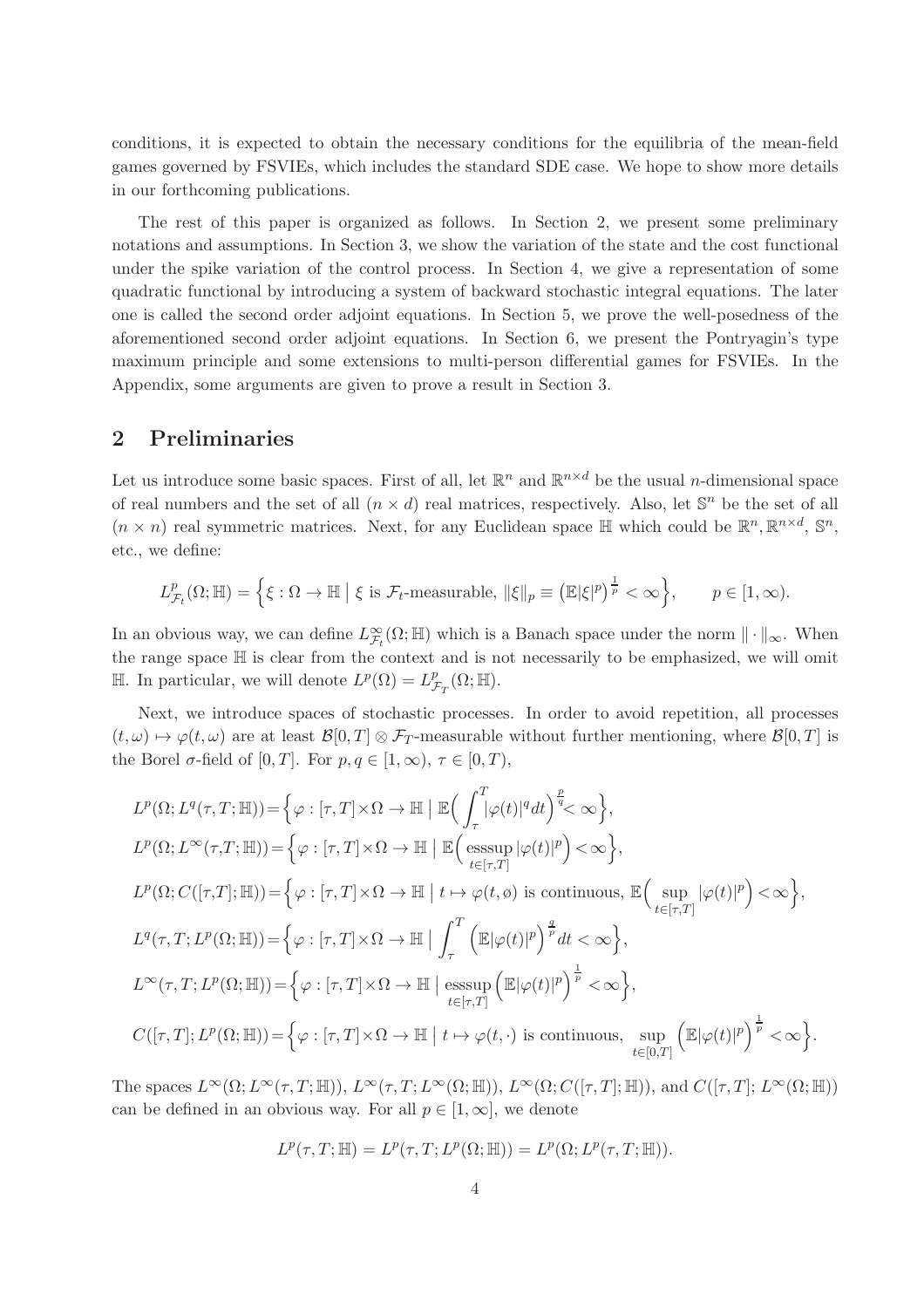conditions, it is expected to obtain the necessary conditions for the equilibria of the mean-field games governed by FSVIEs, which includes the standard SDE case. We hope to show more details in our forthcoming publications.

The rest of this paper is organized as follows. In Section 2, we present some preliminary notations and assumptions. In Section 3, we show the variation of the state and the cost functional under the spike variation of the control process. In Section 4, we give a representation of some quadratic functional by introducing a system of backward stochastic integral equations. The later one is called the second order adjoint equations. In Section 5, we prove the well-posedness of the aforementioned second order adjoint equations. In Section 6, we present the Pontryagin's type maximum principle and some extensions to multi-person differential games for FSVIEs. In the Appendix, some arguments are given to prove a result in Section 3.

## 2 Preliminaries

Let us introduce some basic spaces. First of all, let $\mathbb{R}^n$ and $\mathbb{R}^{n\times d}$ be the usual $n$-dimensional space of real numbers and the set of all $(n \times d)$ real matrices, respectively. Also, let $\mathbb{S}^n$ be the set of all $(n \times n)$ real symmetric matrices. Next, for any Euclidean space $\mathbb{H}$ which could be $\mathbb{R}^n, \mathbb{R}^{n\times d}$, $\mathbb{S}^n$, etc., we define:

$$L^p_{\mathcal{F}_t}(\Omega;\mathbb{H}) = \Big\{\xi : \Omega \to \mathbb{H} \bigm| \xi \text{ is } \mathcal{F}_t\text{-measurable}, \ \|\xi\|_p \equiv \big(\mathbb{E}|\xi|^p\big)^{\frac{1}{p}} < \infty\Big\}, \qquad p \in [1,\infty).$$

In an obvious way, we can define $L^\infty_{\mathcal{F}_t}(\Omega;\mathbb{H})$ which is a Banach space under the norm $\|\cdot\|_\infty$. When the range space $\mathbb{H}$ is clear from the context and is not necessarily to be emphasized, we will omit $\mathbb{H}$. In particular, we will denote $L^p(\Omega) = L^p_{\mathcal{F}_T}(\Omega;\mathbb{H})$.

Next, we introduce spaces of stochastic processes. In order to avoid repetition, all processes $(t,\omega) \mapsto \varphi(t,\omega)$ are at least $\mathcal{B}[0,T] \otimes \mathcal{F}_T$-measurable without further mentioning, where $\mathcal{B}[0,T]$ is the Borel $\sigma$-field of $[0,T]$. For $p,q \in [1,\infty)$, $\tau \in [0,T)$,

$$\begin{aligned}
&L^p(\Omega;L^q(\tau,T;\mathbb{H}))=\Big\{\varphi : [\tau,T]\times\Omega \to \mathbb{H} \bigm| \mathbb{E}\Big(\int_\tau^T|\varphi(t)|^q dt\Big)^{\frac{p}{q}}< \infty\Big\},\\
&L^p(\Omega;L^\infty(\tau,T;\mathbb{H}))=\Big\{\varphi : [\tau,T]\times\Omega \to \mathbb{H} \bigm| \mathbb{E}\Big(\operatorname*{esssup}_{t\in[\tau,T]}|\varphi(t)|^p\Big) <\infty\Big\},\\
&L^p(\Omega;C([\tau,T];\mathbb{H}))=\Big\{\varphi : [\tau,T]\times\Omega \to \mathbb{H} \bigm| t \mapsto \varphi(t,\omega) \text{ is continuous, } \mathbb{E}\Big(\sup_{t\in[\tau,T]}|\varphi(t)|^p\Big) <\infty\Big\},\\
&L^q(\tau,T;L^p(\Omega;\mathbb{H}))=\Big\{\varphi : [\tau,T]\times\Omega \to \mathbb{H} \bigm| \int_\tau^T \Big(\mathbb{E}|\varphi(t)|^p\Big)^{\frac{q}{p}}dt < \infty\Big\},\\
&L^\infty(\tau,T;L^p(\Omega;\mathbb{H}))=\Big\{\varphi : [\tau,T]\times\Omega \to \mathbb{H} \bigm| \operatorname*{esssup}_{t\in[\tau,T]}\Big(\mathbb{E}|\varphi(t)|^p\Big)^{\frac{1}{p}} <\infty\Big\},\\
&C([\tau,T];L^p(\Omega;\mathbb{H}))=\Big\{\varphi : [\tau,T]\times\Omega \to \mathbb{H} \bigm| t \mapsto \varphi(t,\cdot) \text{ is continuous, } \sup_{t\in[0,T]}\Big(\mathbb{E}|\varphi(t)|^p\Big)^{\frac{1}{p}} <\infty\Big\}.
\end{aligned}$$

The spaces $L^\infty(\Omega;L^\infty(\tau,T;\mathbb{H}))$, $L^\infty(\tau,T;L^\infty(\Omega;\mathbb{H}))$, $L^\infty(\Omega;C([\tau,T];\mathbb{H}))$, and $C([\tau,T];L^\infty(\Omega;\mathbb{H}))$ can be defined in an obvious way. For all $p \in [1,\infty]$, we denote

$$L^p(\tau,T;\mathbb{H}) = L^p(\tau,T;L^p(\Omega;\mathbb{H})) = L^p(\Omega;L^p(\tau,T;\mathbb{H})).$$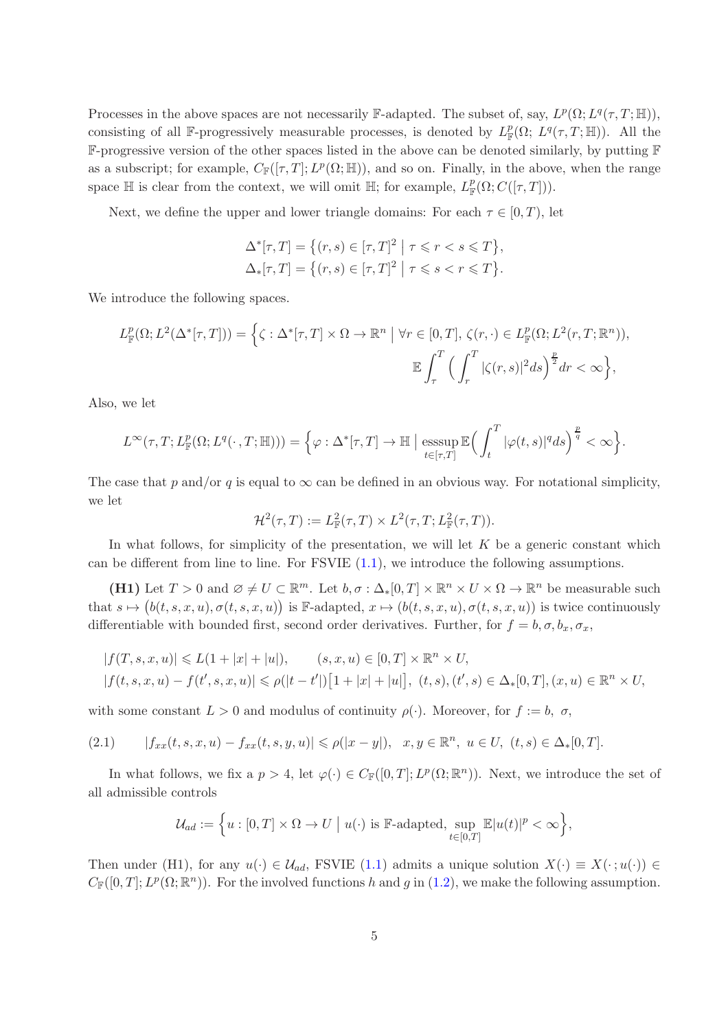Processes in the above spaces are not necessarily $\mathbb{F}$-adapted. The subset of, say, $L^p(\Omega; L^q(\tau, T; \mathbb{H}))$, consisting of all $\mathbb{F}$-progressively measurable processes, is denoted by $L^p_{\mathbb{F}}(\Omega;\, L^q(\tau, T; \mathbb{H}))$. All the $\mathbb{F}$-progressive version of the other spaces listed in the above can be denoted similarly, by putting $\mathbb{F}$ as a subscript; for example, $C_{\mathbb{F}}([\tau, T]; L^p(\Omega; \mathbb{H}))$, and so on. Finally, in the above, when the range space $\mathbb{H}$ is clear from the context, we will omit $\mathbb{H}$; for example, $L^p_{\mathbb{F}}(\Omega; C([\tau, T]))$.

Next, we define the upper and lower triangle domains: For each $\tau \in [0, T)$, let

$$
\begin{aligned}
\Delta^*[\tau, T] &= \big\{(r, s) \in [\tau, T]^2 \bigm| \tau \leqslant r < s \leqslant T\big\},\\
\Delta_*[\tau, T] &= \big\{(r, s) \in [\tau, T]^2 \bigm| \tau \leqslant s < r \leqslant T\big\}.
\end{aligned}
$$

We introduce the following spaces.

$$
\begin{aligned}
L^p_{\mathbb{F}}(\Omega; L^2(\Delta^*[\tau, T])) = \Big\{\zeta : \Delta^*[\tau, T] \times \Omega \to \mathbb{R}^n \bigm| &\forall r \in [0, T],\ \zeta(r, \cdot) \in L^p_{\mathbb{F}}(\Omega; L^2(r, T; \mathbb{R}^n)),\\
&\mathbb{E}\int_\tau^T \Big(\int_r^T |\zeta(r, s)|^2 ds\Big)^{\frac{p}{2}} dr < \infty\Big\},
\end{aligned}
$$

Also, we let

$$
L^\infty(\tau, T; L^p_{\mathbb{F}}(\Omega; L^q(\cdot\,, T; \mathbb{H}))) = \Big\{\varphi : \Delta^*[\tau, T] \to \mathbb{H} \bigm| \operatorname*{esssup}_{t\in[\tau,T]} \mathbb{E}\Big(\int_t^T |\varphi(t, s)|^q ds\Big)^{\frac{p}{q}} < \infty\Big\}.
$$

The case that $p$ and/or $q$ is equal to $\infty$ can be defined in an obvious way. For notational simplicity, we let

$$
\mathcal{H}^2(\tau, T) := L^2_{\mathbb{F}}(\tau, T) \times L^2(\tau, T; L^2_{\mathbb{F}}(\tau, T)).
$$

In what follows, for simplicity of the presentation, we will let $K$ be a generic constant which can be different from line to line. For FSVIE (1.1), we introduce the following assumptions.

**(H1)** Let $T > 0$ and $\varnothing \neq U \subset \mathbb{R}^m$. Let $b, \sigma : \Delta_*[0, T] \times \mathbb{R}^n \times U \times \Omega \to \mathbb{R}^n$ be measurable such that $s \mapsto \big(b(t, s, x, u), \sigma(t, s, x, u)\big)$ is $\mathbb{F}$-adapted, $x \mapsto (b(t, s, x, u), \sigma(t, s, x, u))$ is twice continuously differentiable with bounded first, second order derivatives. Further, for $f = b, \sigma, b_x, \sigma_x$,

$$
\begin{aligned}
&|f(T, s, x, u)| \leqslant L(1 + |x| + |u|), \qquad (s, x, u) \in [0, T] \times \mathbb{R}^n \times U,\\
&|f(t, s, x, u) - f(t', s, x, u)| \leqslant \rho(|t - t'|)\big[1 + |x| + |u|\big],\ (t, s), (t', s) \in \Delta_*[0, T], (x, u) \in \mathbb{R}^n \times U,
\end{aligned}
$$

with some constant $L > 0$ and modulus of continuity $\rho(\cdot)$. Moreover, for $f := b,\ \sigma$,

$$
(2.1) \qquad |f_{xx}(t, s, x, u) - f_{xx}(t, s, y, u)| \leqslant \rho(|x - y|), \quad x, y \in \mathbb{R}^n,\ u \in U,\ (t, s) \in \Delta_*[0, T].
$$

In what follows, we fix a $p > 4$, let $\varphi(\cdot) \in C_{\mathbb{F}}([0, T]; L^p(\Omega; \mathbb{R}^n))$. Next, we introduce the set of all admissible controls

$$
\mathcal{U}_{ad} := \Big\{u : [0, T] \times \Omega \to U \bigm| u(\cdot) \text{ is } \mathbb{F}\text{-adapted}, \sup_{t\in[0,T]} \mathbb{E}|u(t)|^p < \infty\Big\},
$$

Then under (H1), for any $u(\cdot) \in \mathcal{U}_{ad}$, FSVIE (1.1) admits a unique solution $X(\cdot) \equiv X(\cdot\,; u(\cdot)) \in C_{\mathbb{F}}([0, T]; L^p(\Omega; \mathbb{R}^n))$. For the involved functions $h$ and $g$ in (1.2), we make the following assumption.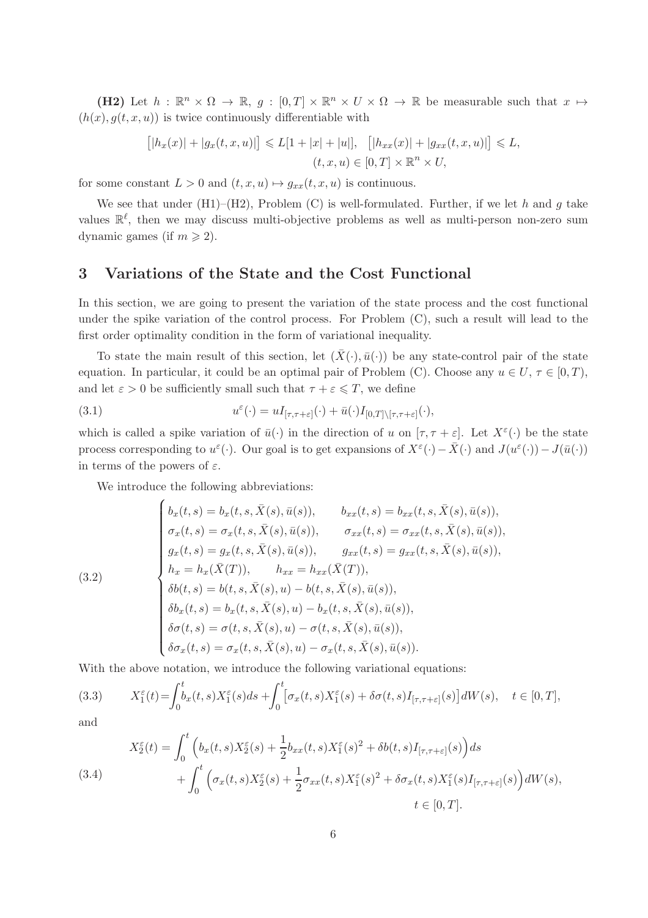**(H2)** Let $h : \mathbb{R}^n \times \Omega \to \mathbb{R}$, $g : [0,T] \times \mathbb{R}^n \times U \times \Omega \to \mathbb{R}$ be measurable such that $x \mapsto (h(x), g(t,x,u))$ is twice continuously differentiable with

$$\big[|h_x(x)| + |g_x(t,x,u)|\big] \leqslant L[1+|x|+|u|], \quad \big[|h_{xx}(x)| + |g_{xx}(t,x,u)|\big] \leqslant L,$$
$$(t,x,u) \in [0,T] \times \mathbb{R}^n \times U,$$

for some constant $L > 0$ and $(t,x,u) \mapsto g_{xx}(t,x,u)$ is continuous.

We see that under (H1)–(H2), Problem (C) is well-formulated. Further, if we let $h$ and $g$ take values $\mathbb{R}^\ell$, then we may discuss multi-objective problems as well as multi-person non-zero sum dynamic games (if $m \geqslant 2$).

## 3 Variations of the State and the Cost Functional

In this section, we are going to present the variation of the state process and the cost functional under the spike variation of the control process. For Problem (C), such a result will lead to the first order optimality condition in the form of variational inequality.

To state the main result of this section, let $(\bar X(\cdot), \bar u(\cdot))$ be any state-control pair of the state equation. In particular, it could be an optimal pair of Problem (C). Choose any $u \in U$, $\tau \in [0,T)$, and let $\varepsilon > 0$ be sufficiently small such that $\tau + \varepsilon \leqslant T$, we define

$$u^\varepsilon(\cdot) = u I_{[\tau,\tau+\varepsilon]}(\cdot) + \bar u(\cdot) I_{[0,T]\setminus[\tau,\tau+\varepsilon]}(\cdot), \tag{3.1}$$

which is called a spike variation of $\bar u(\cdot)$ in the direction of $u$ on $[\tau, \tau+\varepsilon]$. Let $X^\varepsilon(\cdot)$ be the state process corresponding to $u^\varepsilon(\cdot)$. Our goal is to get expansions of $X^\varepsilon(\cdot) - \bar X(\cdot)$ and $J(u^\varepsilon(\cdot)) - J(\bar u(\cdot))$ in terms of the powers of $\varepsilon$.

We introduce the following abbreviations:

$$\begin{cases} b_x(t,s) = b_x(t,s,\bar X(s), \bar u(s)), \qquad b_{xx}(t,s) = b_{xx}(t,s,\bar X(s),\bar u(s)), \\ \sigma_x(t,s) = \sigma_x(t,s,\bar X(s),\bar u(s)), \qquad \sigma_{xx}(t,s) = \sigma_{xx}(t,s,\bar X(s),\bar u(s)), \\ g_x(t,s) = g_x(t,s,\bar X(s),\bar u(s)), \qquad g_{xx}(t,s) = g_{xx}(t,s,\bar X(s),\bar u(s)), \\ h_x = h_x(\bar X(T)), \qquad h_{xx} = h_{xx}(\bar X(T)), \\ \delta b(t,s) = b(t,s,\bar X(s),u) - b(t,s,\bar X(s),\bar u(s)), \\ \delta b_x(t,s) = b_x(t,s,\bar X(s),u) - b_x(t,s,\bar X(s),\bar u(s)), \\ \delta\sigma(t,s) = \sigma(t,s,\bar X(s),u) - \sigma(t,s,\bar X(s),\bar u(s)), \\ \delta\sigma_x(t,s) = \sigma_x(t,s,\bar X(s),u) - \sigma_x(t,s,\bar X(s),\bar u(s)). \end{cases} \tag{3.2}$$

With the above notation, we introduce the following variational equations:

$$X_1^\varepsilon(t) = \int_0^t b_x(t,s) X_1^\varepsilon(s) ds + \int_0^t \big[\sigma_x(t,s) X_1^\varepsilon(s) + \delta\sigma(t,s) I_{[\tau,\tau+\varepsilon]}(s)\big] dW(s), \quad t \in [0,T], \tag{3.3}$$

and

$$\begin{aligned} X_2^\varepsilon(t) = &\int_0^t \Big(b_x(t,s) X_2^\varepsilon(s) + \frac{1}{2} b_{xx}(t,s) X_1^\varepsilon(s)^2 + \delta b(t,s) I_{[\tau,\tau+\varepsilon]}(s)\Big) ds \\ &+ \int_0^t \Big(\sigma_x(t,s) X_2^\varepsilon(s) + \frac{1}{2}\sigma_{xx}(t,s) X_1^\varepsilon(s)^2 + \delta\sigma_x(t,s) X_1^\varepsilon(s) I_{[\tau,\tau+\varepsilon]}(s)\Big) dW(s), \\ &\qquad\qquad\qquad\qquad\qquad\qquad\qquad\qquad\qquad\qquad\qquad t \in [0,T]. \end{aligned} \tag{3.4}$$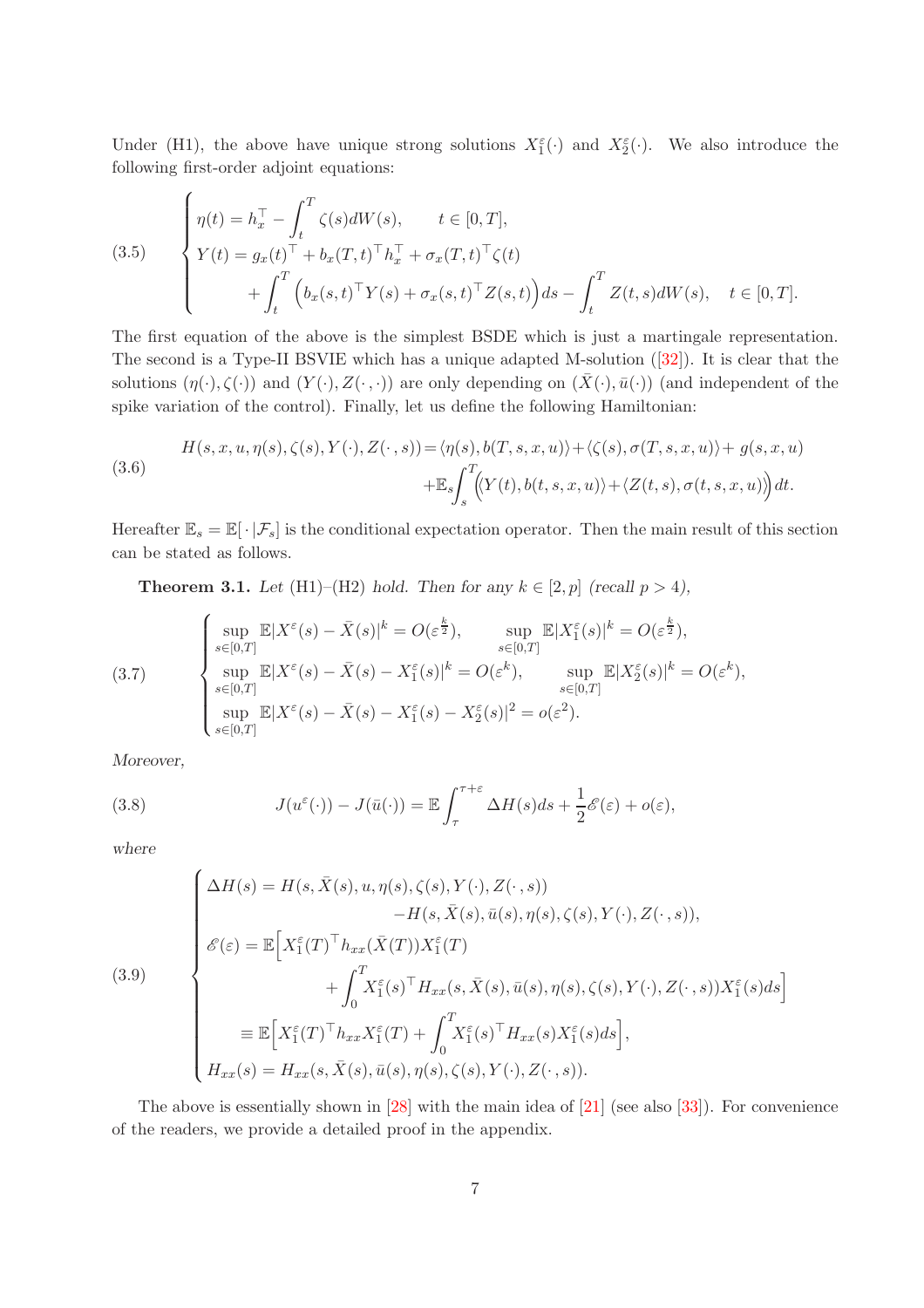Under (H1), the above have unique strong solutions $X_1^\varepsilon(\cdot)$ and $X_2^\varepsilon(\cdot)$. We also introduce the following first-order adjoint equations:

$$
\begin{cases}
\eta(t) = h_x^\top - \displaystyle\int_t^T \zeta(s)dW(s), \qquad t \in [0,T], \\
Y(t) = g_x(t)^\top + b_x(T,t)^\top h_x^\top + \sigma_x(T,t)^\top \zeta(t) \\
\qquad\qquad + \displaystyle\int_t^T \Big( b_x(s,t)^\top Y(s) + \sigma_x(s,t)^\top Z(s,t) \Big) ds - \int_t^T Z(t,s)dW(s), \quad t \in [0,T].
\end{cases}
\tag{3.5}
$$

The first equation of the above is the simplest BSDE which is just a martingale representation. The second is a Type-II BSVIE which has a unique adapted M-solution ([32]). It is clear that the solutions $(\eta(\cdot),\zeta(\cdot))$ and $(Y(\cdot),Z(\cdot\,,\cdot))$ are only depending on $(\bar X(\cdot),\bar u(\cdot))$ (and independent of the spike variation of the control). Finally, let us define the following Hamiltonian:

$$
\begin{aligned}
H(s,x,u,\eta(s),\zeta(s),Y(\cdot),Z(\cdot\,,s)) = {} & \langle \eta(s), b(T,s,x,u)\rangle + \langle \zeta(s), \sigma(T,s,x,u)\rangle + g(s,x,u) \\
& + \mathbb{E}_s \int_s^T \Big( \langle Y(t), b(t,s,x,u)\rangle + \langle Z(t,s), \sigma(t,s,x,u)\rangle \Big) dt.
\end{aligned}
\tag{3.6}
$$

Hereafter $\mathbb{E}_s = \mathbb{E}[\,\cdot\,|\mathcal{F}_s]$ is the conditional expectation operator. Then the main result of this section can be stated as follows.

**Theorem 3.1.** *Let (H1)–(H2) hold. Then for any $k \in [2,p]$ (recall $p > 4$),*

$$
\begin{cases}
\displaystyle\sup_{s\in[0,T]} \mathbb{E}|X^\varepsilon(s) - \bar X(s)|^k = O(\varepsilon^{\frac{k}{2}}), \qquad \sup_{s\in[0,T]} \mathbb{E}|X_1^\varepsilon(s)|^k = O(\varepsilon^{\frac{k}{2}}), \\
\displaystyle\sup_{s\in[0,T]} \mathbb{E}|X^\varepsilon(s) - \bar X(s) - X_1^\varepsilon(s)|^k = O(\varepsilon^k), \qquad \sup_{s\in[0,T]} \mathbb{E}|X_2^\varepsilon(s)|^k = O(\varepsilon^k), \\
\displaystyle\sup_{s\in[0,T]} \mathbb{E}|X^\varepsilon(s) - \bar X(s) - X_1^\varepsilon(s) - X_2^\varepsilon(s)|^2 = o(\varepsilon^2).
\end{cases}
\tag{3.7}
$$

*Moreover,*

$$
J(u^\varepsilon(\cdot)) - J(\bar u(\cdot)) = \mathbb{E}\int_\tau^{\tau+\varepsilon} \Delta H(s)ds + \frac{1}{2}\mathscr{E}(\varepsilon) + o(\varepsilon),
\tag{3.8}
$$

*where*

$$
\begin{cases}
\Delta H(s) = H(s,\bar X(s),u,\eta(s),\zeta(s),Y(\cdot),Z(\cdot\,,s)) \\
\qquad\qquad\qquad - H(s,\bar X(s),\bar u(s),\eta(s),\zeta(s),Y(\cdot),Z(\cdot\,,s)), \\
\mathscr{E}(\varepsilon) = \mathbb{E}\Big[ X_1^\varepsilon(T)^\top h_{xx}(\bar X(T)) X_1^\varepsilon(T) \\
\qquad\qquad + \displaystyle\int_0^T X_1^\varepsilon(s)^\top H_{xx}(s,\bar X(s),\bar u(s),\eta(s),\zeta(s),Y(\cdot),Z(\cdot\,,s)) X_1^\varepsilon(s) ds \Big] \\
\qquad \equiv \mathbb{E}\Big[ X_1^\varepsilon(T)^\top h_{xx} X_1^\varepsilon(T) + \displaystyle\int_0^T X_1^\varepsilon(s)^\top H_{xx}(s) X_1^\varepsilon(s) ds \Big], \\
H_{xx}(s) = H_{xx}(s,\bar X(s),\bar u(s),\eta(s),\zeta(s),Y(\cdot),Z(\cdot\,,s)).
\end{cases}
\tag{3.9}
$$

The above is essentially shown in [28] with the main idea of [21] (see also [33]). For convenience of the readers, we provide a detailed proof in the appendix.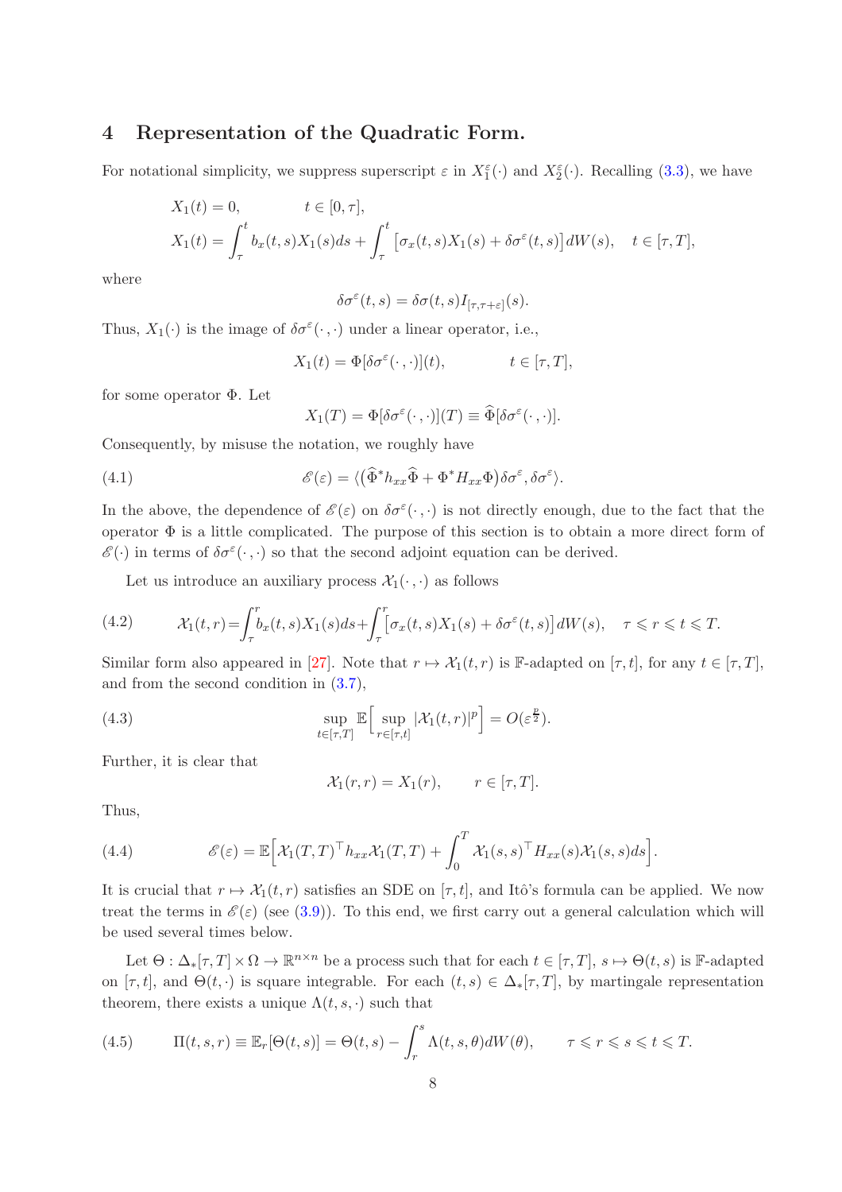## 4 Representation of the Quadratic Form.

For notational simplicity, we suppress superscript $\varepsilon$ in $X_1^\varepsilon(\cdot)$ and $X_2^\varepsilon(\cdot)$. Recalling (3.3), we have

$$
\begin{aligned}
&X_1(t) = 0, \qquad\qquad t \in [0,\tau],\\
&X_1(t) = \int_\tau^t b_x(t,s)X_1(s)ds + \int_\tau^t \big[\sigma_x(t,s)X_1(s) + \delta\sigma^\varepsilon(t,s)\big]dW(s), \quad t \in [\tau,T],
\end{aligned}
$$

where

$$
\delta\sigma^\varepsilon(t,s) = \delta\sigma(t,s)I_{[\tau,\tau+\varepsilon]}(s).
$$

Thus, $X_1(\cdot)$ is the image of $\delta\sigma^\varepsilon(\cdot\,,\cdot)$ under a linear operator, i.e.,

$$
X_1(t) = \Phi[\delta\sigma^\varepsilon(\cdot\,,\cdot)](t), \qquad\qquad t \in [\tau,T],
$$

for some operator $\Phi$. Let

$$
X_1(T) = \Phi[\delta\sigma^\varepsilon(\cdot\,,\cdot)](T) \equiv \widehat{\Phi}[\delta\sigma^\varepsilon(\cdot\,,\cdot)].
$$

Consequently, by misuse the notation, we roughly have

$$
\mathscr{E}(\varepsilon) = \langle \big(\widehat{\Phi}^* h_{xx}\widehat{\Phi} + \Phi^* H_{xx}\Phi\big)\delta\sigma^\varepsilon, \delta\sigma^\varepsilon\rangle. \tag{4.1}
$$

In the above, the dependence of $\mathscr{E}(\varepsilon)$ on $\delta\sigma^\varepsilon(\cdot\,,\cdot)$ is not directly enough, due to the fact that the operator $\Phi$ is a little complicated. The purpose of this section is to obtain a more direct form of $\mathscr{E}(\cdot)$ in terms of $\delta\sigma^\varepsilon(\cdot\,,\cdot)$ so that the second adjoint equation can be derived.

Let us introduce an auxiliary process $\mathcal{X}_1(\cdot\,,\cdot)$ as follows

$$
\mathcal{X}_1(t,r) = \int_\tau^r b_x(t,s)X_1(s)ds + \int_\tau^r \big[\sigma_x(t,s)X_1(s) + \delta\sigma^\varepsilon(t,s)\big]dW(s), \quad \tau \leqslant r \leqslant t \leqslant T. \tag{4.2}
$$

Similar form also appeared in [27]. Note that $r \mapsto \mathcal{X}_1(t,r)$ is $\mathbb{F}$-adapted on $[\tau,t]$, for any $t \in [\tau,T]$, and from the second condition in (3.7),

$$
\sup_{t\in[\tau,T]} \mathbb{E}\Big[\sup_{r\in[\tau,t]} |\mathcal{X}_1(t,r)|^p\Big] = O(\varepsilon^{\frac{p}{2}}). \tag{4.3}
$$

Further, it is clear that

$$
\mathcal{X}_1(r,r) = X_1(r), \qquad r \in [\tau,T].
$$

Thus,

$$
\mathscr{E}(\varepsilon) = \mathbb{E}\Big[\mathcal{X}_1(T,T)^\top h_{xx}\mathcal{X}_1(T,T) + \int_0^T \mathcal{X}_1(s,s)^\top H_{xx}(s)\mathcal{X}_1(s,s)ds\Big]. \tag{4.4}
$$

It is crucial that $r \mapsto \mathcal{X}_1(t,r)$ satisfies an SDE on $[\tau,t]$, and Itô's formula can be applied. We now treat the terms in $\mathscr{E}(\varepsilon)$ (see (3.9)). To this end, we first carry out a general calculation which will be used several times below.

Let $\Theta : \Delta_*[\tau,T] \times \Omega \to \mathbb{R}^{n\times n}$ be a process such that for each $t \in [\tau,T]$, $s \mapsto \Theta(t,s)$ is $\mathbb{F}$-adapted on $[\tau,t]$, and $\Theta(t,\cdot)$ is square integrable. For each $(t,s) \in \Delta_*[\tau,T]$, by martingale representation theorem, there exists a unique $\Lambda(t,s,\cdot)$ such that

$$
\Pi(t,s,r) \equiv \mathbb{E}_r[\Theta(t,s)] = \Theta(t,s) - \int_r^s \Lambda(t,s,\theta)dW(\theta), \qquad \tau \leqslant r \leqslant s \leqslant t \leqslant T. \tag{4.5}
$$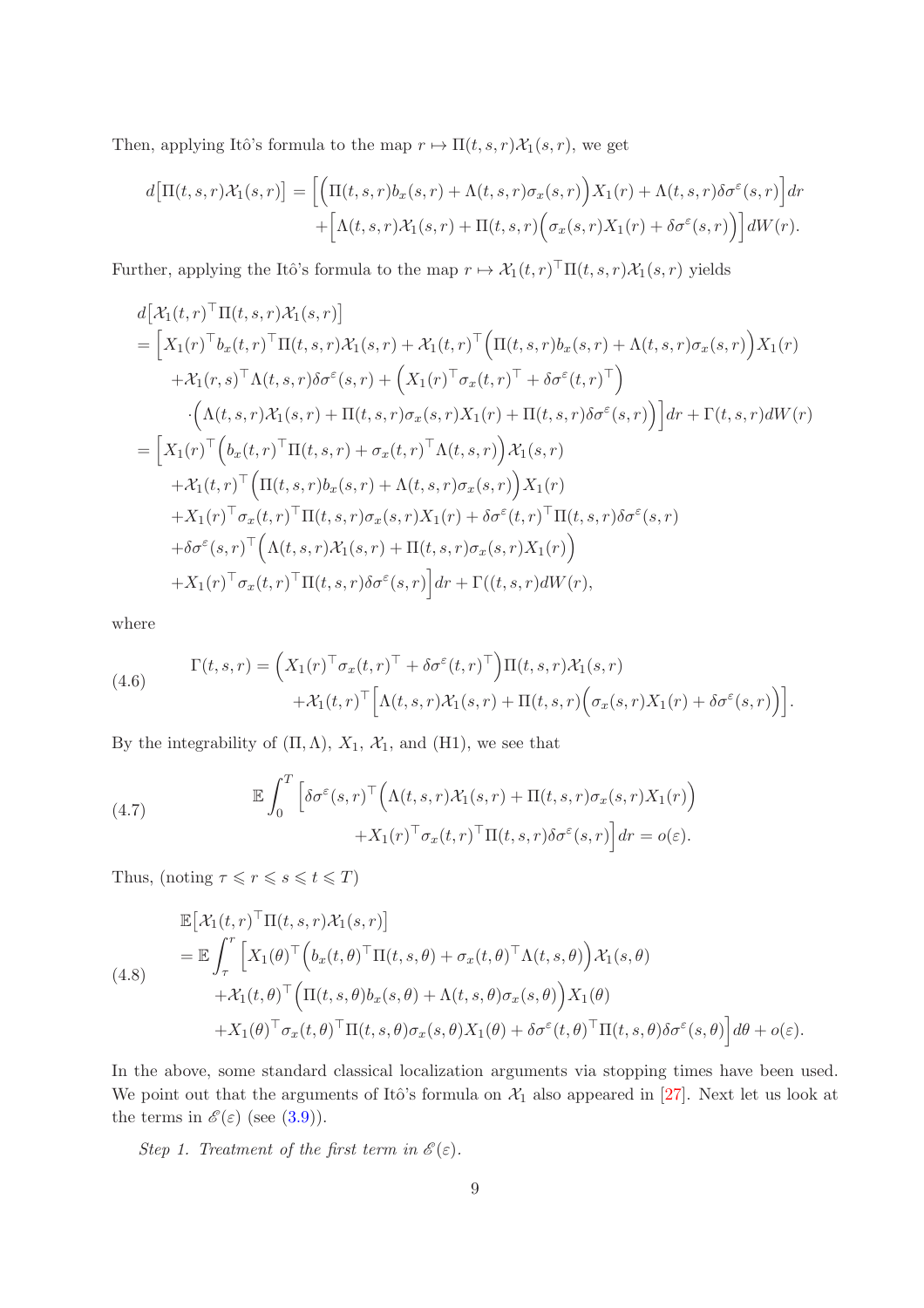Then, applying Itô's formula to the map $r \mapsto \Pi(t,s,r)\mathcal{X}_1(s,r)$, we get

$$
\begin{aligned}
d\big[\Pi(t,s,r)\mathcal{X}_1(s,r)\big] = \Big[\Big(\Pi(t,s,r)b_x(s,r) + \Lambda(t,s,r)\sigma_x(s,r)\Big)X_1(r) + \Lambda(t,s,r)\delta\sigma^\varepsilon(s,r)\Big]dr \\
+\Big[\Lambda(t,s,r)\mathcal{X}_1(s,r) + \Pi(t,s,r)\Big(\sigma_x(s,r)X_1(r) + \delta\sigma^\varepsilon(s,r)\Big)\Big]dW(r).
\end{aligned}
$$

Further, applying the Itô's formula to the map $r \mapsto \mathcal{X}_1(t,r)^\top \Pi(t,s,r)\mathcal{X}_1(s,r)$ yields

$$
\begin{aligned}
& d\big[\mathcal{X}_1(t,r)^\top \Pi(t,s,r)\mathcal{X}_1(s,r)\big] \\
&= \Big[X_1(r)^\top b_x(t,r)^\top \Pi(t,s,r)\mathcal{X}_1(s,r) + \mathcal{X}_1(t,r)^\top\Big(\Pi(t,s,r)b_x(s,r) + \Lambda(t,s,r)\sigma_x(s,r)\Big)X_1(r) \\
&\quad + \mathcal{X}_1(r,s)^\top \Lambda(t,s,r)\delta\sigma^\varepsilon(s,r) + \Big(X_1(r)^\top\sigma_x(t,r)^\top + \delta\sigma^\varepsilon(t,r)^\top\Big) \\
&\quad \cdot\Big(\Lambda(t,s,r)\mathcal{X}_1(s,r) + \Pi(t,s,r)\sigma_x(s,r)X_1(r) + \Pi(t,s,r)\delta\sigma^\varepsilon(s,r)\Big)\Big]dr + \Gamma(t,s,r)dW(r) \\
&= \Big[X_1(r)^\top\Big(b_x(t,r)^\top\Pi(t,s,r) + \sigma_x(t,r)^\top\Lambda(t,s,r)\Big)\mathcal{X}_1(s,r) \\
&\quad + \mathcal{X}_1(t,r)^\top\Big(\Pi(t,s,r)b_x(s,r) + \Lambda(t,s,r)\sigma_x(s,r)\Big)X_1(r) \\
&\quad + X_1(r)^\top\sigma_x(t,r)^\top\Pi(t,s,r)\sigma_x(s,r)X_1(r) + \delta\sigma^\varepsilon(t,r)^\top\Pi(t,s,r)\delta\sigma^\varepsilon(s,r) \\
&\quad + \delta\sigma^\varepsilon(s,r)^\top\Big(\Lambda(t,s,r)\mathcal{X}_1(s,r) + \Pi(t,s,r)\sigma_x(s,r)X_1(r)\Big) \\
&\quad + X_1(r)^\top\sigma_x(t,r)^\top\Pi(t,s,r)\delta\sigma^\varepsilon(s,r)\Big]dr + \Gamma((t,s,r)dW(r),
\end{aligned}
$$

where

$$
\begin{aligned}
\Gamma(t,s,r) = \Big(X_1(r)^\top\sigma_x(t,r)^\top + \delta\sigma^\varepsilon(t,r)^\top\Big)\Pi(t,s,r)\mathcal{X}_1(s,r) \\
+\mathcal{X}_1(t,r)^\top\Big[\Lambda(t,s,r)\mathcal{X}_1(s,r) + \Pi(t,s,r)\Big(\sigma_x(s,r)X_1(r) + \delta\sigma^\varepsilon(s,r)\Big)\Big].
\end{aligned} \tag{4.6}
$$

By the integrability of $(\Pi,\Lambda)$, $X_1$, $\mathcal{X}_1$, and (H1), we see that

$$
\begin{aligned}
\mathbb{E}\int_0^T \Big[\delta\sigma^\varepsilon(s,r)^\top\Big(\Lambda(t,s,r)\mathcal{X}_1(s,r) + \Pi(t,s,r)\sigma_x(s,r)X_1(r)\Big) \\
+ X_1(r)^\top\sigma_x(t,r)^\top\Pi(t,s,r)\delta\sigma^\varepsilon(s,r)\Big]dr = o(\varepsilon).
\end{aligned} \tag{4.7}
$$

Thus, (noting $\tau \leqslant r \leqslant s \leqslant t \leqslant T$)

$$
\begin{aligned}
& \mathbb{E}\big[\mathcal{X}_1(t,r)^\top\Pi(t,s,r)\mathcal{X}_1(s,r)\big] \\
&= \mathbb{E}\int_\tau^r \Big[X_1(\theta)^\top\Big(b_x(t,\theta)^\top\Pi(t,s,\theta) + \sigma_x(t,\theta)^\top\Lambda(t,s,\theta)\Big)\mathcal{X}_1(s,\theta) \\
&\quad + \mathcal{X}_1(t,\theta)^\top\Big(\Pi(t,s,\theta)b_x(s,\theta) + \Lambda(t,s,\theta)\sigma_x(s,\theta)\Big)X_1(\theta) \\
&\quad + X_1(\theta)^\top\sigma_x(t,\theta)^\top\Pi(t,s,\theta)\sigma_x(s,\theta)X_1(\theta) + \delta\sigma^\varepsilon(t,\theta)^\top\Pi(t,s,\theta)\delta\sigma^\varepsilon(s,\theta)\Big]d\theta + o(\varepsilon).
\end{aligned} \tag{4.8}
$$

In the above, some standard classical localization arguments via stopping times have been used. We point out that the arguments of Itô's formula on $\mathcal{X}_1$ also appeared in [27]. Next let us look at the terms in $\mathscr{E}(\varepsilon)$ (see (3.9)).

*Step 1. Treatment of the first term in* $\mathscr{E}(\varepsilon)$.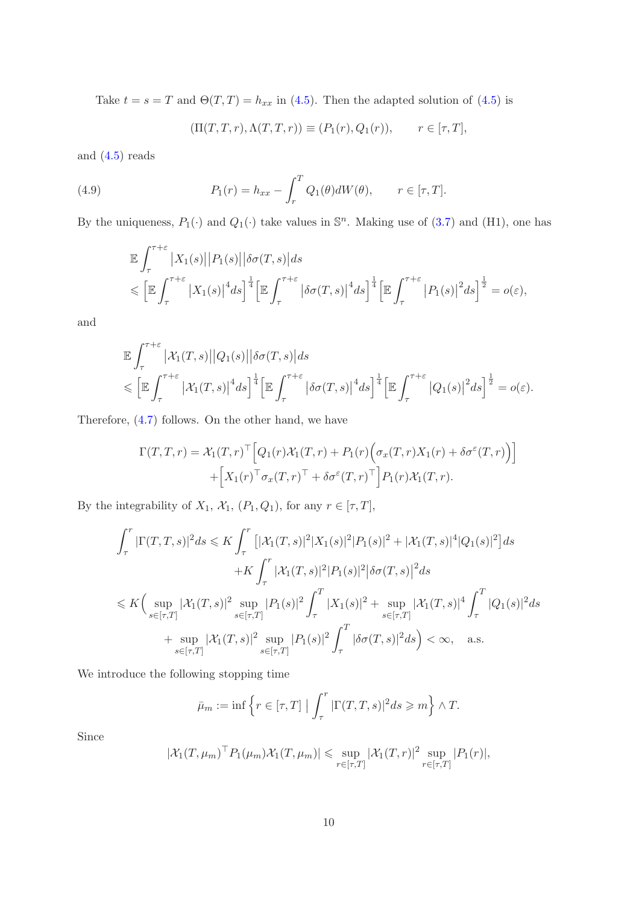Take $t = s = T$ and $\Theta(T,T) = h_{xx}$ in (4.5). Then the adapted solution of (4.5) is

$$(\Pi(T,T,r), \Lambda(T,T,r)) \equiv (P_1(r), Q_1(r)), \qquad r \in [\tau, T],$$

and (4.5) reads

$$P_1(r) = h_{xx} - \int_r^T Q_1(\theta) dW(\theta), \qquad r \in [\tau, T]. \tag{4.9}$$

By the uniqueness, $P_1(\cdot)$ and $Q_1(\cdot)$ take values in $\mathbb{S}^n$. Making use of (3.7) and (H1), one has

$$\begin{aligned}
&\mathbb{E}\int_\tau^{\tau+\varepsilon} \big|X_1(s)\big|\big|P_1(s)\big|\big|\delta\sigma(T,s)\big|ds \\
&\leqslant \Big[\mathbb{E}\int_\tau^{\tau+\varepsilon} \big|X_1(s)\big|^4 ds\Big]^{\frac{1}{4}} \Big[\mathbb{E}\int_\tau^{\tau+\varepsilon} \big|\delta\sigma(T,s)\big|^4 ds\Big]^{\frac{1}{4}} \Big[\mathbb{E}\int_\tau^{\tau+\varepsilon} \big|P_1(s)\big|^2 ds\Big]^{\frac{1}{2}} = o(\varepsilon),
\end{aligned}$$

and

$$\begin{aligned}
&\mathbb{E}\int_\tau^{\tau+\varepsilon} \big|\mathcal{X}_1(T,s)\big|\big|Q_1(s)\big|\big|\delta\sigma(T,s)\big|ds \\
&\leqslant \Big[\mathbb{E}\int_\tau^{\tau+\varepsilon} \big|\mathcal{X}_1(T,s)\big|^4 ds\Big]^{\frac{1}{4}} \Big[\mathbb{E}\int_\tau^{\tau+\varepsilon} \big|\delta\sigma(T,s)\big|^4 ds\Big]^{\frac{1}{4}} \Big[\mathbb{E}\int_\tau^{\tau+\varepsilon} \big|Q_1(s)\big|^2 ds\Big]^{\frac{1}{2}} = o(\varepsilon).
\end{aligned}$$

Therefore, (4.7) follows. On the other hand, we have

$$\begin{aligned}
\Gamma(T,T,r) = \mathcal{X}_1(T,r)^\top \Big[Q_1(r)\mathcal{X}_1(T,r) + P_1(r)\Big(\sigma_x(T,r)X_1(r) + \delta\sigma^\varepsilon(T,r)\Big)\Big] \\
+ \Big[X_1(r)^\top \sigma_x(T,r)^\top + \delta\sigma^\varepsilon(T,r)^\top\Big] P_1(r)\mathcal{X}_1(T,r).
\end{aligned}$$

By the integrability of $X_1$, $\mathcal{X}_1$, $(P_1, Q_1)$, for any $r \in [\tau, T]$,

$$\begin{aligned}
\int_\tau^r |\Gamma(T,T,s)|^2 ds &\leqslant K\int_\tau^r \big[|\mathcal{X}_1(T,s)|^2|X_1(s)|^2|P_1(s)|^2 + |\mathcal{X}_1(T,s)|^4|Q_1(s)|^2\big]ds \\
&\quad + K\int_\tau^r |\mathcal{X}_1(T,s)|^2|P_1(s)|^2\big|\delta\sigma(T,s)\big|^2 ds \\
&\leqslant K\Big(\sup_{s\in[\tau,T]}|\mathcal{X}_1(T,s)|^2 \sup_{s\in[\tau,T]}|P_1(s)|^2 \int_\tau^T |X_1(s)|^2 + \sup_{s\in[\tau,T]}|\mathcal{X}_1(T,s)|^4 \int_\tau^T |Q_1(s)|^2 ds \\
&\quad + \sup_{s\in[\tau,T]}|\mathcal{X}_1(T,s)|^2 \sup_{s\in[\tau,T]}|P_1(s)|^2 \int_\tau^T |\delta\sigma(T,s)|^2 ds\Big) < \infty, \quad \text{a.s.}
\end{aligned}$$

We introduce the following stopping time

$$\bar{\mu}_m := \inf\Big\{r \in [\tau, T] \ \Big|\ \int_\tau^r |\Gamma(T,T,s)|^2 ds \geqslant m\Big\} \wedge T.$$

Since

$$|\mathcal{X}_1(T,\mu_m)^\top P_1(\mu_m)\mathcal{X}_1(T,\mu_m)| \leqslant \sup_{r\in[\tau,T]}|\mathcal{X}_1(T,r)|^2 \sup_{r\in[\tau,T]}|P_1(r)|,$$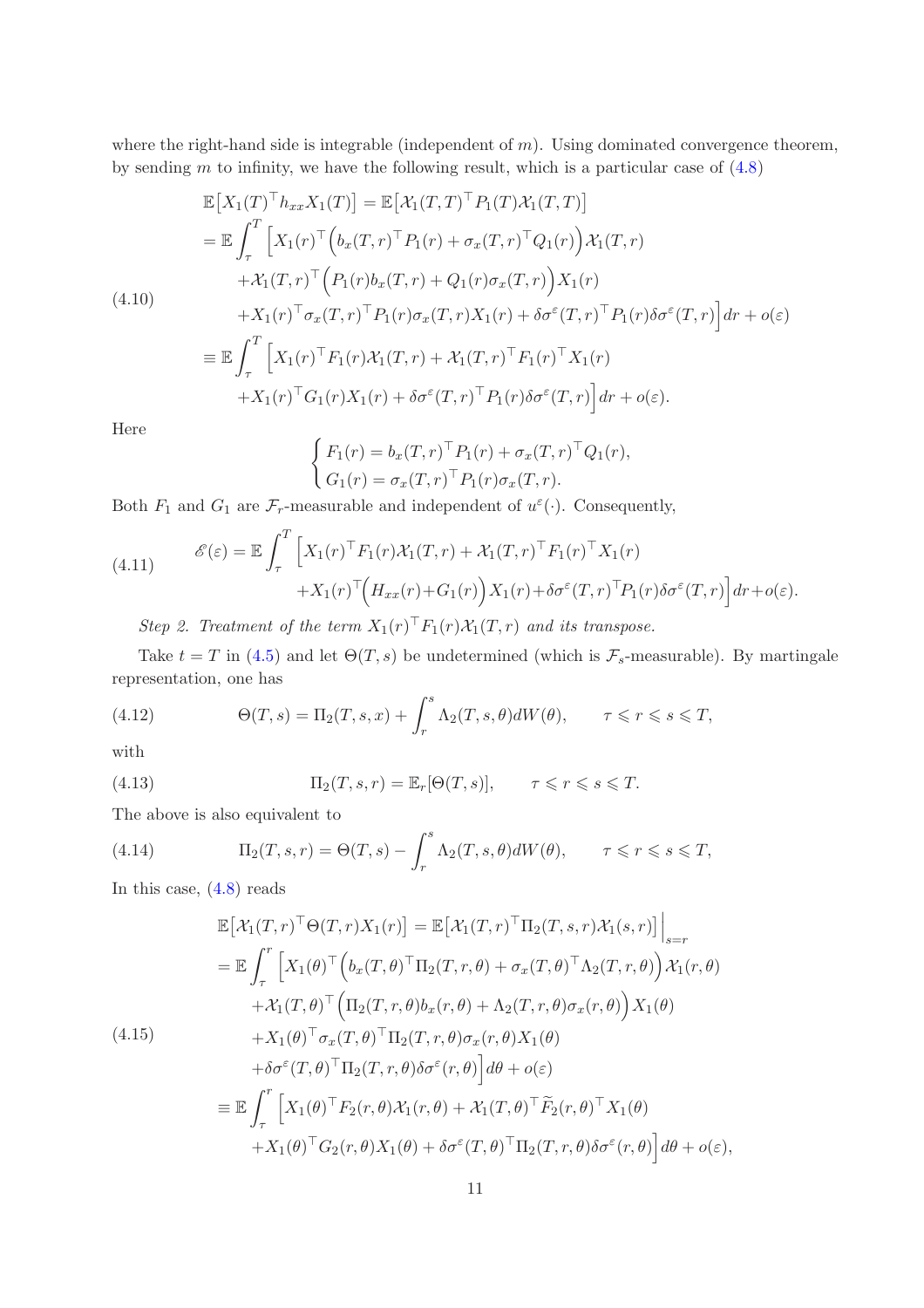where the right-hand side is integrable (independent of $m$). Using dominated convergence theorem, by sending $m$ to infinity, we have the following result, which is a particular case of (4.8)

$$
\begin{aligned}
\mathbb{E}\big[X_1(T)^\top h_{xx} X_1(T)\big] &= \mathbb{E}\big[\mathcal{X}_1(T,T)^\top P_1(T)\mathcal{X}_1(T,T)\big] \\
&= \mathbb{E}\int_\tau^T \Big[X_1(r)^\top\Big(b_x(T,r)^\top P_1(r) + \sigma_x(T,r)^\top Q_1(r)\Big)\mathcal{X}_1(T,r) \\
&\quad + \mathcal{X}_1(T,r)^\top\Big(P_1(r)b_x(T,r) + Q_1(r)\sigma_x(T,r)\Big)X_1(r) \\
&\quad + X_1(r)^\top\sigma_x(T,r)^\top P_1(r)\sigma_x(T,r)X_1(r) + \delta\sigma^\varepsilon(T,r)^\top P_1(r)\delta\sigma^\varepsilon(T,r)\Big]dr + o(\varepsilon) \\
&\equiv \mathbb{E}\int_\tau^T \Big[X_1(r)^\top F_1(r)\mathcal{X}_1(T,r) + \mathcal{X}_1(T,r)^\top F_1(r)^\top X_1(r) \\
&\quad + X_1(r)^\top G_1(r)X_1(r) + \delta\sigma^\varepsilon(T,r)^\top P_1(r)\delta\sigma^\varepsilon(T,r)\Big]dr + o(\varepsilon).
\end{aligned}
\tag{4.10}
$$

Here

$$
\begin{cases}
F_1(r) = b_x(T,r)^\top P_1(r) + \sigma_x(T,r)^\top Q_1(r), \\
G_1(r) = \sigma_x(T,r)^\top P_1(r)\sigma_x(T,r).
\end{cases}
$$

Both $F_1$ and $G_1$ are $\mathcal{F}_r$-measurable and independent of $u^\varepsilon(\cdot)$. Consequently,

$$
\begin{aligned}
\mathscr{E}(\varepsilon) = \mathbb{E}\int_\tau^T \Big[&X_1(r)^\top F_1(r)\mathcal{X}_1(T,r) + \mathcal{X}_1(T,r)^\top F_1(r)^\top X_1(r) \\
&+ X_1(r)^\top\Big(H_{xx}(r) + G_1(r)\Big)X_1(r) + \delta\sigma^\varepsilon(T,r)^\top P_1(r)\delta\sigma^\varepsilon(T,r)\Big]dr + o(\varepsilon).
\end{aligned}
\tag{4.11}
$$

*Step 2. Treatment of the term $X_1(r)^\top F_1(r)\mathcal{X}_1(T,r)$ and its transpose.*

Take $t = T$ in (4.5) and let $\Theta(T,s)$ be undetermined (which is $\mathcal{F}_s$-measurable). By martingale representation, one has

$$
\Theta(T,s) = \Pi_2(T,s,x) + \int_r^s \Lambda_2(T,s,\theta)dW(\theta), \qquad \tau \leqslant r \leqslant s \leqslant T,
\tag{4.12}
$$

with

$$
\Pi_2(T,s,r) = \mathbb{E}_r[\Theta(T,s)], \qquad \tau \leqslant r \leqslant s \leqslant T.
\tag{4.13}
$$

The above is also equivalent to

$$
\Pi_2(T,s,r) = \Theta(T,s) - \int_r^s \Lambda_2(T,s,\theta)dW(\theta), \qquad \tau \leqslant r \leqslant s \leqslant T,
\tag{4.14}
$$

In this case, (4.8) reads

$$
\begin{aligned}
\mathbb{E}\big[\mathcal{X}_1(T,r)^\top\Theta(T,r)X_1(r)\big] &= \mathbb{E}\big[\mathcal{X}_1(T,r)^\top\Pi_2(T,s,r)\mathcal{X}_1(s,r)\big]\Big|_{s=r} \\
&= \mathbb{E}\int_\tau^r \Big[X_1(\theta)^\top\Big(b_x(T,\theta)^\top\Pi_2(T,r,\theta) + \sigma_x(T,\theta)^\top\Lambda_2(T,r,\theta)\Big)\mathcal{X}_1(r,\theta) \\
&\quad + \mathcal{X}_1(T,\theta)^\top\Big(\Pi_2(T,r,\theta)b_x(r,\theta) + \Lambda_2(T,r,\theta)\sigma_x(r,\theta)\Big)X_1(\theta) \\
&\quad + X_1(\theta)^\top\sigma_x(T,\theta)^\top\Pi_2(T,r,\theta)\sigma_x(r,\theta)X_1(\theta) \\
&\quad + \delta\sigma^\varepsilon(T,\theta)^\top\Pi_2(T,r,\theta)\delta\sigma^\varepsilon(r,\theta)\Big]d\theta + o(\varepsilon) \\
&\equiv \mathbb{E}\int_\tau^r \Big[X_1(\theta)^\top F_2(r,\theta)\mathcal{X}_1(r,\theta) + \mathcal{X}_1(T,\theta)^\top\widetilde{F}_2(r,\theta)^\top X_1(\theta) \\
&\quad + X_1(\theta)^\top G_2(r,\theta)X_1(\theta) + \delta\sigma^\varepsilon(T,\theta)^\top\Pi_2(T,r,\theta)\delta\sigma^\varepsilon(r,\theta)\Big]d\theta + o(\varepsilon),
\end{aligned}
\tag{4.15}
$$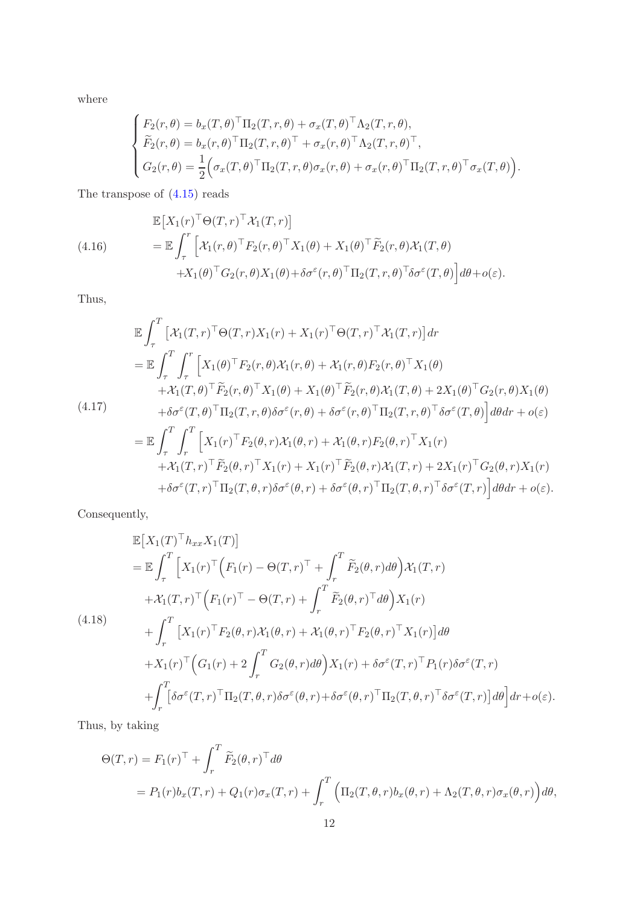where

$$
\begin{cases}
F_2(r,\theta) = b_x(T,\theta)^\top \Pi_2(T,r,\theta) + \sigma_x(T,\theta)^\top \Lambda_2(T,r,\theta), \\
\widetilde{F}_2(r,\theta) = b_x(r,\theta)^\top \Pi_2(T,r,\theta)^\top + \sigma_x(r,\theta)^\top \Lambda_2(T,r,\theta)^\top, \\
G_2(r,\theta) = \dfrac{1}{2}\Big( \sigma_x(T,\theta)^\top \Pi_2(T,r,\theta)\sigma_x(r,\theta) + \sigma_x(r,\theta)^\top \Pi_2(T,r,\theta)^\top \sigma_x(T,\theta)\Big).
\end{cases}
$$

The transpose of (4.15) reads

$$
\begin{aligned}
&\mathbb{E}\big[X_1(r)^\top \Theta(T,r)^\top \mathcal{X}_1(T,r)\big] \\
&= \mathbb{E}\int_\tau^r \Big[ \mathcal{X}_1(r,\theta)^\top F_2(r,\theta)^\top X_1(\theta) + X_1(\theta)^\top \widetilde{F}_2(r,\theta)\mathcal{X}_1(T,\theta) \\
&\quad + X_1(\theta)^\top G_2(r,\theta) X_1(\theta) + \delta\sigma^\varepsilon(r,\theta)^\top \Pi_2(T,r,\theta)^\top \delta\sigma^\varepsilon(T,\theta)\Big] d\theta + o(\varepsilon).
\end{aligned} \tag{4.16}
$$

Thus,

$$
\begin{aligned}
&\mathbb{E}\int_\tau^T \big[ \mathcal{X}_1(T,r)^\top \Theta(T,r) X_1(r) + X_1(r)^\top \Theta(T,r)^\top \mathcal{X}_1(T,r)\big] dr \\
&= \mathbb{E}\int_\tau^T \int_\tau^r \Big[ X_1(\theta)^\top F_2(r,\theta)\mathcal{X}_1(r,\theta) + \mathcal{X}_1(r,\theta) F_2(r,\theta)^\top X_1(\theta) \\
&\quad + \mathcal{X}_1(T,\theta)^\top \widetilde{F}_2(r,\theta)^\top X_1(\theta) + X_1(\theta)^\top \widetilde{F}_2(r,\theta)\mathcal{X}_1(T,\theta) + 2X_1(\theta)^\top G_2(r,\theta) X_1(\theta) \\
&\quad + \delta\sigma^\varepsilon(T,\theta)^\top \Pi_2(T,r,\theta)\delta\sigma^\varepsilon(r,\theta) + \delta\sigma^\varepsilon(r,\theta)^\top \Pi_2(T,r,\theta)^\top \delta\sigma^\varepsilon(T,\theta)\Big] d\theta dr + o(\varepsilon) \\
&= \mathbb{E}\int_\tau^T \int_r^T \Big[ X_1(r)^\top F_2(\theta,r)\mathcal{X}_1(\theta,r) + \mathcal{X}_1(\theta,r) F_2(\theta,r)^\top X_1(r) \\
&\quad + \mathcal{X}_1(T,r)^\top \widetilde{F}_2(\theta,r)^\top X_1(r) + X_1(r)^\top \widetilde{F}_2(\theta,r)\mathcal{X}_1(T,r) + 2X_1(r)^\top G_2(\theta,r) X_1(r) \\
&\quad + \delta\sigma^\varepsilon(T,r)^\top \Pi_2(T,\theta,r)\delta\sigma^\varepsilon(\theta,r) + \delta\sigma^\varepsilon(\theta,r)^\top \Pi_2(T,\theta,r)^\top \delta\sigma^\varepsilon(T,r)\Big] d\theta dr + o(\varepsilon).
\end{aligned} \tag{4.17}
$$

Consequently,

$$
\begin{aligned}
&\mathbb{E}\big[X_1(T)^\top h_{xx} X_1(T)\big] \\
&= \mathbb{E}\int_\tau^T \Big[ X_1(r)^\top \Big( F_1(r) - \Theta(T,r)^\top + \int_r^T \widetilde{F}_2(\theta,r) d\theta\Big) \mathcal{X}_1(T,r) \\
&\quad + \mathcal{X}_1(T,r)^\top \Big( F_1(r)^\top - \Theta(T,r) + \int_r^T \widetilde{F}_2(\theta,r)^\top d\theta\Big) X_1(r) \\
&\quad + \int_r^T \big[ X_1(r)^\top F_2(\theta,r)\mathcal{X}_1(\theta,r) + \mathcal{X}_1(\theta,r)^\top F_2(\theta,r)^\top X_1(r)\big] d\theta \\
&\quad + X_1(r)^\top \Big( G_1(r) + 2\int_r^T G_2(\theta,r) d\theta\Big) X_1(r) + \delta\sigma^\varepsilon(T,r)^\top P_1(r)\delta\sigma^\varepsilon(T,r) \\
&\quad + \int_r^T \big[ \delta\sigma^\varepsilon(T,r)^\top \Pi_2(T,\theta,r)\delta\sigma^\varepsilon(\theta,r) + \delta\sigma^\varepsilon(\theta,r)^\top \Pi_2(T,\theta,r)^\top \delta\sigma^\varepsilon(T,r)\big] d\theta \Big] dr + o(\varepsilon).
\end{aligned} \tag{4.18}
$$

Thus, by taking

$$
\begin{aligned}
\Theta(T,r) &= F_1(r)^\top + \int_r^T \widetilde{F}_2(\theta,r)^\top d\theta \\
&= P_1(r) b_x(T,r) + Q_1(r)\sigma_x(T,r) + \int_r^T \Big( \Pi_2(T,\theta,r) b_x(\theta,r) + \Lambda_2(T,\theta,r)\sigma_x(\theta,r)\Big) d\theta,
\end{aligned}
$$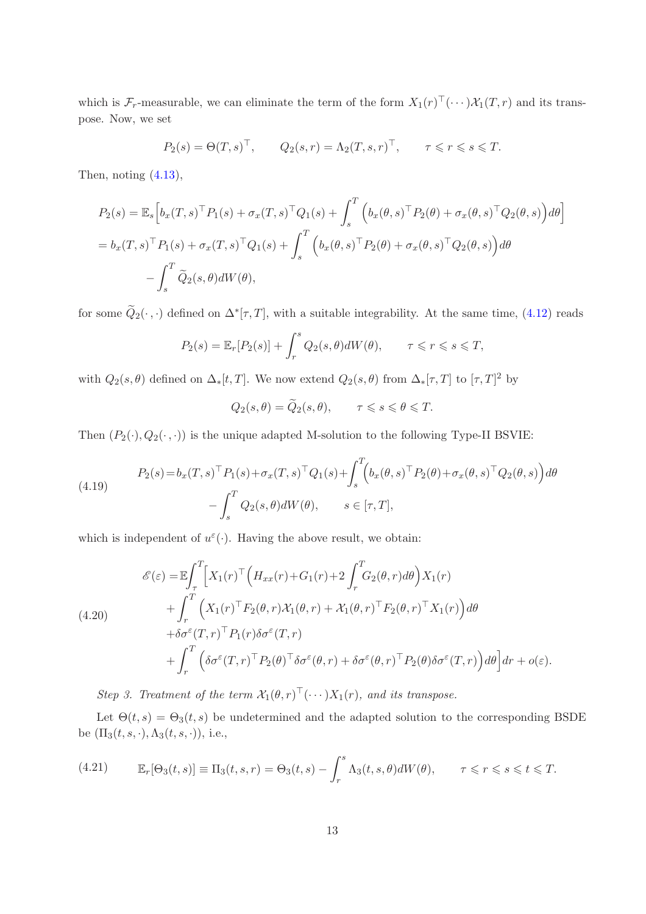which is $\mathcal{F}_r$-measurable, we can eliminate the term of the form $X_1(r)^\top(\cdots)\mathcal{X}_1(T,r)$ and its transpose. Now, we set

$$P_2(s) = \Theta(T,s)^\top, \qquad Q_2(s,r) = \Lambda_2(T,s,r)^\top, \qquad \tau \leqslant r \leqslant s \leqslant T.$$

Then, noting (4.13),

$$\begin{aligned}
P_2(s) &= \mathbb{E}_s\Big[b_x(T,s)^\top P_1(s) + \sigma_x(T,s)^\top Q_1(s) + \int_s^T \Big(b_x(\theta,s)^\top P_2(\theta) + \sigma_x(\theta,s)^\top Q_2(\theta,s)\Big)d\theta\Big] \\
&= b_x(T,s)^\top P_1(s) + \sigma_x(T,s)^\top Q_1(s) + \int_s^T \Big(b_x(\theta,s)^\top P_2(\theta) + \sigma_x(\theta,s)^\top Q_2(\theta,s)\Big)d\theta \\
&\quad - \int_s^T \widetilde{Q}_2(s,\theta)dW(\theta),
\end{aligned}$$

for some $\widetilde{Q}_2(\cdot\,,\cdot)$ defined on $\Delta^*[\tau,T]$, with a suitable integrability. At the same time, (4.12) reads

$$P_2(s) = \mathbb{E}_r[P_2(s)] + \int_r^s Q_2(s,\theta)dW(\theta), \qquad \tau \leqslant r \leqslant s \leqslant T,$$

with $Q_2(s,\theta)$ defined on $\Delta_*[t,T]$. We now extend $Q_2(s,\theta)$ from $\Delta_*[\tau,T]$ to $[\tau,T]^2$ by

$$Q_2(s,\theta) = \widetilde{Q}_2(s,\theta), \qquad \tau \leqslant s \leqslant \theta \leqslant T.$$

Then $(P_2(\cdot), Q_2(\cdot\,,\cdot))$ is the unique adapted M-solution to the following Type-II BSVIE:

$$\begin{aligned}
P_2(s) &= b_x(T,s)^\top P_1(s) + \sigma_x(T,s)^\top Q_1(s) + \int_s^T\Big(b_x(\theta,s)^\top P_2(\theta) + \sigma_x(\theta,s)^\top Q_2(\theta,s)\Big)d\theta \\
&\quad - \int_s^T Q_2(s,\theta)dW(\theta), \qquad s \in [\tau,T],
\end{aligned} \tag{4.19}$$

which is independent of $u^\varepsilon(\cdot)$. Having the above result, we obtain:

$$\begin{aligned}
\mathscr{E}(\varepsilon) = &\,\mathbb{E}\int_\tau^T\Big[X_1(r)^\top\Big(H_{xx}(r) + G_1(r) + 2\int_r^T G_2(\theta,r)d\theta\Big)X_1(r) \\
&+ \int_r^T \Big(X_1(r)^\top F_2(\theta,r)\mathcal{X}_1(\theta,r) + \mathcal{X}_1(\theta,r)^\top F_2(\theta,r)^\top X_1(r)\Big)d\theta \\
&+ \delta\sigma^\varepsilon(T,r)^\top P_1(r)\delta\sigma^\varepsilon(T,r) \\
&+ \int_r^T \Big(\delta\sigma^\varepsilon(T,r)^\top P_2(\theta)^\top \delta\sigma^\varepsilon(\theta,r) + \delta\sigma^\varepsilon(\theta,r)^\top P_2(\theta)\delta\sigma^\varepsilon(T,r)\Big)d\theta\Big]dr + o(\varepsilon).
\end{aligned} \tag{4.20}$$

*Step 3. Treatment of the term $\mathcal{X}_1(\theta,r)^\top(\cdots)X_1(r)$, and its transpose.*

Let $\Theta(t,s) = \Theta_3(t,s)$ be undetermined and the adapted solution to the corresponding BSDE be $(\Pi_3(t,s,\cdot), \Lambda_3(t,s,\cdot))$, i.e.,

$$\mathbb{E}_r[\Theta_3(t,s)] \equiv \Pi_3(t,s,r) = \Theta_3(t,s) - \int_r^s \Lambda_3(t,s,\theta)dW(\theta), \qquad \tau \leqslant r \leqslant s \leqslant t \leqslant T. \tag{4.21}$$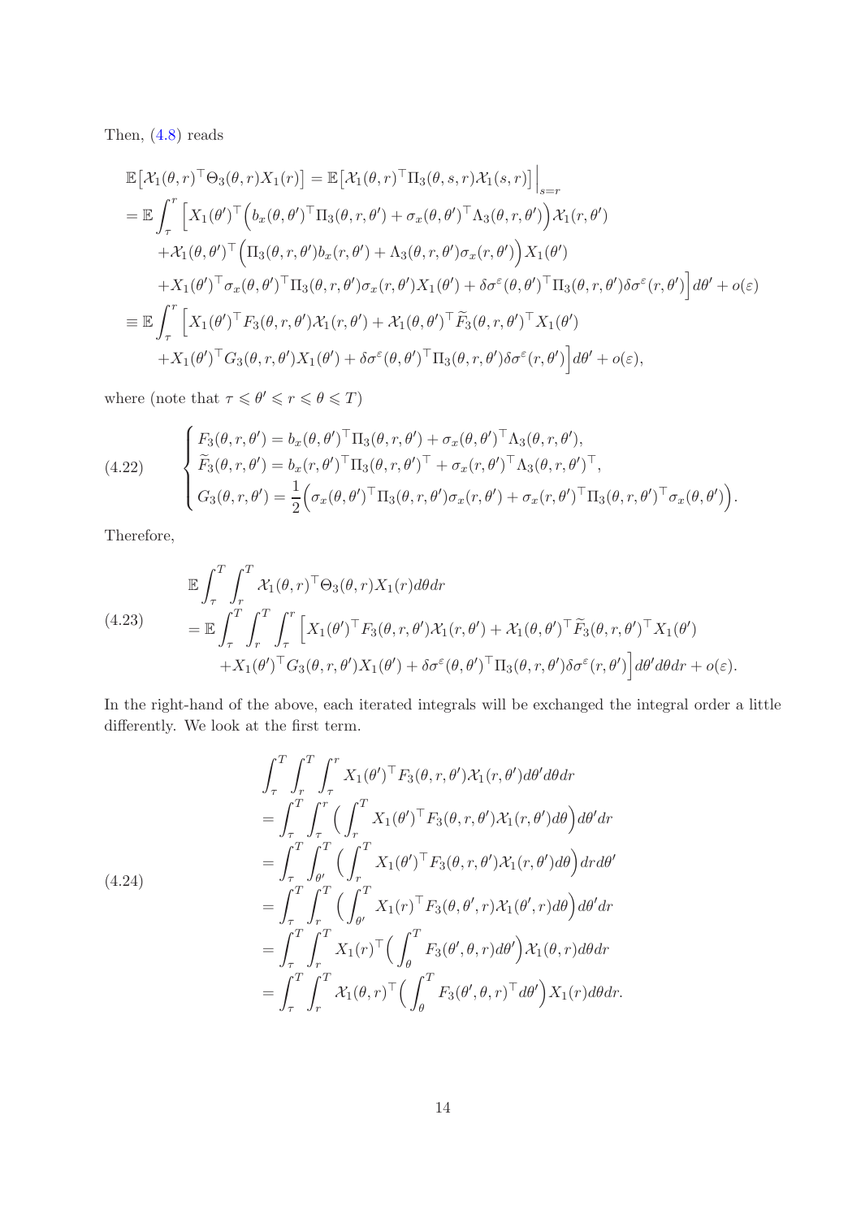Then, (4.8) reads

$$
\begin{aligned}
&\mathbb{E}\big[\mathcal{X}_1(\theta,r)^\top\Theta_3(\theta,r)X_1(r)\big]=\mathbb{E}\big[\mathcal{X}_1(\theta,r)^\top\Pi_3(\theta,s,r)\mathcal{X}_1(s,r)\big]\Big|_{s=r}\\
&=\mathbb{E}\int_\tau^r\Big[X_1(\theta')^\top\Big(b_x(\theta,\theta')^\top\Pi_3(\theta,r,\theta')+\sigma_x(\theta,\theta')^\top\Lambda_3(\theta,r,\theta')\Big)\mathcal{X}_1(r,\theta')\\
&\quad+\mathcal{X}_1(\theta,\theta')^\top\Big(\Pi_3(\theta,r,\theta')b_x(r,\theta')+\Lambda_3(\theta,r,\theta')\sigma_x(r,\theta')\Big)X_1(\theta')\\
&\quad+X_1(\theta')^\top\sigma_x(\theta,\theta')^\top\Pi_3(\theta,r,\theta')\sigma_x(r,\theta')X_1(\theta')+\delta\sigma^\varepsilon(\theta,\theta')^\top\Pi_3(\theta,r,\theta')\delta\sigma^\varepsilon(r,\theta')\Big]d\theta'+o(\varepsilon)\\
&\equiv\mathbb{E}\int_\tau^r\Big[X_1(\theta')^\top F_3(\theta,r,\theta')\mathcal{X}_1(r,\theta')+\mathcal{X}_1(\theta,\theta')^\top\widetilde{F}_3(\theta,r,\theta')^\top X_1(\theta')\\
&\quad+X_1(\theta')^\top G_3(\theta,r,\theta')X_1(\theta')+\delta\sigma^\varepsilon(\theta,\theta')^\top\Pi_3(\theta,r,\theta')\delta\sigma^\varepsilon(r,\theta')\Big]d\theta'+o(\varepsilon),
\end{aligned}
$$

where (note that $\tau\leqslant\theta'\leqslant r\leqslant\theta\leqslant T$)

$$
(4.22)\qquad
\begin{cases}
F_3(\theta,r,\theta')=b_x(\theta,\theta')^\top\Pi_3(\theta,r,\theta')+\sigma_x(\theta,\theta')^\top\Lambda_3(\theta,r,\theta'),\\
\widetilde{F}_3(\theta,r,\theta')=b_x(r,\theta')^\top\Pi_3(\theta,r,\theta')^\top+\sigma_x(r,\theta')^\top\Lambda_3(\theta,r,\theta')^\top,\\
G_3(\theta,r,\theta')=\dfrac{1}{2}\Big(\sigma_x(\theta,\theta')^\top\Pi_3(\theta,r,\theta')\sigma_x(r,\theta')+\sigma_x(r,\theta')^\top\Pi_3(\theta,r,\theta')^\top\sigma_x(\theta,\theta')\Big).
\end{cases}
$$

Therefore,

$$
(4.23)\qquad
\begin{aligned}
&\mathbb{E}\int_\tau^T\int_r^T\mathcal{X}_1(\theta,r)^\top\Theta_3(\theta,r)X_1(r)d\theta dr\\
&=\mathbb{E}\int_\tau^T\int_r^T\int_\tau^r\Big[X_1(\theta')^\top F_3(\theta,r,\theta')\mathcal{X}_1(r,\theta')+\mathcal{X}_1(\theta,\theta')^\top\widetilde{F}_3(\theta,r,\theta')^\top X_1(\theta')\\
&\qquad+X_1(\theta')^\top G_3(\theta,r,\theta')X_1(\theta')+\delta\sigma^\varepsilon(\theta,\theta')^\top\Pi_3(\theta,r,\theta')\delta\sigma^\varepsilon(r,\theta')\Big]d\theta'd\theta dr+o(\varepsilon).
\end{aligned}
$$

In the right-hand of the above, each iterated integrals will be exchanged the integral order a little differently. We look at the first term.

$$
(4.24)\qquad
\begin{aligned}
&\int_\tau^T\int_r^T\int_\tau^r X_1(\theta')^\top F_3(\theta,r,\theta')\mathcal{X}_1(r,\theta')d\theta'd\theta dr\\
&=\int_\tau^T\int_\tau^r\Big(\int_r^T X_1(\theta')^\top F_3(\theta,r,\theta')\mathcal{X}_1(r,\theta')d\theta\Big)d\theta'dr\\
&=\int_\tau^T\int_{\theta'}^T\Big(\int_r^T X_1(\theta')^\top F_3(\theta,r,\theta')\mathcal{X}_1(r,\theta')d\theta\Big)drd\theta'\\
&=\int_\tau^T\int_r^T\Big(\int_{\theta'}^T X_1(r)^\top F_3(\theta,\theta',r)\mathcal{X}_1(\theta',r)d\theta\Big)d\theta'dr\\
&=\int_\tau^T\int_r^T X_1(r)^\top\Big(\int_\theta^T F_3(\theta',\theta,r)d\theta'\Big)\mathcal{X}_1(\theta,r)d\theta dr\\
&=\int_\tau^T\int_r^T \mathcal{X}_1(\theta,r)^\top\Big(\int_\theta^T F_3(\theta',\theta,r)^\top d\theta'\Big)X_1(r)d\theta dr.
\end{aligned}
$$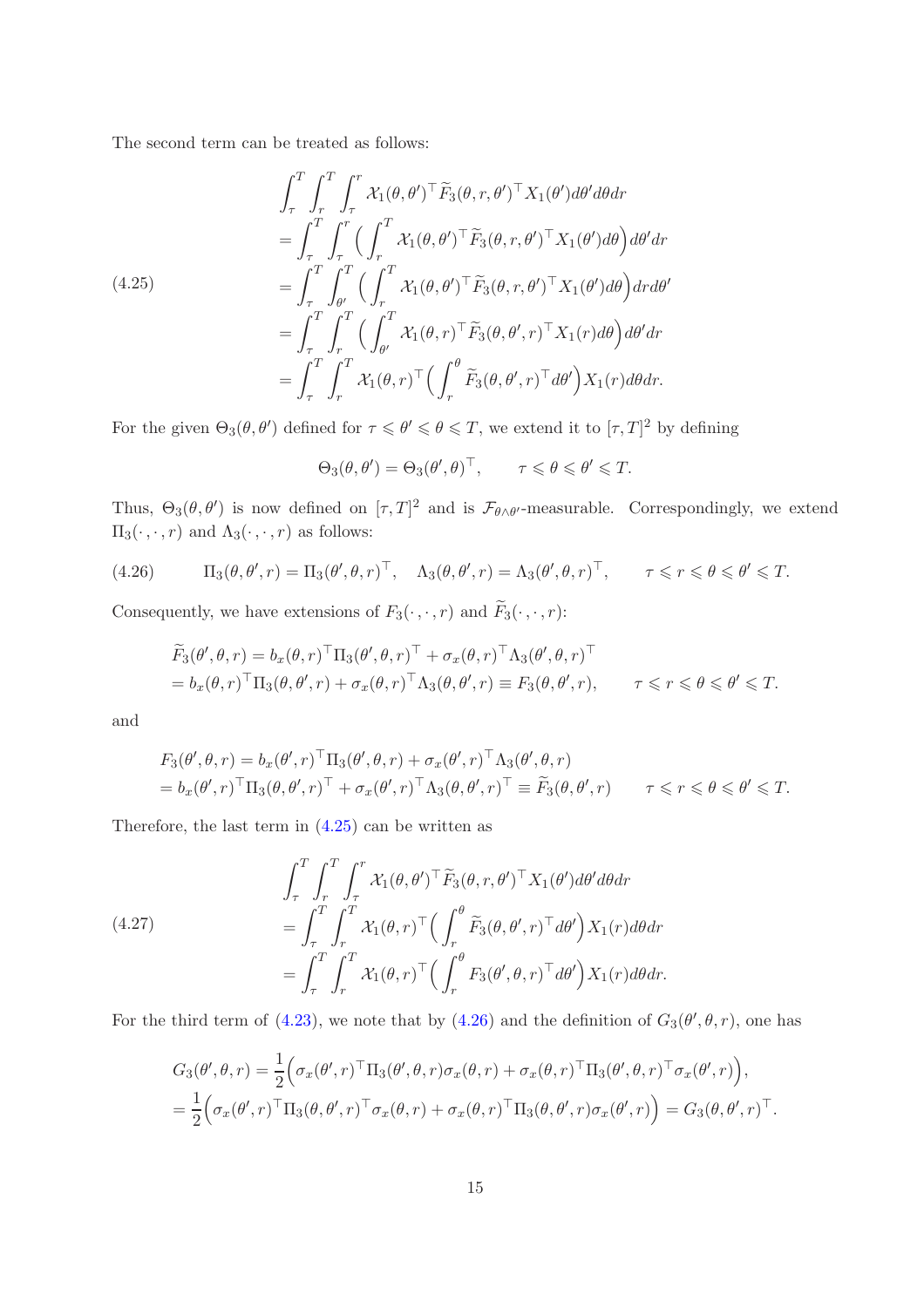The second term can be treated as follows:

$$
\begin{aligned}
&\int_\tau^T \int_r^T \int_\tau^r \mathcal{X}_1(\theta,\theta')^\top \widetilde{F}_3(\theta,r,\theta')^\top X_1(\theta')d\theta' d\theta dr \\
&= \int_\tau^T \int_\tau^r \Big( \int_r^T \mathcal{X}_1(\theta,\theta')^\top \widetilde{F}_3(\theta,r,\theta')^\top X_1(\theta')d\theta \Big) d\theta' dr \\
&= \int_\tau^T \int_{\theta'}^T \Big( \int_r^T \mathcal{X}_1(\theta,\theta')^\top \widetilde{F}_3(\theta,r,\theta')^\top X_1(\theta')d\theta \Big) dr d\theta' \\
&= \int_\tau^T \int_r^T \Big( \int_{\theta'}^T \mathcal{X}_1(\theta,r)^\top \widetilde{F}_3(\theta,\theta',r)^\top X_1(r)d\theta \Big) d\theta' dr \\
&= \int_\tau^T \int_r^T \mathcal{X}_1(\theta,r)^\top \Big( \int_r^\theta \widetilde{F}_3(\theta,\theta',r)^\top d\theta' \Big) X_1(r) d\theta dr.
\end{aligned}
\tag{4.25}
$$

For the given $\Theta_3(\theta,\theta')$ defined for $\tau \leqslant \theta' \leqslant \theta \leqslant T$, we extend it to $[\tau,T]^2$ by defining

$$
\Theta_3(\theta,\theta') = \Theta_3(\theta',\theta)^\top, \qquad \tau \leqslant \theta \leqslant \theta' \leqslant T.
$$

Thus, $\Theta_3(\theta,\theta')$ is now defined on $[\tau,T]^2$ and is $\mathcal{F}_{\theta\wedge\theta'}$-measurable. Correspondingly, we extend $\Pi_3(\cdot,\cdot,r)$ and $\Lambda_3(\cdot,\cdot,r)$ as follows:

$$
\Pi_3(\theta,\theta',r) = \Pi_3(\theta',\theta,r)^\top, \quad \Lambda_3(\theta,\theta',r) = \Lambda_3(\theta',\theta,r)^\top, \qquad \tau \leqslant r \leqslant \theta \leqslant \theta' \leqslant T.
\tag{4.26}
$$

Consequently, we have extensions of $F_3(\cdot,\cdot,r)$ and $\widetilde{F}_3(\cdot,\cdot,r)$:

$$
\begin{aligned}
&\widetilde{F}_3(\theta',\theta,r) = b_x(\theta,r)^\top \Pi_3(\theta',\theta,r)^\top + \sigma_x(\theta,r)^\top \Lambda_3(\theta',\theta,r)^\top \\
&= b_x(\theta,r)^\top \Pi_3(\theta,\theta',r) + \sigma_x(\theta,r)^\top \Lambda_3(\theta,\theta',r) \equiv F_3(\theta,\theta',r), \qquad \tau \leqslant r \leqslant \theta \leqslant \theta' \leqslant T.
\end{aligned}
$$

and

$$
\begin{aligned}
&F_3(\theta',\theta,r) = b_x(\theta',r)^\top \Pi_3(\theta',\theta,r) + \sigma_x(\theta',r)^\top \Lambda_3(\theta',\theta,r) \\
&= b_x(\theta',r)^\top \Pi_3(\theta,\theta',r)^\top + \sigma_x(\theta',r)^\top \Lambda_3(\theta,\theta',r)^\top \equiv \widetilde{F}_3(\theta,\theta',r) \qquad \tau \leqslant r \leqslant \theta \leqslant \theta' \leqslant T.
\end{aligned}
$$

Therefore, the last term in (4.25) can be written as

$$
\begin{aligned}
&\int_\tau^T \int_r^T \int_\tau^r \mathcal{X}_1(\theta,\theta')^\top \widetilde{F}_3(\theta,r,\theta')^\top X_1(\theta')d\theta' d\theta dr \\
&= \int_\tau^T \int_r^T \mathcal{X}_1(\theta,r)^\top \Big( \int_r^\theta \widetilde{F}_3(\theta,\theta',r)^\top d\theta' \Big) X_1(r) d\theta dr \\
&= \int_\tau^T \int_r^T \mathcal{X}_1(\theta,r)^\top \Big( \int_r^\theta F_3(\theta',\theta,r)^\top d\theta' \Big) X_1(r) d\theta dr.
\end{aligned}
\tag{4.27}
$$

For the third term of (4.23), we note that by (4.26) and the definition of $G_3(\theta',\theta,r)$, one has

$$
\begin{aligned}
&G_3(\theta',\theta,r) = \frac{1}{2}\Big( \sigma_x(\theta',r)^\top \Pi_3(\theta',\theta,r)\sigma_x(\theta,r) + \sigma_x(\theta,r)^\top \Pi_3(\theta',\theta,r)^\top \sigma_x(\theta',r) \Big), \\
&= \frac{1}{2}\Big( \sigma_x(\theta',r)^\top \Pi_3(\theta,\theta',r)^\top \sigma_x(\theta,r) + \sigma_x(\theta,r)^\top \Pi_3(\theta,\theta',r)\sigma_x(\theta',r) \Big) = G_3(\theta,\theta',r)^\top.
\end{aligned}
$$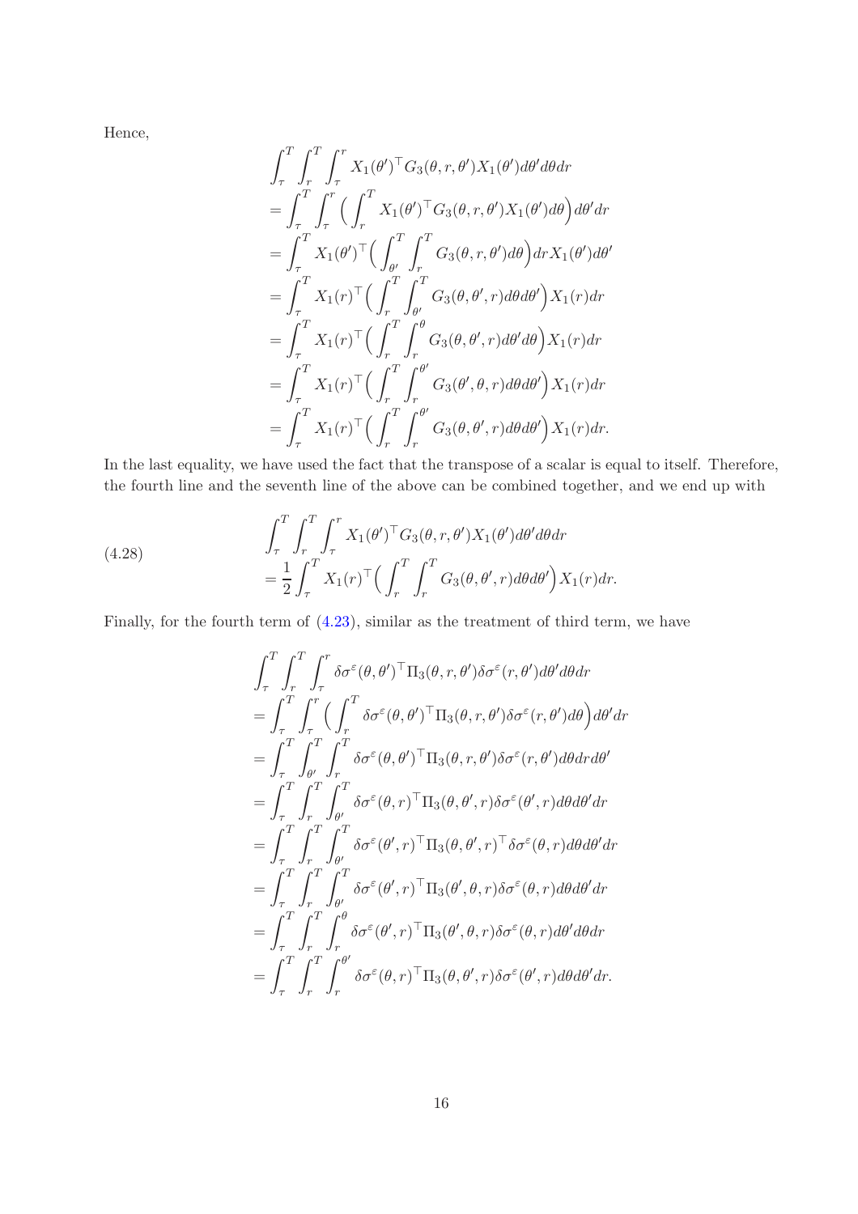Hence,

$$
\begin{aligned}
&\int_\tau^T \int_r^T \int_\tau^r X_1(\theta')^\top G_3(\theta,r,\theta') X_1(\theta') d\theta' d\theta dr \\
&= \int_\tau^T \int_\tau^r \Big( \int_r^T X_1(\theta')^\top G_3(\theta,r,\theta') X_1(\theta') d\theta \Big) d\theta' dr \\
&= \int_\tau^T X_1(\theta')^\top \Big( \int_{\theta'}^T \int_r^T G_3(\theta,r,\theta') d\theta \Big) dr X_1(\theta') d\theta' \\
&= \int_\tau^T X_1(r)^\top \Big( \int_r^T \int_{\theta'}^T G_3(\theta,\theta',r) d\theta d\theta' \Big) X_1(r) dr \\
&= \int_\tau^T X_1(r)^\top \Big( \int_r^T \int_r^\theta G_3(\theta,\theta',r) d\theta' d\theta \Big) X_1(r) dr \\
&= \int_\tau^T X_1(r)^\top \Big( \int_r^T \int_r^{\theta'} G_3(\theta',\theta,r) d\theta d\theta' \Big) X_1(r) dr \\
&= \int_\tau^T X_1(r)^\top \Big( \int_r^T \int_r^{\theta'} G_3(\theta,\theta',r) d\theta d\theta' \Big) X_1(r) dr.
\end{aligned}
$$

In the last equality, we have used the fact that the transpose of a scalar is equal to itself. Therefore, the fourth line and the seventh line of the above can be combined together, and we end up with

$$
\begin{aligned}
&\int_\tau^T \int_r^T \int_\tau^r X_1(\theta')^\top G_3(\theta,r,\theta') X_1(\theta') d\theta' d\theta dr \\
&= \frac{1}{2} \int_\tau^T X_1(r)^\top \Big( \int_r^T \int_r^T G_3(\theta,\theta',r) d\theta d\theta' \Big) X_1(r) dr.
\end{aligned}
\tag{4.28}
$$

Finally, for the fourth term of (4.23), similar as the treatment of third term, we have

$$
\begin{aligned}
&\int_\tau^T \int_r^T \int_\tau^r \delta\sigma^\varepsilon(\theta,\theta')^\top \Pi_3(\theta,r,\theta') \delta\sigma^\varepsilon(r,\theta') d\theta' d\theta dr \\
&= \int_\tau^T \int_\tau^r \Big( \int_r^T \delta\sigma^\varepsilon(\theta,\theta')^\top \Pi_3(\theta,r,\theta') \delta\sigma^\varepsilon(r,\theta') d\theta \Big) d\theta' dr \\
&= \int_\tau^T \int_{\theta'}^T \int_r^T \delta\sigma^\varepsilon(\theta,\theta')^\top \Pi_3(\theta,r,\theta') \delta\sigma^\varepsilon(r,\theta') d\theta dr d\theta' \\
&= \int_\tau^T \int_r^T \int_{\theta'}^T \delta\sigma^\varepsilon(\theta,r)^\top \Pi_3(\theta,\theta',r) \delta\sigma^\varepsilon(\theta',r) d\theta d\theta' dr \\
&= \int_\tau^T \int_r^T \int_{\theta'}^T \delta\sigma^\varepsilon(\theta',r)^\top \Pi_3(\theta,\theta',r)^\top \delta\sigma^\varepsilon(\theta,r) d\theta d\theta' dr \\
&= \int_\tau^T \int_r^T \int_{\theta'}^T \delta\sigma^\varepsilon(\theta',r)^\top \Pi_3(\theta',\theta,r) \delta\sigma^\varepsilon(\theta,r) d\theta d\theta' dr \\
&= \int_\tau^T \int_r^T \int_r^\theta \delta\sigma^\varepsilon(\theta',r)^\top \Pi_3(\theta',\theta,r) \delta\sigma^\varepsilon(\theta,r) d\theta' d\theta dr \\
&= \int_\tau^T \int_r^T \int_r^{\theta'} \delta\sigma^\varepsilon(\theta,r)^\top \Pi_3(\theta,\theta',r) \delta\sigma^\varepsilon(\theta',r) d\theta d\theta' dr.
\end{aligned}
$$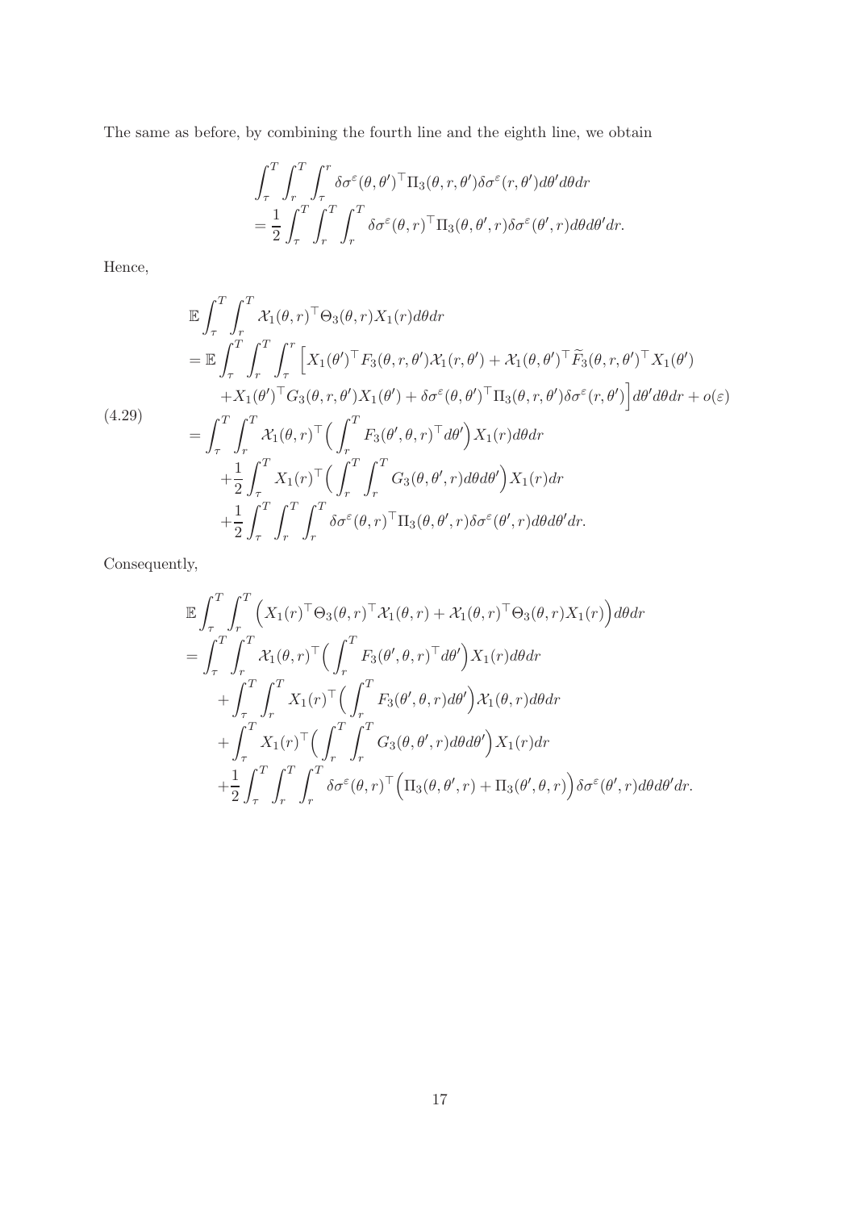The same as before, by combining the fourth line and the eighth line, we obtain

$$
\begin{aligned}
&\int_\tau^T \int_r^T \int_\tau^r \delta\sigma^\varepsilon(\theta,\theta')^\top \Pi_3(\theta,r,\theta')\delta\sigma^\varepsilon(r,\theta')d\theta' d\theta dr \\
&= \frac{1}{2}\int_\tau^T \int_r^T \int_r^T \delta\sigma^\varepsilon(\theta,r)^\top \Pi_3(\theta,\theta',r)\delta\sigma^\varepsilon(\theta',r)d\theta d\theta' dr.
\end{aligned}
$$

Hence,

$$
\begin{aligned}
&\mathbb{E}\int_\tau^T \int_r^T \mathcal{X}_1(\theta,r)^\top \Theta_3(\theta,r) X_1(r) d\theta dr \\
&= \mathbb{E}\int_\tau^T \int_r^T \int_\tau^r \Big[X_1(\theta')^\top F_3(\theta,r,\theta')\mathcal{X}_1(r,\theta') + \mathcal{X}_1(\theta,\theta')^\top \widetilde{F}_3(\theta,r,\theta')^\top X_1(\theta') \\
&\qquad + X_1(\theta')^\top G_3(\theta,r,\theta')X_1(\theta') + \delta\sigma^\varepsilon(\theta,\theta')^\top \Pi_3(\theta,r,\theta')\delta\sigma^\varepsilon(r,\theta')\Big] d\theta' d\theta dr + o(\varepsilon) \\
&= \int_\tau^T \int_r^T \mathcal{X}_1(\theta,r)^\top \Big(\int_r^T F_3(\theta',\theta,r)^\top d\theta'\Big) X_1(r) d\theta dr \\
&\qquad + \frac{1}{2}\int_\tau^T X_1(r)^\top \Big(\int_r^T \int_r^T G_3(\theta,\theta',r) d\theta d\theta'\Big) X_1(r) dr \\
&\qquad + \frac{1}{2}\int_\tau^T \int_r^T \int_r^T \delta\sigma^\varepsilon(\theta,r)^\top \Pi_3(\theta,\theta',r)\delta\sigma^\varepsilon(\theta',r) d\theta d\theta' dr.
\end{aligned}
\tag{4.29}
$$

Consequently,

$$
\begin{aligned}
&\mathbb{E}\int_\tau^T \int_r^T \Big(X_1(r)^\top \Theta_3(\theta,r)^\top \mathcal{X}_1(\theta,r) + \mathcal{X}_1(\theta,r)^\top \Theta_3(\theta,r) X_1(r)\Big) d\theta dr \\
&= \int_\tau^T \int_r^T \mathcal{X}_1(\theta,r)^\top \Big(\int_r^T F_3(\theta',\theta,r)^\top d\theta'\Big) X_1(r) d\theta dr \\
&\qquad + \int_\tau^T \int_r^T X_1(r)^\top \Big(\int_r^T F_3(\theta',\theta,r) d\theta'\Big) \mathcal{X}_1(\theta,r) d\theta dr \\
&\qquad + \int_\tau^T X_1(r)^\top \Big(\int_r^T \int_r^T G_3(\theta,\theta',r) d\theta d\theta'\Big) X_1(r) dr \\
&\qquad + \frac{1}{2}\int_\tau^T \int_r^T \int_r^T \delta\sigma^\varepsilon(\theta,r)^\top \Big(\Pi_3(\theta,\theta',r) + \Pi_3(\theta',\theta,r)\Big)\delta\sigma^\varepsilon(\theta',r) d\theta d\theta' dr.
\end{aligned}
$$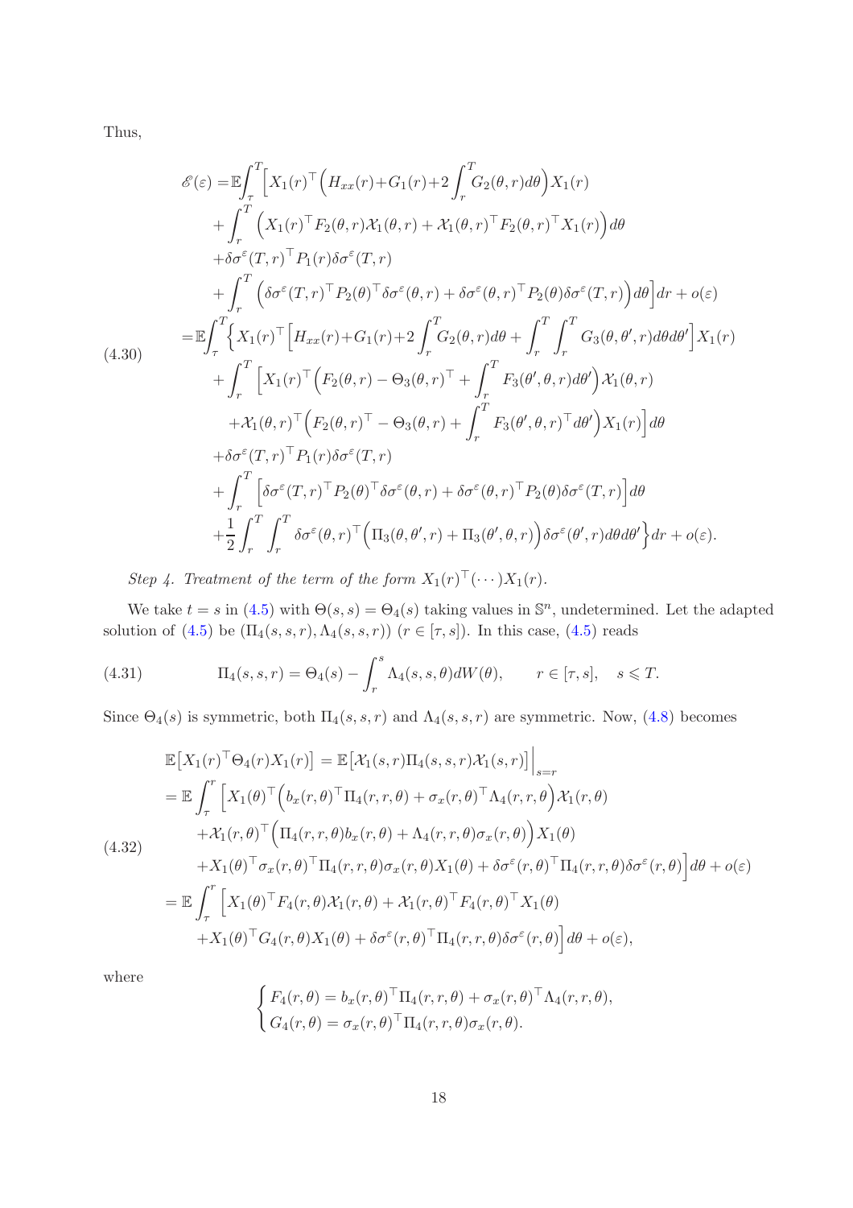Thus,

$$
\begin{aligned}
\mathscr{E}(\varepsilon) =& \mathbb{E}\int_\tau^T\Big[X_1(r)^\top\Big(H_{xx}(r)+G_1(r)+2\int_r^T G_2(\theta,r)d\theta\Big)X_1(r)\\
&+\int_r^T\Big(X_1(r)^\top F_2(\theta,r)\mathcal{X}_1(\theta,r)+\mathcal{X}_1(\theta,r)^\top F_2(\theta,r)^\top X_1(r)\Big)d\theta\\
&+\delta\sigma^\varepsilon(T,r)^\top P_1(r)\delta\sigma^\varepsilon(T,r)\\
&+\int_r^T\Big(\delta\sigma^\varepsilon(T,r)^\top P_2(\theta)^\top\delta\sigma^\varepsilon(\theta,r)+\delta\sigma^\varepsilon(\theta,r)^\top P_2(\theta)\delta\sigma^\varepsilon(T,r)\Big)d\theta\Big]dr+o(\varepsilon)\\
=& \mathbb{E}\int_\tau^T\Big\{X_1(r)^\top\Big[H_{xx}(r)+G_1(r)+2\int_r^T G_2(\theta,r)d\theta+\int_r^T\int_r^T G_3(\theta,\theta',r)d\theta d\theta'\Big]X_1(r)\\
&+\int_r^T\Big[X_1(r)^\top\Big(F_2(\theta,r)-\Theta_3(\theta,r)^\top+\int_r^T F_3(\theta',\theta,r)d\theta'\Big)\mathcal{X}_1(\theta,r)\\
&\quad+\mathcal{X}_1(\theta,r)^\top\Big(F_2(\theta,r)^\top-\Theta_3(\theta,r)+\int_r^T F_3(\theta',\theta,r)^\top d\theta'\Big)X_1(r)\Big]d\theta\\
&+\delta\sigma^\varepsilon(T,r)^\top P_1(r)\delta\sigma^\varepsilon(T,r)\\
&+\int_r^T\Big[\delta\sigma^\varepsilon(T,r)^\top P_2(\theta)^\top\delta\sigma^\varepsilon(\theta,r)+\delta\sigma^\varepsilon(\theta,r)^\top P_2(\theta)\delta\sigma^\varepsilon(T,r)\Big]d\theta\\
&+\frac{1}{2}\int_r^T\int_r^T\delta\sigma^\varepsilon(\theta,r)^\top\Big(\Pi_3(\theta,\theta',r)+\Pi_3(\theta',\theta,r)\Big)\delta\sigma^\varepsilon(\theta',r)d\theta d\theta'\Big\}dr+o(\varepsilon).
\end{aligned}
\tag{4.30}
$$

*Step 4. Treatment of the term of the form $X_1(r)^\top(\cdots)X_1(r)$.*

We take $t=s$ in (4.5) with $\Theta(s,s)=\Theta_4(s)$ taking values in $\mathbb{S}^n$, undetermined. Let the adapted solution of (4.5) be $(\Pi_4(s,s,r),\Lambda_4(s,s,r))$ $(r\in[\tau,s])$. In this case, (4.5) reads

$$
\Pi_4(s,s,r)=\Theta_4(s)-\int_r^s\Lambda_4(s,s,\theta)dW(\theta),\qquad r\in[\tau,s],\quad s\leqslant T. \tag{4.31}
$$

Since $\Theta_4(s)$ is symmetric, both $\Pi_4(s,s,r)$ and $\Lambda_4(s,s,r)$ are symmetric. Now, (4.8) becomes

$$
\begin{aligned}
&\mathbb{E}\big[X_1(r)^\top\Theta_4(r)X_1(r)\big]=\mathbb{E}\big[\mathcal{X}_1(s,r)\Pi_4(s,s,r)\mathcal{X}_1(s,r)\big]\Big|_{s=r}\\
&=\mathbb{E}\int_\tau^r\Big[X_1(\theta)^\top\Big(b_x(r,\theta)^\top\Pi_4(r,r,\theta)+\sigma_x(r,\theta)^\top\Lambda_4(r,r,\theta)\Big)\mathcal{X}_1(r,\theta)\\
&\quad+\mathcal{X}_1(r,\theta)^\top\Big(\Pi_4(r,r,\theta)b_x(r,\theta)+\Lambda_4(r,r,\theta)\sigma_x(r,\theta)\Big)X_1(\theta)\\
&\quad+X_1(\theta)^\top\sigma_x(r,\theta)^\top\Pi_4(r,r,\theta)\sigma_x(r,\theta)X_1(\theta)+\delta\sigma^\varepsilon(r,\theta)^\top\Pi_4(r,r,\theta)\delta\sigma^\varepsilon(r,\theta)\Big]d\theta+o(\varepsilon)\\
&=\mathbb{E}\int_\tau^r\Big[X_1(\theta)^\top F_4(r,\theta)\mathcal{X}_1(r,\theta)+\mathcal{X}_1(r,\theta)^\top F_4(r,\theta)^\top X_1(\theta)\\
&\quad+X_1(\theta)^\top G_4(r,\theta)X_1(\theta)+\delta\sigma^\varepsilon(r,\theta)^\top\Pi_4(r,r,\theta)\delta\sigma^\varepsilon(r,\theta)\Big]d\theta+o(\varepsilon),
\end{aligned}
\tag{4.32}
$$

where

$$
\begin{cases}
F_4(r,\theta)=b_x(r,\theta)^\top\Pi_4(r,r,\theta)+\sigma_x(r,\theta)^\top\Lambda_4(r,r,\theta),\\
G_4(r,\theta)=\sigma_x(r,\theta)^\top\Pi_4(r,r,\theta)\sigma_x(r,\theta).
\end{cases}
$$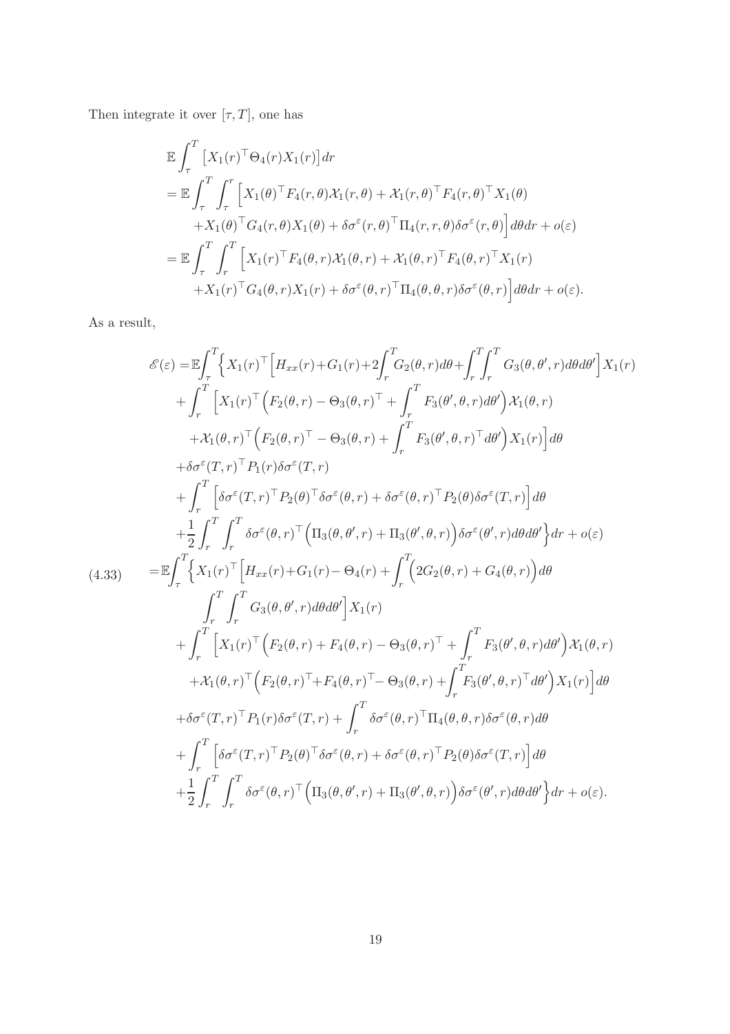Then integrate it over $[\tau, T]$, one has

$$
\begin{aligned}
&\mathbb{E}\int_\tau^T \big[X_1(r)^\top \Theta_4(r) X_1(r)\big] dr \\
&= \mathbb{E}\int_\tau^T \int_\tau^r \Big[X_1(\theta)^\top F_4(r,\theta)\mathcal{X}_1(r,\theta) + \mathcal{X}_1(r,\theta)^\top F_4(r,\theta)^\top X_1(\theta) \\
&\qquad + X_1(\theta)^\top G_4(r,\theta) X_1(\theta) + \delta\sigma^\varepsilon(r,\theta)^\top \Pi_4(r,r,\theta)\delta\sigma^\varepsilon(r,\theta)\Big] d\theta dr + o(\varepsilon) \\
&= \mathbb{E}\int_\tau^T \int_r^T \Big[X_1(r)^\top F_4(\theta,r)\mathcal{X}_1(\theta,r) + \mathcal{X}_1(\theta,r)^\top F_4(\theta,r)^\top X_1(r) \\
&\qquad + X_1(r)^\top G_4(\theta,r) X_1(r) + \delta\sigma^\varepsilon(\theta,r)^\top \Pi_4(\theta,\theta,r)\delta\sigma^\varepsilon(\theta,r)\Big] d\theta dr + o(\varepsilon).
\end{aligned}
$$

As a result,

$$
\begin{aligned}
\mathscr{E}(\varepsilon) =& \mathbb{E}\int_\tau^T \Big\{ X_1(r)^\top \Big[H_{xx}(r) + G_1(r) + 2\int_r^T G_2(\theta,r)d\theta + \int_r^T\int_r^T G_3(\theta,\theta',r)d\theta d\theta'\Big] X_1(r) \\
&+ \int_r^T \Big[X_1(r)^\top \Big(F_2(\theta,r) - \Theta_3(\theta,r)^\top + \int_r^T F_3(\theta',\theta,r)d\theta'\Big)\mathcal{X}_1(\theta,r) \\
&\quad + \mathcal{X}_1(\theta,r)^\top \Big(F_2(\theta,r)^\top - \Theta_3(\theta,r) + \int_r^T F_3(\theta',\theta,r)^\top d\theta'\Big) X_1(r)\Big] d\theta \\
&+ \delta\sigma^\varepsilon(T,r)^\top P_1(r)\delta\sigma^\varepsilon(T,r) \\
&+ \int_r^T \Big[\delta\sigma^\varepsilon(T,r)^\top P_2(\theta)^\top \delta\sigma^\varepsilon(\theta,r) + \delta\sigma^\varepsilon(\theta,r)^\top P_2(\theta)\delta\sigma^\varepsilon(T,r)\Big] d\theta \\
&+ \frac{1}{2}\int_r^T\int_r^T \delta\sigma^\varepsilon(\theta,r)^\top \Big(\Pi_3(\theta,\theta',r) + \Pi_3(\theta',\theta,r)\Big)\delta\sigma^\varepsilon(\theta',r)d\theta d\theta'\Big\} dr + o(\varepsilon) \\
=& \mathbb{E}\int_\tau^T \Big\{ X_1(r)^\top \Big[H_{xx}(r) + G_1(r) - \Theta_4(r) + \int_r^T \Big(2G_2(\theta,r) + G_4(\theta,r)\Big) d\theta \\
&\quad \int_r^T\int_r^T G_3(\theta,\theta',r)d\theta d\theta'\Big] X_1(r) \\
&+ \int_r^T \Big[X_1(r)^\top \Big(F_2(\theta,r) + F_4(\theta,r) - \Theta_3(\theta,r)^\top + \int_r^T F_3(\theta',\theta,r)d\theta'\Big)\mathcal{X}_1(\theta,r) \\
&\quad + \mathcal{X}_1(\theta,r)^\top \Big(F_2(\theta,r)^\top + F_4(\theta,r)^\top - \Theta_3(\theta,r) + \int_r^T F_3(\theta',\theta,r)^\top d\theta'\Big) X_1(r)\Big] d\theta \\
&+ \delta\sigma^\varepsilon(T,r)^\top P_1(r)\delta\sigma^\varepsilon(T,r) + \int_r^T \delta\sigma^\varepsilon(\theta,r)^\top \Pi_4(\theta,\theta,r)\delta\sigma^\varepsilon(\theta,r)d\theta \\
&+ \int_r^T \Big[\delta\sigma^\varepsilon(T,r)^\top P_2(\theta)^\top \delta\sigma^\varepsilon(\theta,r) + \delta\sigma^\varepsilon(\theta,r)^\top P_2(\theta)\delta\sigma^\varepsilon(T,r)\Big] d\theta \\
&+ \frac{1}{2}\int_r^T\int_r^T \delta\sigma^\varepsilon(\theta,r)^\top \Big(\Pi_3(\theta,\theta',r) + \Pi_3(\theta',\theta,r)\Big)\delta\sigma^\varepsilon(\theta',r)d\theta d\theta'\Big\} dr + o(\varepsilon).
\end{aligned} \tag{4.33}
$$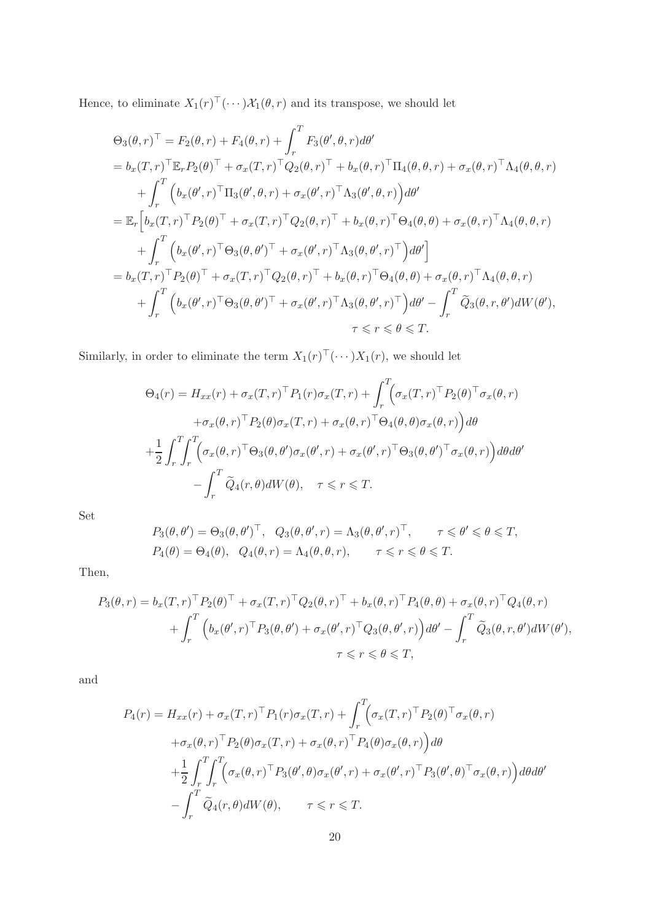Hence, to eliminate $X_1(r)^\top(\cdots)\mathcal{X}_1(\theta,r)$ and its transpose, we should let

$$
\begin{aligned}
\Theta_3(\theta,r)^\top &= F_2(\theta,r)+F_4(\theta,r)+\int_r^T F_3(\theta',\theta,r)d\theta' \\
&= b_x(T,r)^\top\mathbb{E}_rP_2(\theta)^\top+\sigma_x(T,r)^\top Q_2(\theta,r)^\top+b_x(\theta,r)^\top\Pi_4(\theta,\theta,r)+\sigma_x(\theta,r)^\top\Lambda_4(\theta,\theta,r) \\
&\quad+\int_r^T\Big(b_x(\theta',r)^\top\Pi_3(\theta',\theta,r)+\sigma_x(\theta',r)^\top\Lambda_3(\theta',\theta,r)\Big)d\theta' \\
&= \mathbb{E}_r\Big[b_x(T,r)^\top P_2(\theta)^\top+\sigma_x(T,r)^\top Q_2(\theta,r)^\top+b_x(\theta,r)^\top\Theta_4(\theta,\theta)+\sigma_x(\theta,r)^\top\Lambda_4(\theta,\theta,r) \\
&\quad+\int_r^T\Big(b_x(\theta',r)^\top\Theta_3(\theta,\theta')^\top+\sigma_x(\theta',r)^\top\Lambda_3(\theta,\theta',r)^\top\Big)d\theta'\Big] \\
&= b_x(T,r)^\top P_2(\theta)^\top+\sigma_x(T,r)^\top Q_2(\theta,r)^\top+b_x(\theta,r)^\top\Theta_4(\theta,\theta)+\sigma_x(\theta,r)^\top\Lambda_4(\theta,\theta,r) \\
&\quad+\int_r^T\Big(b_x(\theta',r)^\top\Theta_3(\theta,\theta')^\top+\sigma_x(\theta',r)^\top\Lambda_3(\theta,\theta',r)^\top\Big)d\theta'-\int_r^T\widetilde{Q}_3(\theta,r,\theta')dW(\theta'), \\
&\qquad\qquad\qquad\qquad\qquad\qquad\qquad\qquad\tau\leqslant r\leqslant\theta\leqslant T.
\end{aligned}
$$

Similarly, in order to eliminate the term $X_1(r)^\top(\cdots)X_1(r)$, we should let

$$
\begin{aligned}
\Theta_4(r) &= H_{xx}(r)+\sigma_x(T,r)^\top P_1(r)\sigma_x(T,r)+\int_r^T\Big(\sigma_x(T,r)^\top P_2(\theta)^\top\sigma_x(\theta,r) \\
&\quad+\sigma_x(\theta,r)^\top P_2(\theta)\sigma_x(T,r)+\sigma_x(\theta,r)^\top\Theta_4(\theta,\theta)\sigma_x(\theta,r)\Big)d\theta \\
&\quad+\frac{1}{2}\int_r^T\int_r^T\Big(\sigma_x(\theta,r)^\top\Theta_3(\theta,\theta')\sigma_x(\theta',r)+\sigma_x(\theta',r)^\top\Theta_3(\theta,\theta')^\top\sigma_x(\theta,r)\Big)d\theta d\theta' \\
&\quad-\int_r^T\widetilde{Q}_4(r,\theta)dW(\theta),\quad \tau\leqslant r\leqslant T.
\end{aligned}
$$

Set

$$
\begin{aligned}
&P_3(\theta,\theta')=\Theta_3(\theta,\theta')^\top,\quad Q_3(\theta,\theta',r)=\Lambda_3(\theta,\theta',r)^\top,\qquad \tau\leqslant\theta'\leqslant\theta\leqslant T, \\
&P_4(\theta)=\Theta_4(\theta),\quad Q_4(\theta,r)=\Lambda_4(\theta,\theta,r),\qquad \tau\leqslant r\leqslant\theta\leqslant T.
\end{aligned}
$$

Then,

$$
\begin{aligned}
P_3(\theta,r) &= b_x(T,r)^\top P_2(\theta)^\top+\sigma_x(T,r)^\top Q_2(\theta,r)^\top+b_x(\theta,r)^\top P_4(\theta,\theta)+\sigma_x(\theta,r)^\top Q_4(\theta,r) \\
&\quad+\int_r^T\Big(b_x(\theta',r)^\top P_3(\theta,\theta')+\sigma_x(\theta',r)^\top Q_3(\theta,\theta',r)\Big)d\theta'-\int_r^T\widetilde{Q}_3(\theta,r,\theta')dW(\theta'), \\
&\qquad\qquad\qquad\qquad\qquad\qquad\qquad\qquad\tau\leqslant r\leqslant\theta\leqslant T,
\end{aligned}
$$

and

$$
\begin{aligned}
P_4(r) &= H_{xx}(r)+\sigma_x(T,r)^\top P_1(r)\sigma_x(T,r)+\int_r^T\Big(\sigma_x(T,r)^\top P_2(\theta)^\top\sigma_x(\theta,r) \\
&\quad+\sigma_x(\theta,r)^\top P_2(\theta)\sigma_x(T,r)+\sigma_x(\theta,r)^\top P_4(\theta)\sigma_x(\theta,r)\Big)d\theta \\
&\quad+\frac{1}{2}\int_r^T\int_r^T\Big(\sigma_x(\theta,r)^\top P_3(\theta',\theta)\sigma_x(\theta',r)+\sigma_x(\theta',r)^\top P_3(\theta',\theta)^\top\sigma_x(\theta,r)\Big)d\theta d\theta' \\
&\quad-\int_r^T\widetilde{Q}_4(r,\theta)dW(\theta),\qquad \tau\leqslant r\leqslant T.
\end{aligned}
$$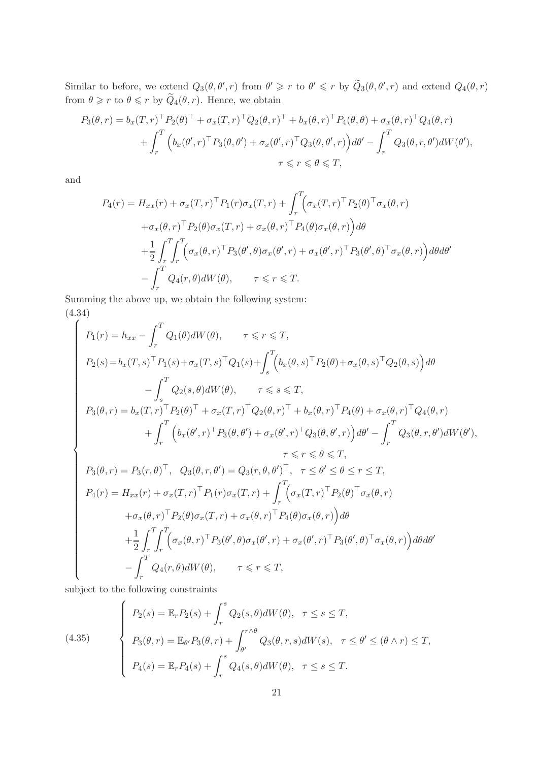Similar to before, we extend $Q_3(\theta,\theta',r)$ from $\theta' \geqslant r$ to $\theta' \leqslant r$ by $\widetilde{Q}_3(\theta,\theta',r)$ and extend $Q_4(\theta,r)$ from $\theta \geqslant r$ to $\theta \leqslant r$ by $\widetilde{Q}_4(\theta,r)$. Hence, we obtain

$$
\begin{aligned}
P_3(\theta,r) &= b_x(T,r)^\top P_2(\theta)^\top + \sigma_x(T,r)^\top Q_2(\theta,r)^\top + b_x(\theta,r)^\top P_4(\theta,\theta) + \sigma_x(\theta,r)^\top Q_4(\theta,r) \\
&\quad + \int_r^T \Big( b_x(\theta',r)^\top P_3(\theta,\theta') + \sigma_x(\theta',r)^\top Q_3(\theta,\theta',r) \Big) d\theta' - \int_r^T Q_3(\theta,r,\theta') dW(\theta'), \\
&\qquad \tau \leqslant r \leqslant \theta \leqslant T,
\end{aligned}
$$

and

$$
\begin{aligned}
P_4(r) &= H_{xx}(r) + \sigma_x(T,r)^\top P_1(r)\sigma_x(T,r) + \int_r^T \Big( \sigma_x(T,r)^\top P_2(\theta)^\top \sigma_x(\theta,r) \\
&\quad + \sigma_x(\theta,r)^\top P_2(\theta)\sigma_x(T,r) + \sigma_x(\theta,r)^\top P_4(\theta)\sigma_x(\theta,r) \Big) d\theta \\
&\quad + \frac{1}{2}\int_r^T\!\!\int_r^T \Big( \sigma_x(\theta,r)^\top P_3(\theta',\theta)\sigma_x(\theta',r) + \sigma_x(\theta',r)^\top P_3(\theta',\theta)^\top \sigma_x(\theta,r) \Big) d\theta d\theta' \\
&\quad - \int_r^T Q_4(r,\theta) dW(\theta), \qquad \tau \leqslant r \leqslant T.
\end{aligned}
$$

Summing the above up, we obtain the following system:

(4.34)

$$
\begin{cases}
P_1(r) = h_{xx} - \displaystyle\int_r^T Q_1(\theta) dW(\theta), \qquad \tau \leqslant r \leqslant T, \\
P_2(s) = b_x(T,s)^\top P_1(s) + \sigma_x(T,s)^\top Q_1(s) + \displaystyle\int_s^T \Big( b_x(\theta,s)^\top P_2(\theta) + \sigma_x(\theta,s)^\top Q_2(\theta,s) \Big) d\theta \\
\qquad - \displaystyle\int_s^T Q_2(s,\theta) dW(\theta), \qquad \tau \leqslant s \leqslant T, \\
P_3(\theta,r) = b_x(T,r)^\top P_2(\theta)^\top + \sigma_x(T,r)^\top Q_2(\theta,r)^\top + b_x(\theta,r)^\top P_4(\theta) + \sigma_x(\theta,r)^\top Q_4(\theta,r) \\
\qquad + \displaystyle\int_r^T \Big( b_x(\theta',r)^\top P_3(\theta,\theta') + \sigma_x(\theta',r)^\top Q_3(\theta,\theta',r) \Big) d\theta' - \int_r^T Q_3(\theta,r,\theta') dW(\theta'), \\
\qquad\qquad \tau \leqslant r \leqslant \theta \leqslant T, \\
P_3(\theta,r) = P_3(r,\theta)^\top, \quad Q_3(\theta,r,\theta') = Q_3(r,\theta,\theta')^\top, \quad \tau \leq \theta' \leq \theta \leq r \leq T, \\
P_4(r) = H_{xx}(r) + \sigma_x(T,r)^\top P_1(r)\sigma_x(T,r) + \displaystyle\int_r^T \Big( \sigma_x(T,r)^\top P_2(\theta)^\top \sigma_x(\theta,r) \\
\qquad + \sigma_x(\theta,r)^\top P_2(\theta)\sigma_x(T,r) + \sigma_x(\theta,r)^\top P_4(\theta)\sigma_x(\theta,r) \Big) d\theta \\
\qquad + \dfrac{1}{2}\displaystyle\int_r^T\!\!\int_r^T \Big( \sigma_x(\theta,r)^\top P_3(\theta',\theta)\sigma_x(\theta',r) + \sigma_x(\theta',r)^\top P_3(\theta',\theta)^\top \sigma_x(\theta,r) \Big) d\theta d\theta' \\
\qquad - \displaystyle\int_r^T Q_4(r,\theta) dW(\theta), \qquad \tau \leqslant r \leqslant T,
\end{cases}
$$

subject to the following constraints

$$
\begin{cases}
P_2(s) = \mathbb{E}_r P_2(s) + \displaystyle\int_r^s Q_2(s,\theta) dW(\theta), \quad \tau \leq s \leq T, \\
P_3(\theta,r) = \mathbb{E}_{\theta'} P_3(\theta,r) + \displaystyle\int_{\theta'}^{r\wedge\theta} Q_3(\theta,r,s) dW(s), \quad \tau \leq \theta' \leq (\theta \wedge r) \leq T, \\
P_4(s) = \mathbb{E}_r P_4(s) + \displaystyle\int_r^s Q_4(s,\theta) dW(\theta), \quad \tau \leq s \leq T.
\end{cases}
\tag{4.35}
$$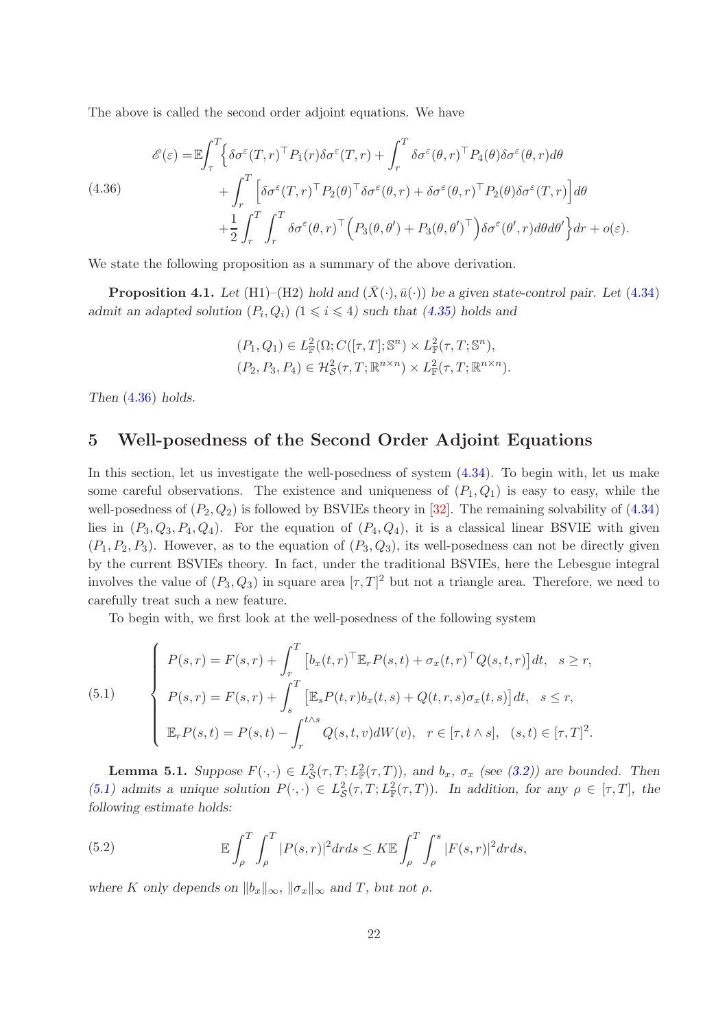The above is called the second order adjoint equations. We have

$$
\begin{aligned}
\mathscr{E}(\varepsilon) =&\mathbb{E}\int_\tau^T \Big\{ \delta\sigma^\varepsilon(T,r)^\top P_1(r)\delta\sigma^\varepsilon(T,r) + \int_r^T \delta\sigma^\varepsilon(\theta,r)^\top P_4(\theta)\delta\sigma^\varepsilon(\theta,r)d\theta \\
&+ \int_r^T \Big[\delta\sigma^\varepsilon(T,r)^\top P_2(\theta)^\top \delta\sigma^\varepsilon(\theta,r) + \delta\sigma^\varepsilon(\theta,r)^\top P_2(\theta)\delta\sigma^\varepsilon(T,r)\Big]d\theta \\
&+\frac{1}{2}\int_r^T\int_r^T \delta\sigma^\varepsilon(\theta,r)^\top\Big(P_3(\theta,\theta') + P_3(\theta,\theta')^\top\Big)\delta\sigma^\varepsilon(\theta',r)d\theta d\theta'\Big\}dr + o(\varepsilon).
\end{aligned}
\tag{4.36}
$$

We state the following proposition as a summary of the above derivation.

**Proposition 4.1.** *Let* (H1)–(H2) *hold and* $(\bar X(\cdot),\bar u(\cdot))$ *be a given state-control pair. Let* (4.34) *admit an adapted solution* $(P_i,Q_i)$ $(1\leqslant i\leqslant 4)$ *such that (4.35) holds and*

$$
\begin{aligned}
&(P_1,Q_1)\in L^2_{\mathbb{F}}(\Omega;C([\tau,T];\mathbb{S}^n)\times L^2_{\mathbb{F}}(\tau,T;\mathbb{S}^n),\\
&(P_2,P_3,P_4)\in \mathcal{H}^2_{\mathcal{S}}(\tau,T;\mathbb{R}^{n\times n})\times L^2_{\mathbb{F}}(\tau,T;\mathbb{R}^{n\times n}).
\end{aligned}
$$

*Then* (4.36) *holds.*

## 5 Well-posedness of the Second Order Adjoint Equations

In this section, let us investigate the well-posedness of system (4.34). To begin with, let us make some careful observations. The existence and uniqueness of $(P_1,Q_1)$ is easy to easy, while the well-posedness of $(P_2,Q_2)$ is followed by BSVIEs theory in [32]. The remaining solvability of (4.34) lies in $(P_3,Q_3,P_4,Q_4)$. For the equation of $(P_4,Q_4)$, it is a classical linear BSVIE with given $(P_1,P_2,P_3)$. However, as to the equation of $(P_3,Q_3)$, its well-posedness can not be directly given by the current BSVIEs theory. In fact, under the traditional BSVIEs, here the Lebesgue integral involves the value of $(P_3,Q_3)$ in square area $[\tau,T]^2$ but not a triangle area. Therefore, we need to carefully treat such a new feature.

To begin with, we first look at the well-posedness of the following system

$$
\begin{cases}
P(s,r)=F(s,r)+\displaystyle\int_r^T \big[b_x(t,r)^\top \mathbb{E}_r P(s,t) + \sigma_x(t,r)^\top Q(s,t,r)\big]dt, \quad s\geq r,\\
P(s,r)=F(s,r)+\displaystyle\int_s^T \big[\mathbb{E}_s P(t,r)b_x(t,s) + Q(t,r,s)\sigma_x(t,s)\big]dt, \quad s\leq r,\\
\mathbb{E}_r P(s,t) = P(s,t) - \displaystyle\int_r^{t\wedge s} Q(s,t,v)dW(v), \quad r\in[\tau,t\wedge s], \quad (s,t)\in[\tau,T]^2.
\end{cases}
\tag{5.1}
$$

**Lemma 5.1.** *Suppose* $F(\cdot,\cdot)\in L^2_{\mathcal{S}}(\tau,T;L^2_{\mathbb{F}}(\tau,T))$*, and* $b_x$*,* $\sigma_x$ *(see (3.2)) are bounded. Then (5.1) admits a unique solution* $P(\cdot,\cdot)\in L^2_{\mathcal{S}}(\tau,T;L^2_{\mathbb{F}}(\tau,T))$*. In addition, for any* $\rho\in[\tau,T]$*, the following estimate holds:*

$$
\mathbb{E}\int_\rho^T\int_\rho^T |P(s,r)|^2 dr ds \leq K\mathbb{E}\int_\rho^T\int_\rho^s |F(s,r)|^2 dr ds,
\tag{5.2}
$$

*where* $K$ *only depends on* $\|b_x\|_\infty$*,* $\|\sigma_x\|_\infty$ *and* $T$*, but not* $\rho$*.*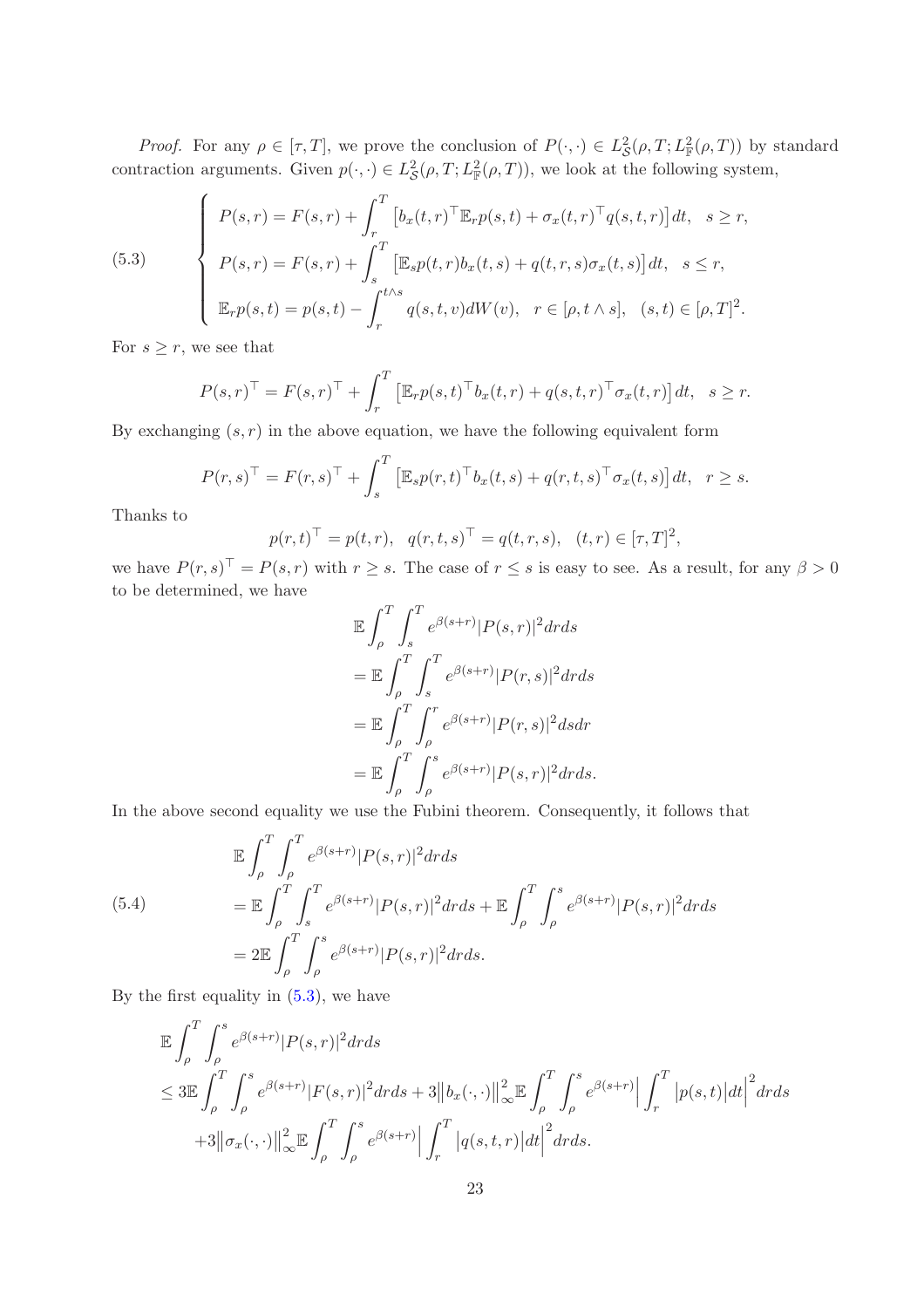*Proof.* For any $\rho \in [\tau, T]$, we prove the conclusion of $P(\cdot,\cdot) \in L^2_{\mathcal{S}}(\rho, T; L^2_{\mathbb{F}}(\rho, T))$ by standard contraction arguments. Given $p(\cdot,\cdot) \in L^2_{\mathcal{S}}(\rho, T; L^2_{\mathbb{F}}(\rho, T))$, we look at the following system,

$$
\left\{
\begin{aligned}
& P(s,r) = F(s,r) + \int_r^T \big[b_x(t,r)^\top \mathbb{E}_r p(s,t) + \sigma_x(t,r)^\top q(s,t,r)\big]dt, \quad s \geq r, \\
& P(s,r) = F(s,r) + \int_s^T \big[\mathbb{E}_s p(t,r) b_x(t,s) + q(t,r,s)\sigma_x(t,s)\big]dt, \quad s \leq r, \\
& \mathbb{E}_r p(s,t) = p(s,t) - \int_r^{t\wedge s} q(s,t,v)dW(v), \quad r \in [\rho, t\wedge s], \quad (s,t) \in [\rho, T]^2.
\end{aligned}
\right.
\tag{5.3}
$$

For $s \geq r$, we see that

$$
P(s,r)^\top = F(s,r)^\top + \int_r^T \big[\mathbb{E}_r p(s,t)^\top b_x(t,r) + q(s,t,r)^\top \sigma_x(t,r)\big]dt, \quad s \geq r.
$$

By exchanging $(s,r)$ in the above equation, we have the following equivalent form

$$
P(r,s)^\top = F(r,s)^\top + \int_s^T \big[\mathbb{E}_s p(r,t)^\top b_x(t,s) + q(r,t,s)^\top \sigma_x(t,s)\big]dt, \quad r \geq s.
$$

Thanks to

$$
p(r,t)^\top = p(t,r), \quad q(r,t,s)^\top = q(t,r,s), \quad (t,r) \in [\tau, T]^2,
$$

we have $P(r,s)^\top = P(s,r)$ with $r \geq s$. The case of $r \leq s$ is easy to see. As a result, for any $\beta > 0$ to be determined, we have

$$
\begin{aligned}
& \mathbb{E}\int_\rho^T \int_s^T e^{\beta(s+r)} |P(s,r)|^2 dr ds \\
& = \mathbb{E}\int_\rho^T \int_s^T e^{\beta(s+r)} |P(r,s)|^2 dr ds \\
& = \mathbb{E}\int_\rho^T \int_\rho^r e^{\beta(s+r)} |P(r,s)|^2 ds dr \\
& = \mathbb{E}\int_\rho^T \int_\rho^s e^{\beta(s+r)} |P(s,r)|^2 dr ds.
\end{aligned}
$$

In the above second equality we use the Fubini theorem. Consequently, it follows that

$$
\begin{aligned}
& \mathbb{E}\int_\rho^T \int_\rho^T e^{\beta(s+r)} |P(s,r)|^2 dr ds \\
& = \mathbb{E}\int_\rho^T \int_s^T e^{\beta(s+r)} |P(s,r)|^2 dr ds + \mathbb{E}\int_\rho^T \int_\rho^s e^{\beta(s+r)} |P(s,r)|^2 dr ds \\
& = 2\mathbb{E}\int_\rho^T \int_\rho^s e^{\beta(s+r)} |P(s,r)|^2 dr ds.
\end{aligned}
\tag{5.4}
$$

By the first equality in (5.3), we have

$$
\begin{aligned}
& \mathbb{E}\int_\rho^T \int_\rho^s e^{\beta(s+r)} |P(s,r)|^2 dr ds \\
& \leq 3\mathbb{E}\int_\rho^T \int_\rho^s e^{\beta(s+r)} |F(s,r)|^2 dr ds + 3\big\|b_x(\cdot,\cdot)\big\|^2_\infty \mathbb{E}\int_\rho^T \int_\rho^s e^{\beta(s+r)} \Big|\int_r^T \big|p(s,t)\big|dt\Big|^2 dr ds \\
& \quad + 3\big\|\sigma_x(\cdot,\cdot)\big\|^2_\infty \mathbb{E}\int_\rho^T \int_\rho^s e^{\beta(s+r)} \Big|\int_r^T \big|q(s,t,r)\big|dt\Big|^2 dr ds.
\end{aligned}
$$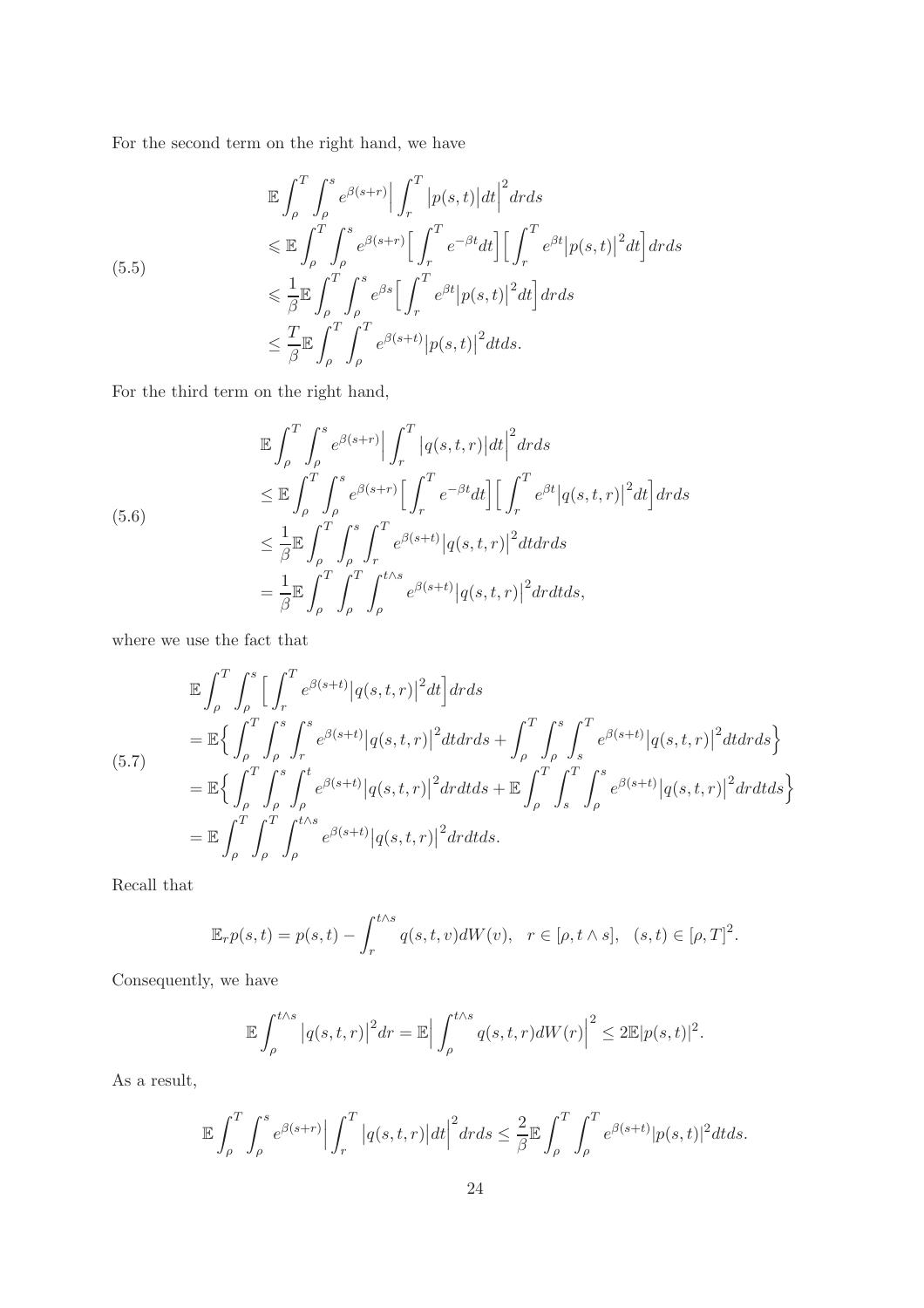For the second term on the right hand, we have

$$
\begin{aligned}
&\mathbb{E}\int_\rho^T\int_\rho^s e^{\beta(s+r)}\Big|\int_r^T \big|p(s,t)\big|dt\Big|^2 drds\\
&\leqslant \mathbb{E}\int_\rho^T\int_\rho^s e^{\beta(s+r)}\Big[\int_r^T e^{-\beta t}dt\Big]\Big[\int_r^T e^{\beta t}\big|p(s,t)\big|^2dt\Big]drds\\
&\leqslant \frac{1}{\beta}\mathbb{E}\int_\rho^T\int_\rho^s e^{\beta s}\Big[\int_r^T e^{\beta t}\big|p(s,t)\big|^2dt\Big]drds\\
&\leq \frac{T}{\beta}\mathbb{E}\int_\rho^T\int_\rho^T e^{\beta(s+t)}\big|p(s,t)\big|^2dtds.
\end{aligned}
\tag{5.5}
$$

For the third term on the right hand,

$$
\begin{aligned}
&\mathbb{E}\int_\rho^T\int_\rho^s e^{\beta(s+r)}\Big|\int_r^T \big|q(s,t,r)\big|dt\Big|^2 drds\\
&\leq \mathbb{E}\int_\rho^T\int_\rho^s e^{\beta(s+r)}\Big[\int_r^T e^{-\beta t}dt\Big]\Big[\int_r^T e^{\beta t}\big|q(s,t,r)\big|^2dt\Big]drds\\
&\leq \frac{1}{\beta}\mathbb{E}\int_\rho^T\int_\rho^s\int_r^T e^{\beta(s+t)}\big|q(s,t,r)\big|^2dtdrds\\
&= \frac{1}{\beta}\mathbb{E}\int_\rho^T\int_\rho^T\int_\rho^{t\wedge s} e^{\beta(s+t)}\big|q(s,t,r)\big|^2drdtds,
\end{aligned}
\tag{5.6}
$$

where we use the fact that

$$
\begin{aligned}
&\mathbb{E}\int_\rho^T\int_\rho^s\Big[\int_r^T e^{\beta(s+t)}\big|q(s,t,r)\big|^2dt\Big]drds\\
&=\mathbb{E}\Big\{\int_\rho^T\int_\rho^s\int_r^s e^{\beta(s+t)}\big|q(s,t,r)\big|^2dtdrds+\int_\rho^T\int_\rho^s\int_s^T e^{\beta(s+t)}\big|q(s,t,r)\big|^2dtdrds\Big\}\\
&=\mathbb{E}\Big\{\int_\rho^T\int_\rho^s\int_\rho^t e^{\beta(s+t)}\big|q(s,t,r)\big|^2drdtds+\mathbb{E}\int_\rho^T\int_s^T\int_\rho^s e^{\beta(s+t)}\big|q(s,t,r)\big|^2drdtds\Big\}\\
&=\mathbb{E}\int_\rho^T\int_\rho^T\int_\rho^{t\wedge s} e^{\beta(s+t)}\big|q(s,t,r)\big|^2drdtds.
\end{aligned}
\tag{5.7}
$$

Recall that

$$
\mathbb{E}_r p(s,t)=p(s,t)-\int_r^{t\wedge s}q(s,t,v)dW(v),\quad r\in[\rho,t\wedge s],\quad (s,t)\in[\rho,T]^2.
$$

Consequently, we have

$$
\mathbb{E}\int_\rho^{t\wedge s}\big|q(s,t,r)\big|^2dr=\mathbb{E}\Big|\int_\rho^{t\wedge s}q(s,t,r)dW(r)\Big|^2\leq 2\mathbb{E}|p(s,t)|^2.
$$

As a result,

$$
\mathbb{E}\int_\rho^T\int_\rho^s e^{\beta(s+r)}\Big|\int_r^T\big|q(s,t,r)\big|dt\Big|^2drds\leq\frac{2}{\beta}\mathbb{E}\int_\rho^T\int_\rho^T e^{\beta(s+t)}|p(s,t)|^2dtds.
$$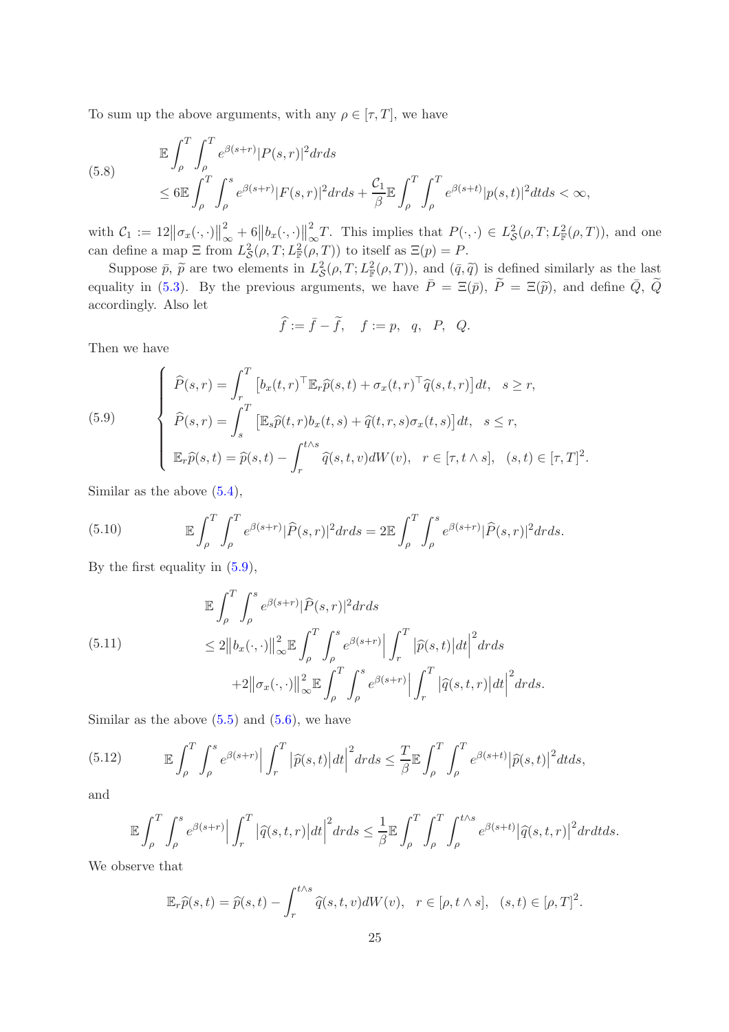To sum up the above arguments, with any $\rho \in [\tau, T]$, we have

$$
\begin{aligned}
&\mathbb{E}\int_\rho^T \int_\rho^T e^{\beta(s+r)}|P(s,r)|^2 drds \\
&\leq 6\mathbb{E}\int_\rho^T \int_\rho^s e^{\beta(s+r)}|F(s,r)|^2 drds + \frac{\mathcal{C}_1}{\beta}\mathbb{E}\int_\rho^T \int_\rho^T e^{\beta(s+t)}|p(s,t)|^2 dtds < \infty,
\end{aligned} \tag{5.8}
$$

with $\mathcal{C}_1 := 12\big\|\sigma_x(\cdot,\cdot)\big\|_\infty^2 + 6\big\|b_x(\cdot,\cdot)\big\|_\infty^2 T$. This implies that $P(\cdot,\cdot) \in L^2_{\mathcal{S}}(\rho,T;L^2_{\mathbb{F}}(\rho,T))$, and one can define a map $\Xi$ from $L^2_{\mathcal{S}}(\rho,T;L^2_{\mathbb{F}}(\rho,T))$ to itself as $\Xi(p) = P$.

Suppose $\bar{p}$, $\widetilde{p}$ are two elements in $L^2_{\mathcal{S}}(\rho,T;L^2_{\mathbb{F}}(\rho,T))$, and $(\bar{q},\widetilde{q})$ is defined similarly as the last equality in (5.3). By the previous arguments, we have $\bar{P} = \Xi(\bar{p})$, $\widetilde{P} = \Xi(\widetilde{p})$, and define $\bar{Q}$, $\widetilde{Q}$ accordingly. Also let

$$
\widehat{f} := \bar{f} - \widetilde{f}, \quad f := p, \quad q, \quad P, \quad Q.
$$

Then we have

$$
\begin{cases}
\widehat{P}(s,r) = \displaystyle\int_r^T \big[b_x(t,r)^\top \mathbb{E}_r \widehat{p}(s,t) + \sigma_x(t,r)^\top \widehat{q}(s,t,r)\big]dt, \quad s \geq r, \\
\widehat{P}(s,r) = \displaystyle\int_s^T \big[\mathbb{E}_s \widehat{p}(t,r) b_x(t,s) + \widehat{q}(t,r,s)\sigma_x(t,s)\big]dt, \quad s \leq r, \\
\mathbb{E}_r \widehat{p}(s,t) = \widehat{p}(s,t) - \displaystyle\int_r^{t\wedge s} \widehat{q}(s,t,v)dW(v), \quad r \in [\tau, t\wedge s], \quad (s,t) \in [\tau,T]^2.
\end{cases} \tag{5.9}
$$

Similar as the above (5.4),

$$
\mathbb{E}\int_\rho^T \int_\rho^T e^{\beta(s+r)}|\widehat{P}(s,r)|^2 drds = 2\mathbb{E}\int_\rho^T \int_\rho^s e^{\beta(s+r)}|\widehat{P}(s,r)|^2 drds. \tag{5.10}
$$

By the first equality in (5.9),

$$
\begin{aligned}
&\mathbb{E}\int_\rho^T \int_\rho^s e^{\beta(s+r)}|\widehat{P}(s,r)|^2 drds \\
&\leq 2\big\|b_x(\cdot,\cdot)\big\|_\infty^2 \mathbb{E}\int_\rho^T \int_\rho^s e^{\beta(s+r)}\Big|\int_r^T \big|\widehat{p}(s,t)\big|dt\Big|^2 drds \\
&\quad + 2\big\|\sigma_x(\cdot,\cdot)\big\|_\infty^2 \mathbb{E}\int_\rho^T \int_\rho^s e^{\beta(s+r)}\Big|\int_r^T \big|\widehat{q}(s,t,r)\big|dt\Big|^2 drds.
\end{aligned} \tag{5.11}
$$

Similar as the above (5.5) and (5.6), we have

$$
\mathbb{E}\int_\rho^T \int_\rho^s e^{\beta(s+r)}\Big|\int_r^T \big|\widehat{p}(s,t)\big|dt\Big|^2 drds \leq \frac{T}{\beta}\mathbb{E}\int_\rho^T \int_\rho^T e^{\beta(s+t)}\big|\widehat{p}(s,t)\big|^2 dtds, \tag{5.12}
$$

and

$$
\mathbb{E}\int_\rho^T \int_\rho^s e^{\beta(s+r)}\Big|\int_r^T \big|\widehat{q}(s,t,r)\big|dt\Big|^2 drds \leq \frac{1}{\beta}\mathbb{E}\int_\rho^T \int_\rho^T \int_\rho^{t\wedge s} e^{\beta(s+t)}\big|\widehat{q}(s,t,r)\big|^2 drdtds.
$$

We observe that

$$
\mathbb{E}_r \widehat{p}(s,t) = \widehat{p}(s,t) - \int_r^{t\wedge s} \widehat{q}(s,t,v)dW(v), \quad r \in [\rho, t\wedge s], \quad (s,t) \in [\rho,T]^2.
$$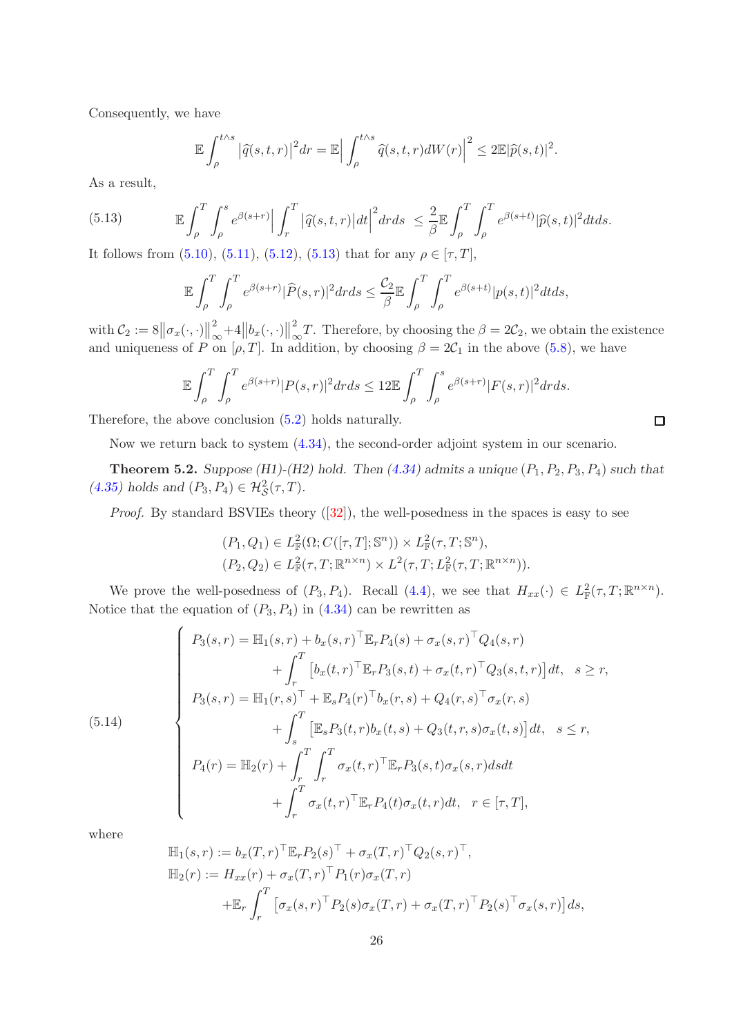Consequently, we have

$$\mathbb{E}\int_\rho^{t\wedge s} \big|\widehat{q}(s,t,r)\big|^2 dr = \mathbb{E}\Big|\int_\rho^{t\wedge s} \widehat{q}(s,t,r)dW(r)\Big|^2 \le 2\mathbb{E}|\widehat{p}(s,t)|^2.$$

As a result,

$$\mathbb{E}\int_\rho^T \int_\rho^s e^{\beta(s+r)}\Big|\int_r^T \big|\widehat{q}(s,t,r)\big|dt\Big|^2 drds \;\le \frac{2}{\beta}\mathbb{E}\int_\rho^T\int_\rho^T e^{\beta(s+t)}|\widehat{p}(s,t)|^2 dtds. \tag{5.13}$$

It follows from (5.10), (5.11), (5.12), (5.13) that for any $\rho\in[\tau,T]$,

$$\mathbb{E}\int_\rho^T\int_\rho^T e^{\beta(s+r)}|\widehat{P}(s,r)|^2 drds \le \frac{\mathcal{C}_2}{\beta}\mathbb{E}\int_\rho^T\int_\rho^T e^{\beta(s+t)}|p(s,t)|^2 dtds,$$

with $\mathcal{C}_2 := 8\big\|\sigma_x(\cdot,\cdot)\big\|_\infty^2 + 4\big\|b_x(\cdot,\cdot)\big\|_\infty^2 T$. Therefore, by choosing the $\beta = 2\mathcal{C}_2$, we obtain the existence and uniqueness of $P$ on $[\rho,T]$. In addition, by choosing $\beta = 2\mathcal{C}_1$ in the above (5.8), we have

$$\mathbb{E}\int_\rho^T\int_\rho^T e^{\beta(s+r)}|P(s,r)|^2 drds \le 12\mathbb{E}\int_\rho^T\int_\rho^s e^{\beta(s+r)}|F(s,r)|^2 drds.$$

Therefore, the above conclusion (5.2) holds naturally. $\square$

Now we return back to system (4.34), the second-order adjoint system in our scenario.

**Theorem 5.2.** *Suppose (H1)-(H2) hold. Then (4.34) admits a unique $(P_1,P_2,P_3,P_4)$ such that (4.35) holds and $(P_3,P_4)\in\mathcal{H}^2_{\mathcal{S}}(\tau,T)$.*

*Proof.* By standard BSVIEs theory ([32]), the well-posedness in the spaces is easy to see

$$\begin{aligned}&(P_1,Q_1)\in L^2_{\mathbb{F}}(\Omega;C([\tau,T];\mathbb{S}^n))\times L^2_{\mathbb{F}}(\tau,T;\mathbb{S}^n),\\ &(P_2,Q_2)\in L^2_{\mathbb{F}}(\tau,T;\mathbb{R}^{n\times n})\times L^2(\tau,T;L^2_{\mathbb{F}}(\tau,T;\mathbb{R}^{n\times n})).\end{aligned}$$

We prove the well-posedness of $(P_3,P_4)$. Recall (4.4), we see that $H_{xx}(\cdot)\in L^2_{\mathbb{F}}(\tau,T;\mathbb{R}^{n\times n})$. Notice that the equation of $(P_3,P_4)$ in (4.34) can be rewritten as

$$\begin{cases} P_3(s,r) = \mathbb{H}_1(s,r) + b_x(s,r)^\top\mathbb{E}_r P_4(s) + \sigma_x(s,r)^\top Q_4(s,r) \\ \qquad\qquad + \displaystyle\int_r^T \big[b_x(t,r)^\top\mathbb{E}_r P_3(s,t) + \sigma_x(t,r)^\top Q_3(s,t,r)\big]dt, \quad s\ge r,\\ P_3(s,r) = \mathbb{H}_1(r,s)^\top + \mathbb{E}_s P_4(r)^\top b_x(r,s) + Q_4(r,s)^\top\sigma_x(r,s) \\ \qquad\qquad + \displaystyle\int_s^T \big[\mathbb{E}_s P_3(t,r)b_x(t,s) + Q_3(t,r,s)\sigma_x(t,s)\big]dt, \quad s\le r,\\ P_4(r) = \mathbb{H}_2(r) + \displaystyle\int_r^T\int_r^T \sigma_x(t,r)^\top\mathbb{E}_r P_3(s,t)\sigma_x(s,r)dsdt \\ \qquad\qquad + \displaystyle\int_r^T \sigma_x(t,r)^\top\mathbb{E}_r P_4(t)\sigma_x(t,r)dt, \quad r\in[\tau,T],\end{cases} \tag{5.14}$$

where

$$\begin{aligned}\mathbb{H}_1(s,r) &:= b_x(T,r)^\top\mathbb{E}_r P_2(s)^\top + \sigma_x(T,r)^\top Q_2(s,r)^\top,\\ \mathbb{H}_2(r) &:= H_{xx}(r) + \sigma_x(T,r)^\top P_1(r)\sigma_x(T,r)\\ &\quad + \mathbb{E}_r\int_r^T \big[\sigma_x(s,r)^\top P_2(s)\sigma_x(T,r) + \sigma_x(T,r)^\top P_2(s)^\top\sigma_x(s,r)\big]ds,\end{aligned}$$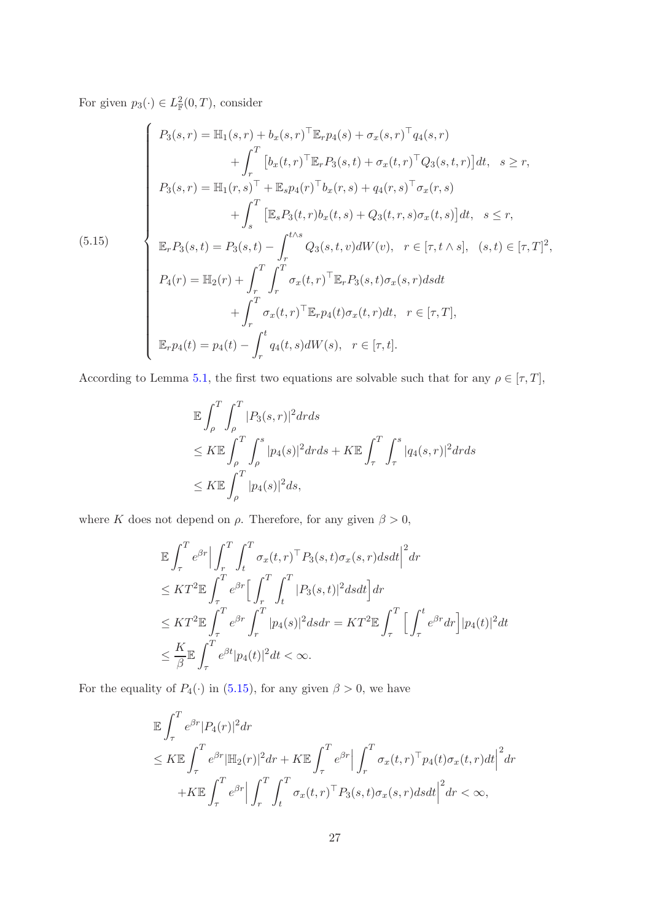For given $p_3(\cdot) \in L^2_{\mathbb{F}}(0,T)$, consider

$$
\begin{cases}
P_3(s,r) = \mathbb{H}_1(s,r) + b_x(s,r)^\top \mathbb{E}_r p_4(s) + \sigma_x(s,r)^\top q_4(s,r) \\
\qquad\qquad + \int_r^T \big[ b_x(t,r)^\top \mathbb{E}_r P_3(s,t) + \sigma_x(t,r)^\top Q_3(s,t,r) \big] dt, \quad s \geq r, \\
P_3(s,r) = \mathbb{H}_1(r,s)^\top + \mathbb{E}_s p_4(r)^\top b_x(r,s) + q_4(r,s)^\top \sigma_x(r,s) \\
\qquad\qquad + \int_s^T \big[ \mathbb{E}_s P_3(t,r) b_x(t,s) + Q_3(t,r,s) \sigma_x(t,s) \big] dt, \quad s \leq r, \\
\mathbb{E}_r P_3(s,t) = P_3(s,t) - \int_r^{t \wedge s} Q_3(s,t,v) dW(v), \quad r \in [\tau, t \wedge s], \quad (s,t) \in [\tau,T]^2, \\
P_4(r) = \mathbb{H}_2(r) + \int_r^T \int_r^T \sigma_x(t,r)^\top \mathbb{E}_r P_3(s,t) \sigma_x(s,r) ds dt \\
\qquad\qquad + \int_r^T \sigma_x(t,r)^\top \mathbb{E}_r p_4(t) \sigma_x(t,r) dt, \quad r \in [\tau,T], \\
\mathbb{E}_r p_4(t) = p_4(t) - \int_r^t q_4(t,s) dW(s), \quad r \in [\tau,t].
\end{cases}
\tag{5.15}
$$

According to Lemma 5.1, the first two equations are solvable such that for any $\rho \in [\tau,T]$,

$$
\begin{aligned}
& \mathbb{E} \int_\rho^T \int_\rho^T |P_3(s,r)|^2 dr ds \\
& \leq K \mathbb{E} \int_\rho^T \int_\rho^s |p_4(s)|^2 dr ds + K \mathbb{E} \int_\tau^T \int_\tau^s |q_4(s,r)|^2 dr ds \\
& \leq K \mathbb{E} \int_\rho^T |p_4(s)|^2 ds,
\end{aligned}
$$

where $K$ does not depend on $\rho$. Therefore, for any given $\beta > 0$,

$$
\begin{aligned}
& \mathbb{E} \int_\tau^T e^{\beta r} \Big| \int_r^T \int_t^T \sigma_x(t,r)^\top P_3(s,t) \sigma_x(s,r) ds dt \Big|^2 dr \\
& \leq K T^2 \mathbb{E} \int_\tau^T e^{\beta r} \Big[ \int_r^T \int_t^T |P_3(s,t)|^2 ds dt \Big] dr \\
& \leq K T^2 \mathbb{E} \int_\tau^T e^{\beta r} \int_r^T |p_4(s)|^2 ds dr = K T^2 \mathbb{E} \int_\tau^T \Big[ \int_\tau^t e^{\beta r} dr \Big] |p_4(t)|^2 dt \\
& \leq \frac{K}{\beta} \mathbb{E} \int_\tau^T e^{\beta t} |p_4(t)|^2 dt < \infty.
\end{aligned}
$$

For the equality of $P_4(\cdot)$ in (5.15), for any given $\beta > 0$, we have

$$
\begin{aligned}
& \mathbb{E} \int_\tau^T e^{\beta r} |P_4(r)|^2 dr \\
& \leq K \mathbb{E} \int_\tau^T e^{\beta r} |\mathbb{H}_2(r)|^2 dr + K \mathbb{E} \int_\tau^T e^{\beta r} \Big| \int_r^T \sigma_x(t,r)^\top p_4(t) \sigma_x(t,r) dt \Big|^2 dr \\
& \quad + K \mathbb{E} \int_\tau^T e^{\beta r} \Big| \int_r^T \int_t^T \sigma_x(t,r)^\top P_3(s,t) \sigma_x(s,r) ds dt \Big|^2 dr < \infty,
\end{aligned}
$$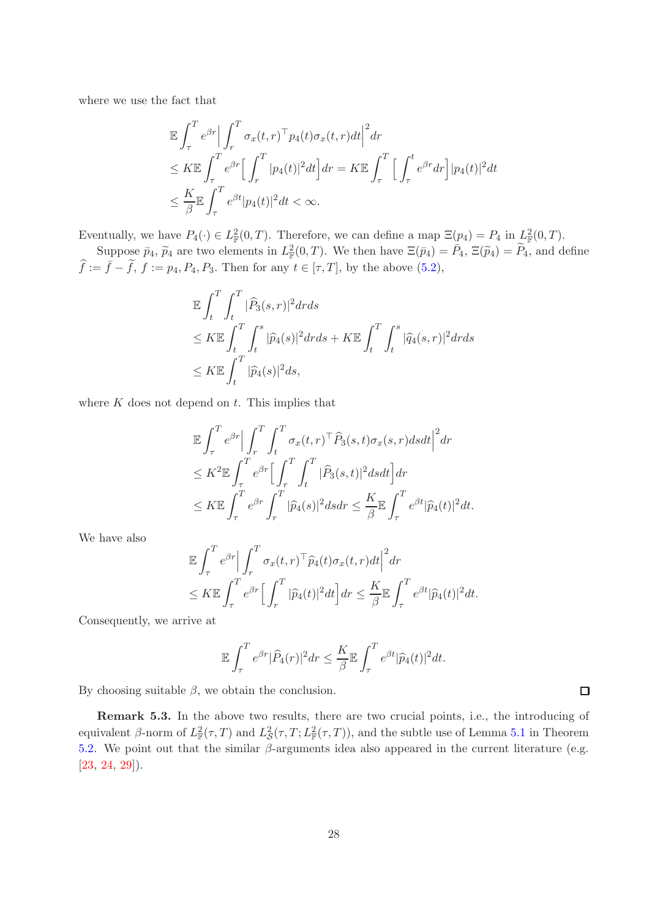where we use the fact that

$$
\begin{aligned}
&\mathbb{E}\int_\tau^T e^{\beta r}\Big|\int_r^T \sigma_x(t,r)^\top p_4(t)\sigma_x(t,r)dt\Big|^2 dr\\
&\leq K\mathbb{E}\int_\tau^T e^{\beta r}\Big[\int_r^T |p_4(t)|^2 dt\Big]dr = K\mathbb{E}\int_\tau^T \Big[\int_\tau^t e^{\beta r}dr\Big]|p_4(t)|^2 dt\\
&\leq \frac{K}{\beta}\mathbb{E}\int_\tau^T e^{\beta t}|p_4(t)|^2 dt < \infty.
\end{aligned}
$$

Eventually, we have $P_4(\cdot) \in L^2_{\mathbb{F}}(0,T)$. Therefore, we can define a map $\Xi(p_4) = P_4$ in $L^2_{\mathbb{F}}(0,T)$.

Suppose $\bar{p}_4$, $\widetilde{p}_4$ are two elements in $L^2_{\mathbb{F}}(0,T)$. We then have $\Xi(\bar{p}_4) = \bar{P}_4$, $\Xi(\widetilde{p}_4) = \widetilde{P}_4$, and define $\widehat{f} := \bar{f} - \widetilde{f}$, $f := p_4, P_4, P_3$. Then for any $t \in [\tau, T]$, by the above (5.2),

$$
\begin{aligned}
&\mathbb{E}\int_t^T\int_t^T |\widehat{P}_3(s,r)|^2 drds\\
&\leq K\mathbb{E}\int_t^T\int_t^s |\widehat{p}_4(s)|^2 drds + K\mathbb{E}\int_t^T\int_t^s |\widehat{q}_4(s,r)|^2 drds\\
&\leq K\mathbb{E}\int_t^T |\widehat{p}_4(s)|^2 ds,
\end{aligned}
$$

where $K$ does not depend on $t$. This implies that

$$
\begin{aligned}
&\mathbb{E}\int_\tau^T e^{\beta r}\Big|\int_r^T\int_t^T \sigma_x(t,r)^\top \widehat{P}_3(s,t)\sigma_x(s,r)dsdt\Big|^2 dr\\
&\leq K^2\mathbb{E}\int_\tau^T e^{\beta r}\Big[\int_r^T\int_t^T |\widehat{P}_3(s,t)|^2 dsdt\Big]dr\\
&\leq K\mathbb{E}\int_\tau^T e^{\beta r}\int_r^T |\widehat{p}_4(s)|^2 dsdr \leq \frac{K}{\beta}\mathbb{E}\int_\tau^T e^{\beta t}|\widehat{p}_4(t)|^2 dt.
\end{aligned}
$$

We have also

$$
\begin{aligned}
&\mathbb{E}\int_\tau^T e^{\beta r}\Big|\int_r^T \sigma_x(t,r)^\top \widehat{p}_4(t)\sigma_x(t,r)dt\Big|^2 dr\\
&\leq K\mathbb{E}\int_\tau^T e^{\beta r}\Big[\int_r^T |\widehat{p}_4(t)|^2 dt\Big]dr \leq \frac{K}{\beta}\mathbb{E}\int_\tau^T e^{\beta t}|\widehat{p}_4(t)|^2 dt.
\end{aligned}
$$

Consequently, we arrive at

$$
\mathbb{E}\int_\tau^T e^{\beta r}|\widehat{P}_4(r)|^2 dr \leq \frac{K}{\beta}\mathbb{E}\int_\tau^T e^{\beta t}|\widehat{p}_4(t)|^2 dt.
$$

By choosing suitable $\beta$, we obtain the conclusion. $\square$

**Remark 5.3.** In the above two results, there are two crucial points, i.e., the introducing of equivalent $\beta$-norm of $L^2_{\mathbb{F}}(\tau,T)$ and $L^2_{\mathcal{S}}(\tau,T;L^2_{\mathbb{F}}(\tau,T))$, and the subtle use of Lemma 5.1 in Theorem 5.2. We point out that the similar $\beta$-arguments idea also appeared in the current literature (e.g. [23, 24, 29]).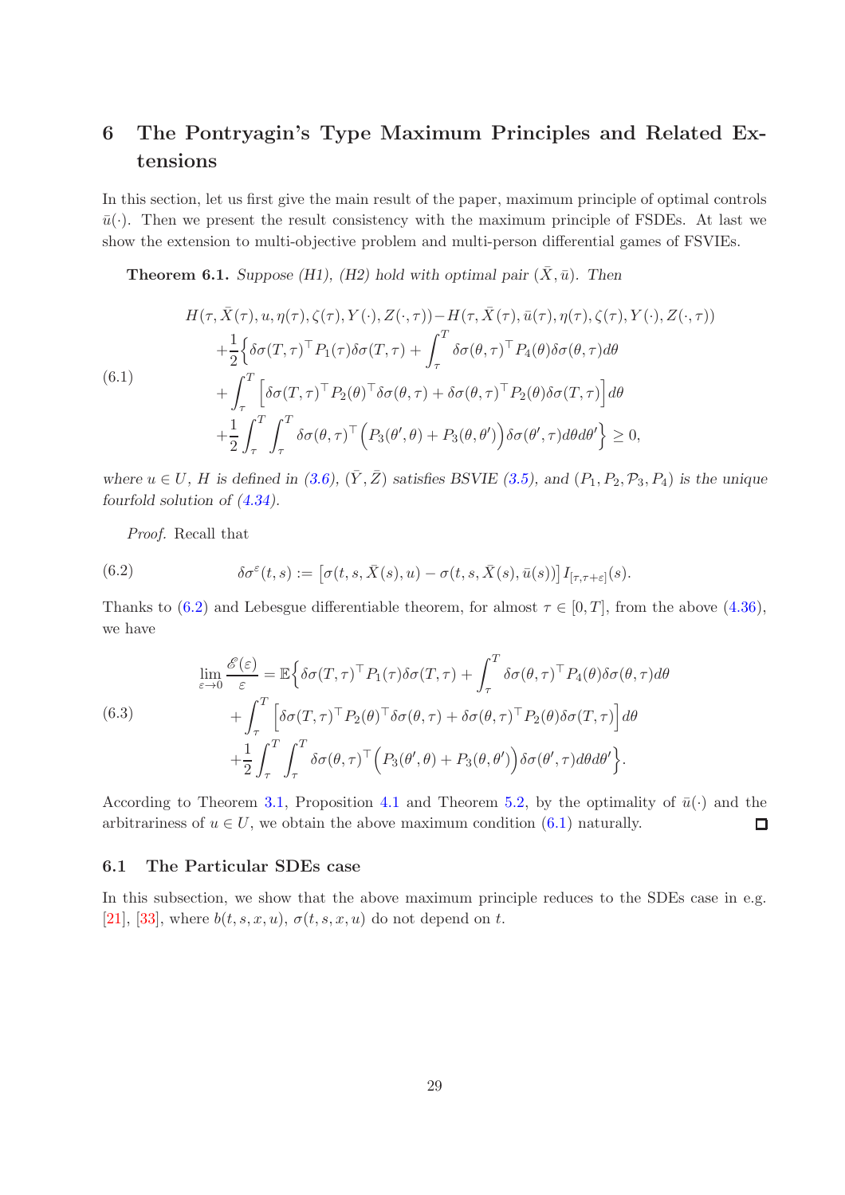# 6 The Pontryagin's Type Maximum Principles and Related Extensions

In this section, let us first give the main result of the paper, maximum principle of optimal controls $\bar{u}(\cdot)$. Then we present the result consistency with the maximum principle of FSDEs. At last we show the extension to multi-objective problem and multi-person differential games of FSVIEs.

**Theorem 6.1.** *Suppose (H1), (H2) hold with optimal pair $(\bar{X}, \bar{u})$. Then*

$$
\begin{aligned}
&H(\tau, \bar{X}(\tau), u, \eta(\tau), \zeta(\tau), Y(\cdot), Z(\cdot, \tau)) - H(\tau, \bar{X}(\tau), \bar{u}(\tau), \eta(\tau), \zeta(\tau), Y(\cdot), Z(\cdot, \tau)) \\
&\quad + \frac{1}{2}\Big\{ \delta\sigma(T,\tau)^\top P_1(\tau) \delta\sigma(T,\tau) + \int_\tau^T \delta\sigma(\theta,\tau)^\top P_4(\theta) \delta\sigma(\theta,\tau) d\theta \\
&\quad + \int_\tau^T \Big[ \delta\sigma(T,\tau)^\top P_2(\theta)^\top \delta\sigma(\theta,\tau) + \delta\sigma(\theta,\tau)^\top P_2(\theta) \delta\sigma(T,\tau) \Big] d\theta \\
&\quad + \frac{1}{2} \int_\tau^T \int_\tau^T \delta\sigma(\theta,\tau)^\top \Big( P_3(\theta',\theta) + P_3(\theta,\theta') \Big) \delta\sigma(\theta',\tau) d\theta d\theta' \Big\} \geq 0,
\end{aligned} \tag{6.1}
$$

*where $u \in U$, $H$ is defined in (3.6), $(\bar{Y}, \bar{Z})$ satisfies BSVIE (3.5), and $(P_1, P_2, \mathcal{P}_3, P_4)$ is the unique fourfold solution of (4.34).*

*Proof.* Recall that

$$
\delta\sigma^\varepsilon(t,s) := \big[ \sigma(t,s,\bar{X}(s),u) - \sigma(t,s,\bar{X}(s),\bar{u}(s)) \big] I_{[\tau,\tau+\varepsilon]}(s). \tag{6.2}
$$

Thanks to (6.2) and Lebesgue differentiable theorem, for almost $\tau \in [0,T]$, from the above (4.36), we have

$$
\begin{aligned}
\lim_{\varepsilon \to 0} \frac{\mathscr{E}(\varepsilon)}{\varepsilon} &= \mathbb{E}\Big\{ \delta\sigma(T,\tau)^\top P_1(\tau) \delta\sigma(T,\tau) + \int_\tau^T \delta\sigma(\theta,\tau)^\top P_4(\theta) \delta\sigma(\theta,\tau) d\theta \\
&\quad + \int_\tau^T \Big[ \delta\sigma(T,\tau)^\top P_2(\theta)^\top \delta\sigma(\theta,\tau) + \delta\sigma(\theta,\tau)^\top P_2(\theta) \delta\sigma(T,\tau) \Big] d\theta \\
&\quad + \frac{1}{2} \int_\tau^T \int_\tau^T \delta\sigma(\theta,\tau)^\top \Big( P_3(\theta',\theta) + P_3(\theta,\theta') \Big) \delta\sigma(\theta',\tau) d\theta d\theta' \Big\}.
\end{aligned} \tag{6.3}
$$

According to Theorem 3.1, Proposition 4.1 and Theorem 5.2, by the optimality of $\bar{u}(\cdot)$ and the arbitrariness of $u \in U$, we obtain the above maximum condition (6.1) naturally. ◻

## 6.1 The Particular SDEs case

In this subsection, we show that the above maximum principle reduces to the SDEs case in e.g. [21], [33], where $b(t,s,x,u)$, $\sigma(t,s,x,u)$ do not depend on $t$.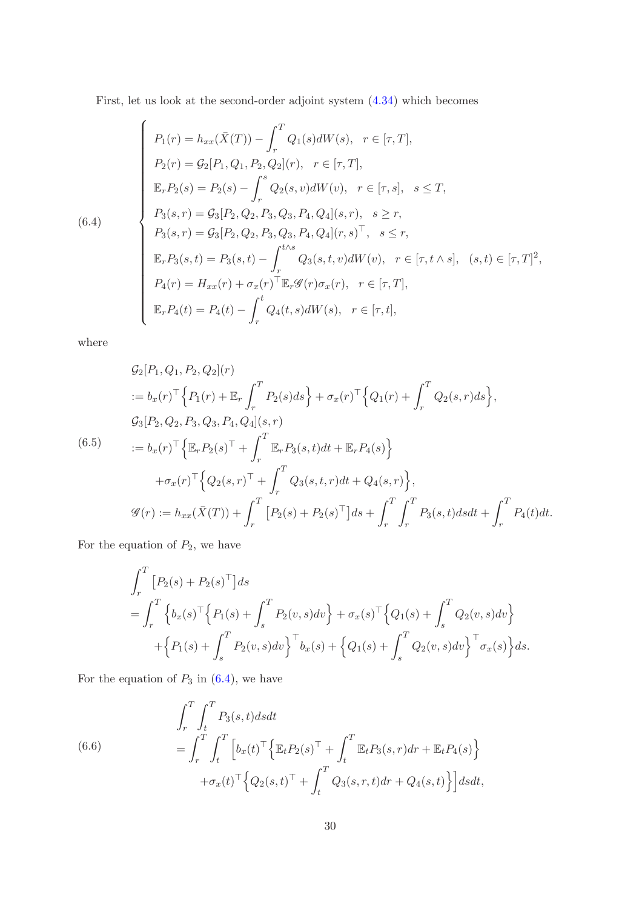First, let us look at the second-order adjoint system (4.34) which becomes

$$
\left\{
\begin{aligned}
& P_1(r) = h_{xx}(\bar X(T)) - \int_r^T Q_1(s)dW(s), \quad r \in [\tau, T], \\
& P_2(r) = \mathcal{G}_2[P_1, Q_1, P_2, Q_2](r), \quad r \in [\tau, T], \\
& \mathbb{E}_r P_2(s) = P_2(s) - \int_r^s Q_2(s, v)dW(v), \quad r \in [\tau, s], \quad s \le T, \\
& P_3(s, r) = \mathcal{G}_3[P_2, Q_2, P_3, Q_3, P_4, Q_4](s, r), \quad s \ge r, \\
& P_3(s, r) = \mathcal{G}_3[P_2, Q_2, P_3, Q_3, P_4, Q_4](r, s)^\top, \quad s \le r, \\
& \mathbb{E}_r P_3(s, t) = P_3(s, t) - \int_r^{t \wedge s} Q_3(s, t, v)dW(v), \quad r \in [\tau, t \wedge s], \quad (s, t) \in [\tau, T]^2, \\
& P_4(r) = H_{xx}(r) + \sigma_x(r)^\top \mathbb{E}_r \mathscr{G}(r) \sigma_x(r), \quad r \in [\tau, T], \\
& \mathbb{E}_r P_4(t) = P_4(t) - \int_r^t Q_4(t, s)dW(s), \quad r \in [\tau, t],
\end{aligned}
\right.
\tag{6.4}
$$

where

$$
\begin{aligned}
& \mathcal{G}_2[P_1, Q_1, P_2, Q_2](r) \\
& := b_x(r)^\top \Big\{ P_1(r) + \mathbb{E}_r \int_r^T P_2(s)ds \Big\} + \sigma_x(r)^\top \Big\{ Q_1(r) + \int_r^T Q_2(s, r)ds \Big\}, \\
& \mathcal{G}_3[P_2, Q_2, P_3, Q_3, P_4, Q_4](s, r) \\
& := b_x(r)^\top \Big\{ \mathbb{E}_r P_2(s)^\top + \int_r^T \mathbb{E}_r P_3(s, t)dt + \mathbb{E}_r P_4(s) \Big\} \\
& \quad + \sigma_x(r)^\top \Big\{ Q_2(s, r)^\top + \int_r^T Q_3(s, t, r)dt + Q_4(s, r) \Big\}, \\
& \mathscr{G}(r) := h_{xx}(\bar X(T)) + \int_r^T \big[ P_2(s) + P_2(s)^\top \big] ds + \int_r^T \int_r^T P_3(s, t)dsdt + \int_r^T P_4(t)dt.
\end{aligned}
\tag{6.5}
$$

For the equation of $P_2$, we have

$$
\begin{aligned}
& \int_r^T \big[ P_2(s) + P_2(s)^\top \big] ds \\
& = \int_r^T \Big\{ b_x(s)^\top \Big\{ P_1(s) + \int_s^T P_2(v, s)dv \Big\} + \sigma_x(s)^\top \Big\{ Q_1(s) + \int_s^T Q_2(v, s)dv \Big\} \\
& \quad + \Big\{ P_1(s) + \int_s^T P_2(v, s)dv \Big\}^\top b_x(s) + \Big\{ Q_1(s) + \int_s^T Q_2(v, s)dv \Big\}^\top \sigma_x(s) \Big\} ds.
\end{aligned}
$$

For the equation of $P_3$ in (6.4), we have

$$
\begin{aligned}
& \int_r^T \int_t^T P_3(s, t)dsdt \\
& = \int_r^T \int_t^T \Big[ b_x(t)^\top \Big\{ \mathbb{E}_t P_2(s)^\top + \int_t^T \mathbb{E}_t P_3(s, r)dr + \mathbb{E}_t P_4(s) \Big\} \\
& \quad + \sigma_x(t)^\top \Big\{ Q_2(s, t)^\top + \int_t^T Q_3(s, r, t)dr + Q_4(s, t) \Big\} \Big] dsdt,
\end{aligned}
\tag{6.6}
$$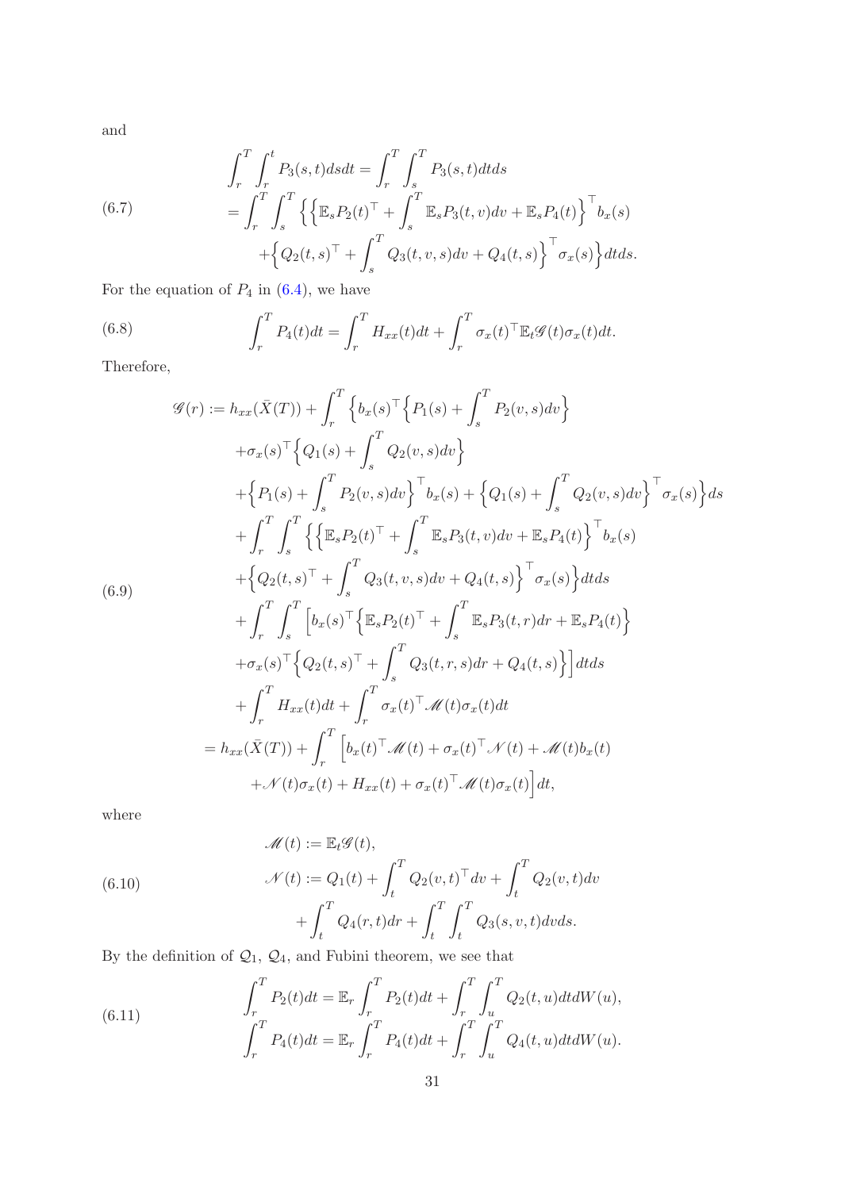and

$$
\begin{aligned}
\int_r^T \int_r^t P_3(s,t)dsdt &= \int_r^T \int_s^T P_3(s,t)dtds \\
&= \int_r^T \int_s^T \Big\{ \Big\{ \mathbb{E}_s P_2(t)^\top + \int_s^T \mathbb{E}_s P_3(t,v)dv + \mathbb{E}_s P_4(t) \Big\}^\top b_x(s) \\
&\quad + \Big\{ Q_2(t,s)^\top + \int_s^T Q_3(t,v,s)dv + Q_4(t,s) \Big\}^\top \sigma_x(s) \Big\} dtds.
\end{aligned} \tag{6.7}
$$

For the equation of $P_4$ in (6.4), we have

$$
\int_r^T P_4(t)dt = \int_r^T H_{xx}(t)dt + \int_r^T \sigma_x(t)^\top \mathbb{E}_t \mathscr{G}(t) \sigma_x(t)dt. \tag{6.8}
$$

Therefore,

$$
\begin{aligned}
\mathscr{G}(r) &:= h_{xx}(\bar{X}(T)) + \int_r^T \Big\{ b_x(s)^\top \Big\{ P_1(s) + \int_s^T P_2(v,s)dv \Big\} \\
&\quad + \sigma_x(s)^\top \Big\{ Q_1(s) + \int_s^T Q_2(v,s)dv \Big\} \\
&\quad + \Big\{ P_1(s) + \int_s^T P_2(v,s)dv \Big\}^\top b_x(s) + \Big\{ Q_1(s) + \int_s^T Q_2(v,s)dv \Big\}^\top \sigma_x(s) \Big\} ds \\
&\quad + \int_r^T \int_s^T \Big\{ \Big\{ \mathbb{E}_s P_2(t)^\top + \int_s^T \mathbb{E}_s P_3(t,v)dv + \mathbb{E}_s P_4(t) \Big\}^\top b_x(s) \\
&\quad + \Big\{ Q_2(t,s)^\top + \int_s^T Q_3(t,v,s)dv + Q_4(t,s) \Big\}^\top \sigma_x(s) \Big\} dtds \\
&\quad + \int_r^T \int_s^T \Big[ b_x(s)^\top \Big\{ \mathbb{E}_s P_2(t)^\top + \int_s^T \mathbb{E}_s P_3(t,r)dr + \mathbb{E}_s P_4(t) \Big\} \\
&\quad + \sigma_x(s)^\top \Big\{ Q_2(t,s)^\top + \int_s^T Q_3(t,r,s)dr + Q_4(t,s) \Big\} \Big] dtds \\
&\quad + \int_r^T H_{xx}(t)dt + \int_r^T \sigma_x(t)^\top \mathscr{M}(t) \sigma_x(t)dt \\
&= h_{xx}(\bar{X}(T)) + \int_r^T \Big[ b_x(t)^\top \mathscr{M}(t) + \sigma_x(t)^\top \mathscr{N}(t) + \mathscr{M}(t) b_x(t) \\
&\quad + \mathscr{N}(t) \sigma_x(t) + H_{xx}(t) + \sigma_x(t)^\top \mathscr{M}(t) \sigma_x(t) \Big] dt,
\end{aligned} \tag{6.9}
$$

where

$$
\begin{aligned}
\mathscr{M}(t) &:= \mathbb{E}_t \mathscr{G}(t), \\
\mathscr{N}(t) &:= Q_1(t) + \int_t^T Q_2(v,t)^\top dv + \int_t^T Q_2(v,t)dv \\
&\quad + \int_t^T Q_4(r,t)dr + \int_t^T \int_t^T Q_3(s,v,t)dvds.
\end{aligned} \tag{6.10}
$$

By the definition of $\mathcal{Q}_1$, $\mathcal{Q}_4$, and Fubini theorem, we see that

$$
\begin{aligned}
\int_r^T P_2(t)dt &= \mathbb{E}_r \int_r^T P_2(t)dt + \int_r^T \int_u^T Q_2(t,u)dtdW(u), \\
\int_r^T P_4(t)dt &= \mathbb{E}_r \int_r^T P_4(t)dt + \int_r^T \int_u^T Q_4(t,u)dtdW(u).
\end{aligned} \tag{6.11}
$$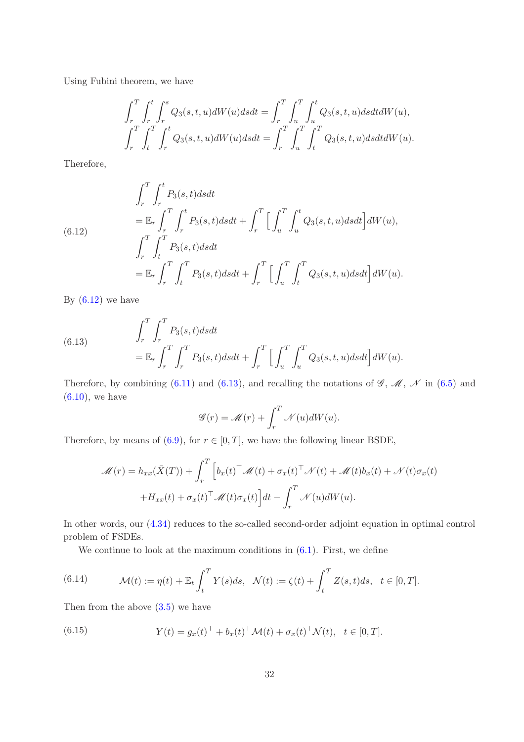Using Fubini theorem, we have

$$
\int_r^T \int_r^t \int_r^s Q_3(s,t,u)dW(u)dsdt = \int_r^T \int_u^T \int_u^t Q_3(s,t,u)dsdtdW(u),
$$
$$
\int_r^T \int_t^T \int_r^t Q_3(s,t,u)dW(u)dsdt = \int_r^T \int_u^T \int_t^T Q_3(s,t,u)dsdtdW(u).
$$

Therefore,

$$
\begin{aligned}
&\int_r^T \int_r^t P_3(s,t)dsdt \\
&= \mathbb{E}_r \int_r^T \int_r^t P_3(s,t)dsdt + \int_r^T \Big[\int_u^T \int_u^t Q_3(s,t,u)dsdt\Big]dW(u), \\
&\int_r^T \int_t^T P_3(s,t)dsdt \\
&= \mathbb{E}_r \int_r^T \int_t^T P_3(s,t)dsdt + \int_r^T \Big[\int_u^T \int_t^T Q_3(s,t,u)dsdt\Big]dW(u).
\end{aligned} \tag{6.12}
$$

By (6.12) we have

$$
\begin{aligned}
&\int_r^T \int_r^T P_3(s,t)dsdt \\
&= \mathbb{E}_r \int_r^T \int_r^T P_3(s,t)dsdt + \int_r^T \Big[\int_u^T \int_u^T Q_3(s,t,u)dsdt\Big]dW(u).
\end{aligned} \tag{6.13}
$$

Therefore, by combining (6.11) and (6.13), and recalling the notations of $\mathscr{G}$, $\mathscr{M}$, $\mathscr{N}$ in (6.5) and (6.10), we have

$$
\mathscr{G}(r) = \mathscr{M}(r) + \int_r^T \mathscr{N}(u)dW(u).
$$

Therefore, by means of (6.9), for $r \in [0,T]$, we have the following linear BSDE,

$$
\begin{aligned}
\mathscr{M}(r) = h_{xx}(\bar{X}(T)) &+ \int_r^T \Big[b_x(t)^\top \mathscr{M}(t) + \sigma_x(t)^\top \mathscr{N}(t) + \mathscr{M}(t)b_x(t) + \mathscr{N}(t)\sigma_x(t) \\
&+ H_{xx}(t) + \sigma_x(t)^\top \mathscr{M}(t)\sigma_x(t)\Big]dt - \int_r^T \mathscr{N}(u)dW(u).
\end{aligned}
$$

In other words, our (4.34) reduces to the so-called second-order adjoint equation in optimal control problem of FSDEs.

We continue to look at the maximum conditions in (6.1). First, we define

$$
\mathcal{M}(t) := \eta(t) + \mathbb{E}_t \int_t^T Y(s)ds, \quad \mathcal{N}(t) := \zeta(t) + \int_t^T Z(s,t)ds, \quad t \in [0,T]. \tag{6.14}
$$

Then from the above (3.5) we have

$$
Y(t) = g_x(t)^\top + b_x(t)^\top \mathcal{M}(t) + \sigma_x(t)^\top \mathcal{N}(t), \quad t \in [0,T]. \tag{6.15}
$$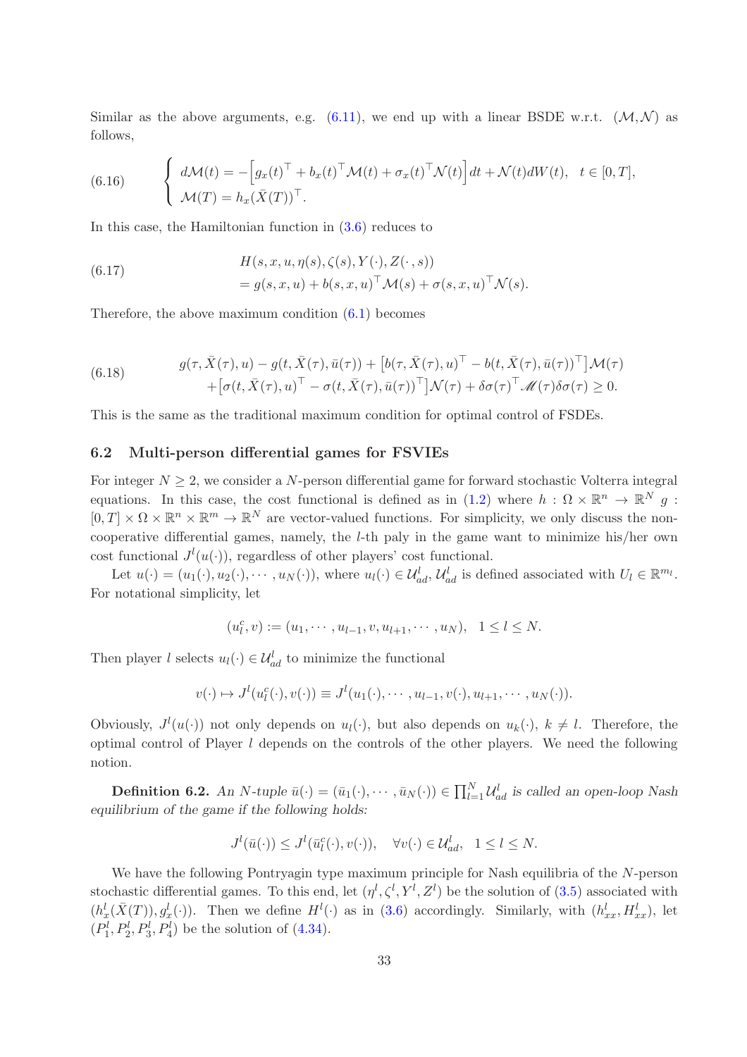Similar as the above arguments, e.g. (6.11), we end up with a linear BSDE w.r.t. $(\mathcal{M},\mathcal{N})$ as follows,

$$
\begin{cases} d\mathcal{M}(t) = -\Big[g_x(t)^\top + b_x(t)^\top \mathcal{M}(t) + \sigma_x(t)^\top \mathcal{N}(t)\Big]dt + \mathcal{N}(t)dW(t), \quad t\in[0,T], \\ \mathcal{M}(T) = h_x(\bar X(T))^\top. \end{cases} \tag{6.16}
$$

In this case, the Hamiltonian function in (3.6) reduces to

$$
\begin{aligned} &H(s,x,u,\eta(s),\zeta(s),Y(\cdot),Z(\cdot,s)) \\ &= g(s,x,u) + b(s,x,u)^\top \mathcal{M}(s) + \sigma(s,x,u)^\top \mathcal{N}(s). \end{aligned} \tag{6.17}
$$

Therefore, the above maximum condition (6.1) becomes

$$
\begin{aligned} &g(\tau,\bar X(\tau),u) - g(t,\bar X(\tau),\bar u(\tau)) + \big[b(\tau,\bar X(\tau),u)^\top - b(t,\bar X(\tau),\bar u(\tau))^\top\big]\mathcal{M}(\tau) \\ &+\big[\sigma(t,\bar X(\tau),u)^\top - \sigma(t,\bar X(\tau),\bar u(\tau))^\top\big]\mathcal{N}(\tau) + \delta\sigma(\tau)^\top \mathscr{M}(\tau)\delta\sigma(\tau) \geq 0. \end{aligned} \tag{6.18}
$$

This is the same as the traditional maximum condition for optimal control of FSDEs.

### 6.2 Multi-person differential games for FSVIEs

For integer $N\geq 2$, we consider a $N$-person differential game for forward stochastic Volterra integral equations. In this case, the cost functional is defined as in (1.2) where $h:\Omega\times\mathbb{R}^n\to\mathbb{R}^N$ $g:[0,T]\times\Omega\times\mathbb{R}^n\times\mathbb{R}^m\to\mathbb{R}^N$ are vector-valued functions. For simplicity, we only discuss the non-cooperative differential games, namely, the $l$-th paly in the game want to minimize his/her own cost functional $J^l(u(\cdot))$, regardless of other players' cost functional.

Let $u(\cdot)=(u_1(\cdot),u_2(\cdot),\cdots,u_N(\cdot))$, where $u_l(\cdot)\in\mathcal{U}_{ad}^l$, $\mathcal{U}_{ad}^l$ is defined associated with $U_l\in\mathbb{R}^{m_l}$. For notational simplicity, let

$$
(u_l^c,v) := (u_1,\cdots,u_{l-1},v,u_{l+1},\cdots,u_N), \quad 1\leq l\leq N.
$$

Then player $l$ selects $u_l(\cdot)\in\mathcal{U}_{ad}^l$ to minimize the functional

$$
v(\cdot)\mapsto J^l(u_l^c(\cdot),v(\cdot)) \equiv J^l(u_1(\cdot),\cdots,u_{l-1},v(\cdot),u_{l+1},\cdots,u_N(\cdot)).
$$

Obviously, $J^l(u(\cdot))$ not only depends on $u_l(\cdot)$, but also depends on $u_k(\cdot)$, $k\neq l$. Therefore, the optimal control of Player $l$ depends on the controls of the other players. We need the following notion.

**Definition 6.2.** *An $N$-tuple $\bar u(\cdot)=(\bar u_1(\cdot),\cdots,\bar u_N(\cdot))\in\prod_{l=1}^N\mathcal{U}_{ad}^l$ is called an open-loop Nash equilibrium of the game if the following holds:*

$$
J^l(\bar u(\cdot)) \leq J^l(\bar u_l^c(\cdot),v(\cdot)), \quad \forall v(\cdot)\in\mathcal{U}_{ad}^l, \quad 1\leq l\leq N.
$$

We have the following Pontryagin type maximum principle for Nash equilibria of the $N$-person stochastic differential games. To this end, let $(\eta^l,\zeta^l,Y^l,Z^l)$ be the solution of (3.5) associated with $(h_x^l(\bar X(T)),g_x^l(\cdot))$. Then we define $H^l(\cdot)$ as in (3.6) accordingly. Similarly, with $(h_{xx}^l,H_{xx}^l)$, let $(P_1^l,P_2^l,P_3^l,P_4^l)$ be the solution of (4.34).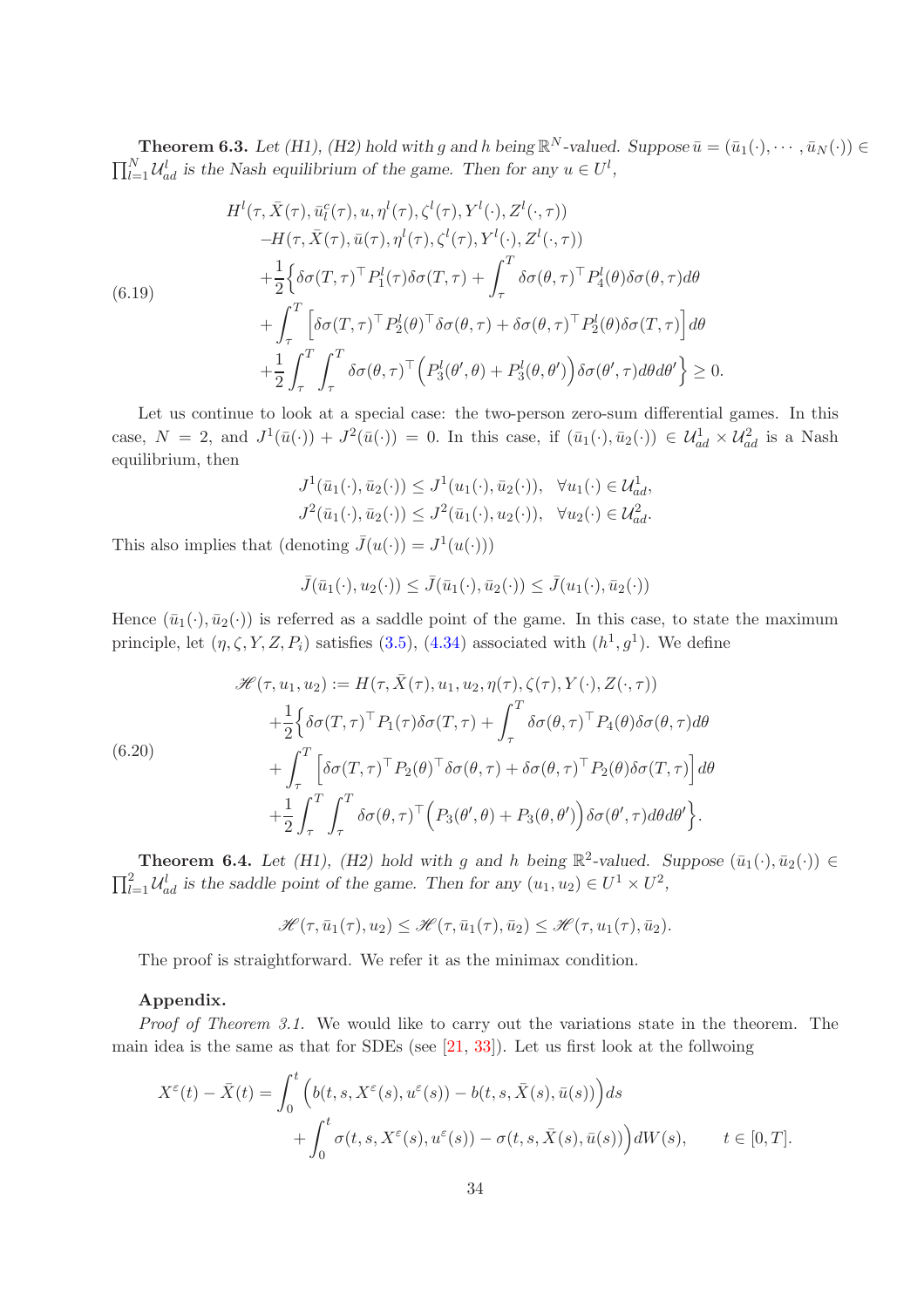**Theorem 6.3.** *Let (H1), (H2) hold with $g$ and $h$ being $\mathbb{R}^N$-valued. Suppose $\bar u = (\bar u_1(\cdot), \cdots, \bar u_N(\cdot)) \in \prod_{l=1}^N \mathcal{U}_{ad}^l$ is the Nash equilibrium of the game. Then for any $u \in U^l$,*

$$
\begin{aligned}
&H^l(\tau, \bar X(\tau), \bar u_l^c(\tau), u, \eta^l(\tau), \zeta^l(\tau), Y^l(\cdot), Z^l(\cdot,\tau)) \\
&\quad - H(\tau, \bar X(\tau), \bar u(\tau), \eta^l(\tau), \zeta^l(\tau), Y^l(\cdot), Z^l(\cdot,\tau)) \\
&\quad + \frac{1}{2}\Big\{ \delta\sigma(T,\tau)^\top P_1^l(\tau)\delta\sigma(T,\tau) + \int_\tau^T \delta\sigma(\theta,\tau)^\top P_4^l(\theta)\delta\sigma(\theta,\tau)d\theta \\
&\quad + \int_\tau^T \Big[\delta\sigma(T,\tau)^\top P_2^l(\theta)^\top \delta\sigma(\theta,\tau) + \delta\sigma(\theta,\tau)^\top P_2^l(\theta)\delta\sigma(T,\tau)\Big]d\theta \\
&\quad + \frac{1}{2}\int_\tau^T\int_\tau^T \delta\sigma(\theta,\tau)^\top\Big(P_3^l(\theta',\theta) + P_3^l(\theta,\theta')\Big)\delta\sigma(\theta',\tau)d\theta d\theta'\Big\} \geq 0.
\end{aligned}
\tag{6.19}
$$

Let us continue to look at a special case: the two-person zero-sum differential games. In this case, $N = 2$, and $J^1(\bar u(\cdot)) + J^2(\bar u(\cdot)) = 0$. In this case, if $(\bar u_1(\cdot), \bar u_2(\cdot)) \in \mathcal{U}_{ad}^1 \times \mathcal{U}_{ad}^2$ is a Nash equilibrium, then

$$
\begin{aligned}
J^1(\bar u_1(\cdot), \bar u_2(\cdot)) &\leq J^1(u_1(\cdot), \bar u_2(\cdot)), \quad \forall u_1(\cdot) \in \mathcal{U}_{ad}^1, \\
J^2(\bar u_1(\cdot), \bar u_2(\cdot)) &\leq J^2(\bar u_1(\cdot), u_2(\cdot)), \quad \forall u_2(\cdot) \in \mathcal{U}_{ad}^2.
\end{aligned}
$$

This also implies that (denoting $\bar J(u(\cdot)) = J^1(u(\cdot))$)

$$
\bar J(\bar u_1(\cdot), u_2(\cdot)) \leq \bar J(\bar u_1(\cdot), \bar u_2(\cdot)) \leq \bar J(u_1(\cdot), \bar u_2(\cdot))
$$

Hence $(\bar u_1(\cdot), \bar u_2(\cdot))$ is referred as a saddle point of the game. In this case, to state the maximum principle, let $(\eta, \zeta, Y, Z, P_i)$ satisfies (3.5), (4.34) associated with $(h^1, g^1)$. We define

$$
\begin{aligned}
\mathscr{H}(\tau, u_1, u_2) &:= H(\tau, \bar X(\tau), u_1, u_2, \eta(\tau), \zeta(\tau), Y(\cdot), Z(\cdot,\tau)) \\
&\quad + \frac{1}{2}\Big\{ \delta\sigma(T,\tau)^\top P_1(\tau)\delta\sigma(T,\tau) + \int_\tau^T \delta\sigma(\theta,\tau)^\top P_4(\theta)\delta\sigma(\theta,\tau)d\theta \\
&\quad + \int_\tau^T \Big[\delta\sigma(T,\tau)^\top P_2(\theta)^\top \delta\sigma(\theta,\tau) + \delta\sigma(\theta,\tau)^\top P_2(\theta)\delta\sigma(T,\tau)\Big]d\theta \\
&\quad + \frac{1}{2}\int_\tau^T\int_\tau^T \delta\sigma(\theta,\tau)^\top\Big(P_3(\theta',\theta) + P_3(\theta,\theta')\Big)\delta\sigma(\theta',\tau)d\theta d\theta'\Big\}.
\end{aligned}
\tag{6.20}
$$

**Theorem 6.4.** *Let (H1), (H2) hold with $g$ and $h$ being $\mathbb{R}^2$-valued. Suppose $(\bar u_1(\cdot), \bar u_2(\cdot)) \in \prod_{l=1}^2 \mathcal{U}_{ad}^l$ is the saddle point of the game. Then for any $(u_1, u_2) \in U^1 \times U^2$,*

$$
\mathscr{H}(\tau, \bar u_1(\tau), u_2) \leq \mathscr{H}(\tau, \bar u_1(\tau), \bar u_2) \leq \mathscr{H}(\tau, u_1(\tau), \bar u_2).
$$

The proof is straightforward. We refer it as the minimax condition.

**Appendix.**

*Proof of Theorem 3.1.* We would like to carry out the variations state in the theorem. The main idea is the same as that for SDEs (see [21, 33]). Let us first look at the follwoing

$$
\begin{aligned}
X^\varepsilon(t) - \bar X(t) &= \int_0^t \Big(b(t,s,X^\varepsilon(s),u^\varepsilon(s)) - b(t,s,\bar X(s),\bar u(s))\Big)ds \\
&\quad + \int_0^t \sigma(t,s,X^\varepsilon(s),u^\varepsilon(s)) - \sigma(t,s,\bar X(s),\bar u(s))\Big)dW(s), \qquad t \in [0,T].
\end{aligned}
$$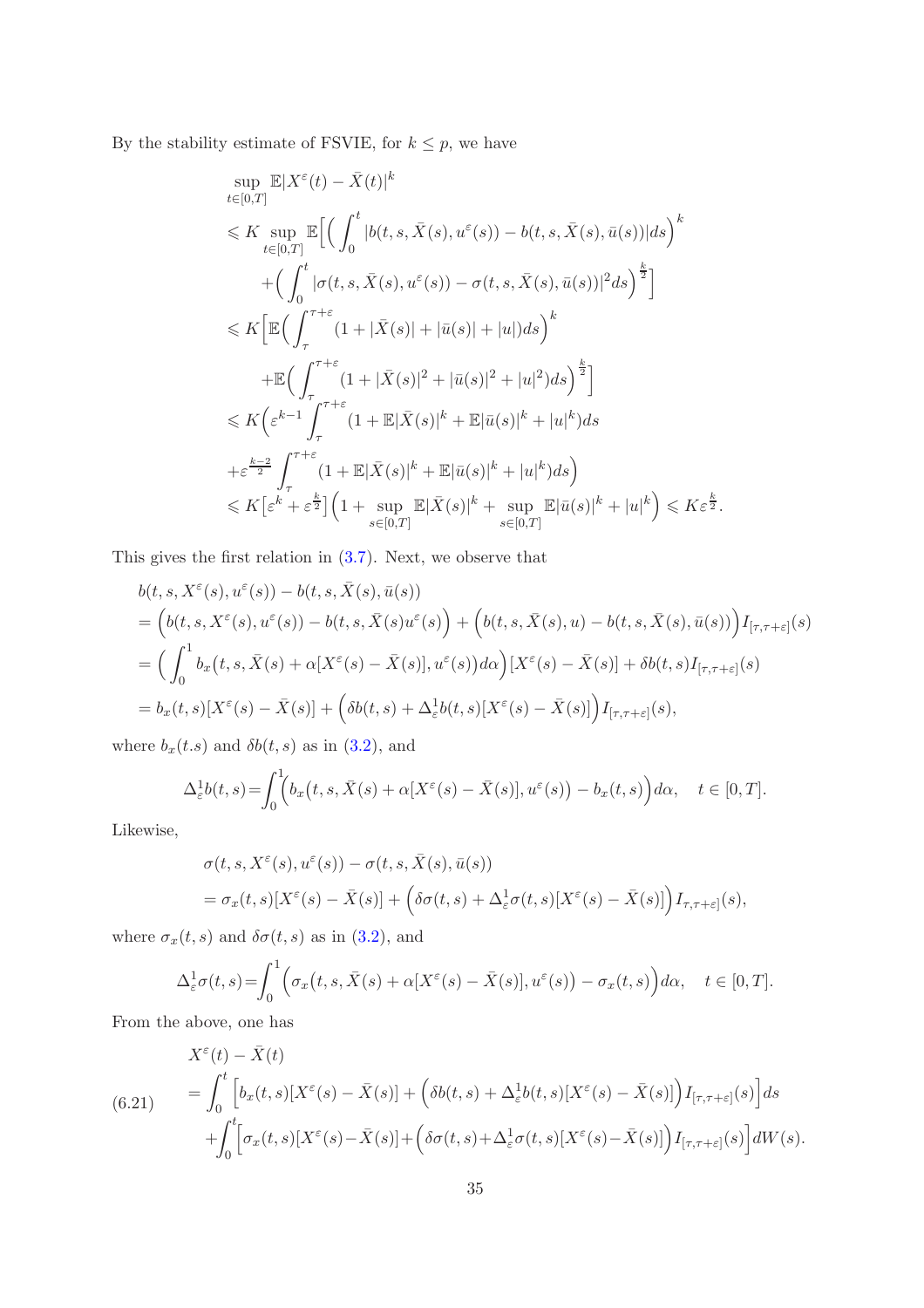By the stability estimate of FSVIE, for $k \le p$, we have

$$
\begin{aligned}
&\sup_{t\in[0,T]}\mathbb{E}|X^\varepsilon(t)-\bar X(t)|^k\\
&\leqslant K\sup_{t\in[0,T]}\mathbb{E}\Big[\Big(\int_0^t|b(t,s,\bar X(s),u^\varepsilon(s))-b(t,s,\bar X(s),\bar u(s))|ds\Big)^k\\
&\qquad+\Big(\int_0^t|\sigma(t,s,\bar X(s),u^\varepsilon(s))-\sigma(t,s,\bar X(s),\bar u(s))|^2ds\Big)^{\frac{k}{2}}\Big]\\
&\leqslant K\Big[\mathbb{E}\Big(\int_\tau^{\tau+\varepsilon}(1+|\bar X(s)|+|\bar u(s)|+|u|)ds\Big)^k\\
&\qquad+\mathbb{E}\Big(\int_\tau^{\tau+\varepsilon}(1+|\bar X(s)|^2+|\bar u(s)|^2+|u|^2)ds\Big)^{\frac{k}{2}}\Big]\\
&\leqslant K\Big(\varepsilon^{k-1}\int_\tau^{\tau+\varepsilon}(1+\mathbb{E}|\bar X(s)|^k+\mathbb{E}|\bar u(s)|^k+|u|^k)ds\\
&\quad+\varepsilon^{\frac{k-2}{2}}\int_\tau^{\tau+\varepsilon}(1+\mathbb{E}|\bar X(s)|^k+\mathbb{E}|\bar u(s)|^k+|u|^k)ds\Big)\\
&\leqslant K\big[\varepsilon^k+\varepsilon^{\frac{k}{2}}\big]\Big(1+\sup_{s\in[0,T]}\mathbb{E}|\bar X(s)|^k+\sup_{s\in[0,T]}\mathbb{E}|\bar u(s)|^k+|u|^k\Big)\leqslant K\varepsilon^{\frac{k}{2}}.
\end{aligned}
$$

This gives the first relation in (3.7). Next, we observe that

$$
\begin{aligned}
&b(t,s,X^\varepsilon(s),u^\varepsilon(s))-b(t,s,\bar X(s),\bar u(s))\\
&=\Big(b(t,s,X^\varepsilon(s),u^\varepsilon(s))-b(t,s,\bar X(s)u^\varepsilon(s))\Big)+\Big(b(t,s,\bar X(s),u)-b(t,s,\bar X(s),\bar u(s))\Big)I_{[\tau,\tau+\varepsilon]}(s)\\
&=\Big(\int_0^1 b_x\big(t,s,\bar X(s)+\alpha[X^\varepsilon(s)-\bar X(s)],u^\varepsilon(s)\big)d\alpha\Big)[X^\varepsilon(s)-\bar X(s)]+\delta b(t,s)I_{[\tau,\tau+\varepsilon]}(s)\\
&=b_x(t,s)[X^\varepsilon(s)-\bar X(s)]+\Big(\delta b(t,s)+\Delta^1_\varepsilon b(t,s)[X^\varepsilon(s)-\bar X(s)]\Big)I_{[\tau,\tau+\varepsilon]}(s),
\end{aligned}
$$

where $b_x(t.s)$ and $\delta b(t,s)$ as in (3.2), and

$$
\Delta^1_\varepsilon b(t,s)=\int_0^1\Big(b_x\big(t,s,\bar X(s)+\alpha[X^\varepsilon(s)-\bar X(s)],u^\varepsilon(s)\big)-b_x(t,s)\Big)d\alpha,\quad t\in[0,T].
$$

Likewise,

$$
\begin{aligned}
&\sigma(t,s,X^\varepsilon(s),u^\varepsilon(s))-\sigma(t,s,\bar X(s),\bar u(s))\\
&=\sigma_x(t,s)[X^\varepsilon(s)-\bar X(s)]+\Big(\delta\sigma(t,s)+\Delta^1_\varepsilon\sigma(t,s)[X^\varepsilon(s)-\bar X(s)]\Big)I_{\tau,\tau+\varepsilon]}(s),
\end{aligned}
$$

where $\sigma_x(t,s)$ and $\delta\sigma(t,s)$ as in (3.2), and

$$
\Delta^1_\varepsilon\sigma(t,s)=\int_0^1\Big(\sigma_x\big(t,s,\bar X(s)+\alpha[X^\varepsilon(s)-\bar X(s)],u^\varepsilon(s)\big)-\sigma_x(t,s)\Big)d\alpha,\quad t\in[0,T].
$$

From the above, one has

$$
\begin{aligned}
&X^\varepsilon(t)-\bar X(t)\\
&=\int_0^t\Big[b_x(t,s)[X^\varepsilon(s)-\bar X(s)]+\Big(\delta b(t,s)+\Delta^1_\varepsilon b(t,s)[X^\varepsilon(s)-\bar X(s)]\Big)I_{[\tau,\tau+\varepsilon]}(s)\Big]ds\\
&\quad+\int_0^t\Big[\sigma_x(t,s)[X^\varepsilon(s)-\bar X(s)]+\Big(\delta\sigma(t,s)+\Delta^1_\varepsilon\sigma(t,s)[X^\varepsilon(s)-\bar X(s)]\Big)I_{[\tau,\tau+\varepsilon]}(s)\Big]dW(s).
\end{aligned}
\tag{6.21}
$$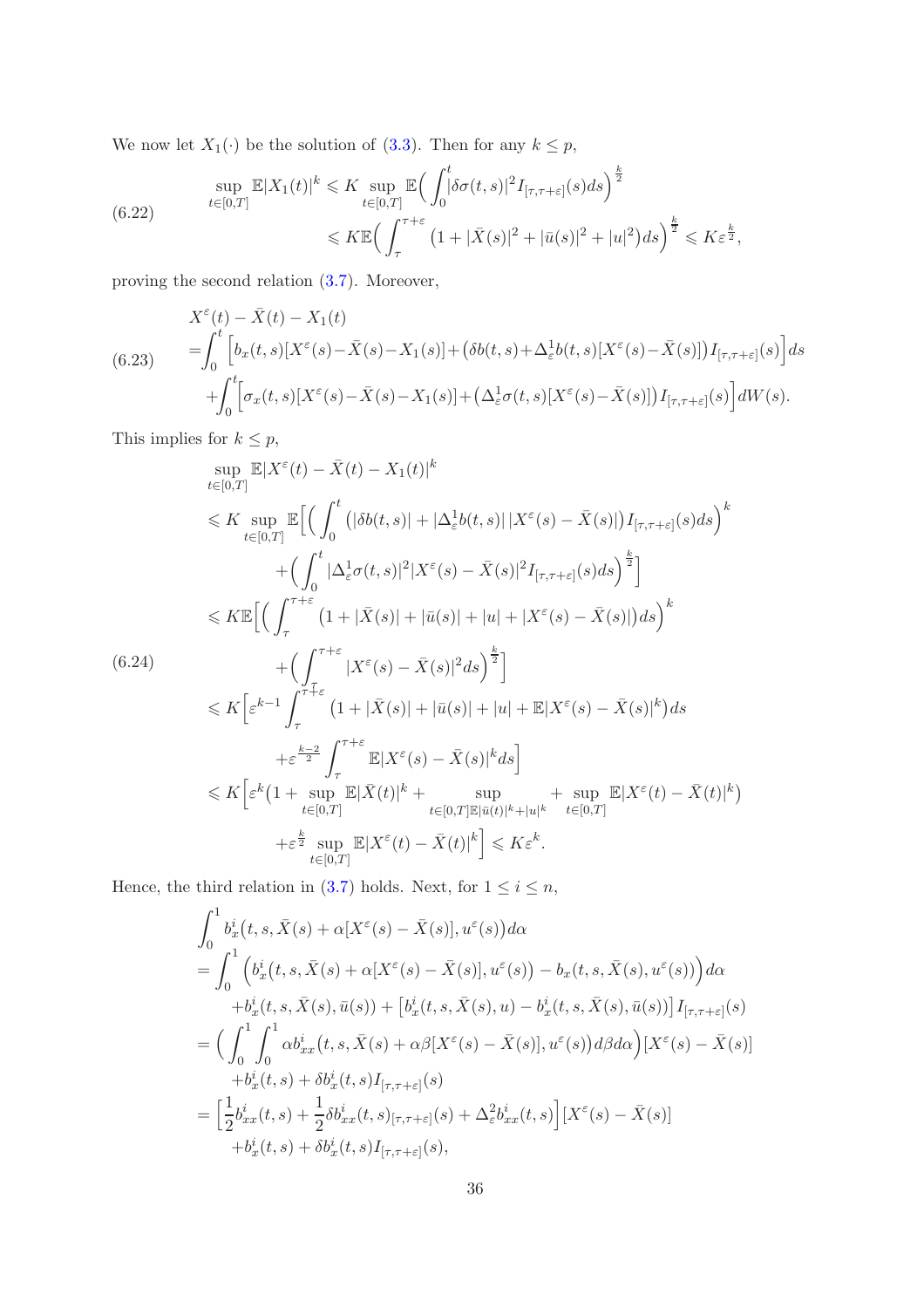We now let $X_1(\cdot)$ be the solution of (3.3). Then for any $k \le p$,

$$
\begin{aligned}
\sup_{t\in[0,T]} \mathbb{E}|X_1(t)|^k &\leqslant K \sup_{t\in[0,T]} \mathbb{E}\Big(\int_0^t |\delta\sigma(t,s)|^2 I_{[\tau,\tau+\varepsilon]}(s)ds\Big)^{\frac{k}{2}} \\
&\leqslant K\mathbb{E}\Big(\int_\tau^{\tau+\varepsilon}\big(1+|\bar X(s)|^2+|\bar u(s)|^2+|u|^2\big)ds\Big)^{\frac{k}{2}} \leqslant K\varepsilon^{\frac{k}{2}},
\end{aligned}
\tag{6.22}
$$

proving the second relation (3.7). Moreover,

$$
\begin{aligned}
&X^\varepsilon(t)-\bar X(t)-X_1(t)\\
=&\int_0^t\Big[b_x(t,s)[X^\varepsilon(s)-\bar X(s)-X_1(s)]+\big(\delta b(t,s)+\Delta^1_\varepsilon b(t,s)[X^\varepsilon(s)-\bar X(s)]\big)I_{[\tau,\tau+\varepsilon]}(s)\Big]ds\\
&+\int_0^t\Big[\sigma_x(t,s)[X^\varepsilon(s)-\bar X(s)-X_1(s)]+\big(\Delta^1_\varepsilon\sigma(t,s)[X^\varepsilon(s)-\bar X(s)]\big)I_{[\tau,\tau+\varepsilon]}(s)\Big]dW(s).
\end{aligned}
\tag{6.23}
$$

This implies for $k \le p$,

$$
\begin{aligned}
&\sup_{t\in[0,T]}\mathbb{E}|X^\varepsilon(t)-\bar X(t)-X_1(t)|^k\\
&\leqslant K\sup_{t\in[0,T]}\mathbb{E}\Big[\Big(\int_0^t\big(|\delta b(t,s)|+|\Delta^1_\varepsilon b(t,s)|\,|X^\varepsilon(s)-\bar X(s)|\big)I_{[\tau,\tau+\varepsilon]}(s)ds\Big)^k\\
&\qquad+\Big(\int_0^t|\Delta^1_\varepsilon\sigma(t,s)|^2|X^\varepsilon(s)-\bar X(s)|^2I_{[\tau,\tau+\varepsilon]}(s)ds\Big)^{\frac{k}{2}}\Big]\\
&\leqslant K\mathbb{E}\Big[\Big(\int_\tau^{\tau+\varepsilon}\big(1+|\bar X(s)|+|\bar u(s)|+|u|+|X^\varepsilon(s)-\bar X(s)|\big)ds\Big)^k\\
&\qquad+\Big(\int_\tau^{\tau+\varepsilon}|X^\varepsilon(s)-\bar X(s)|^2ds\Big)^{\frac{k}{2}}\Big]\\
&\leqslant K\Big[\varepsilon^{k-1}\int_\tau^{\tau+\varepsilon}\big(1+|\bar X(s)|+|\bar u(s)|+|u|+\mathbb{E}|X^\varepsilon(s)-\bar X(s)|^k\big)ds\\
&\qquad+\varepsilon^{\frac{k-2}{2}}\int_\tau^{\tau+\varepsilon}\mathbb{E}|X^\varepsilon(s)-\bar X(s)|^kds\Big]\\
&\leqslant K\Big[\varepsilon^k\big(1+\sup_{t\in[0,T]}\mathbb{E}|\bar X(t)|^k+\sup_{t\in[0,T]\mathbb{E}|\bar u(t)|^k+|u|^k}+\sup_{t\in[0,T]}\mathbb{E}|X^\varepsilon(t)-\bar X(t)|^k\big)\\
&\qquad+\varepsilon^{\frac{k}{2}}\sup_{t\in[0,T]}\mathbb{E}|X^\varepsilon(t)-\bar X(t)|^k\Big]\leqslant K\varepsilon^k.
\end{aligned}
\tag{6.24}
$$

Hence, the third relation in (3.7) holds. Next, for $1 \le i \le n$,

$$
\begin{aligned}
&\int_0^1 b^i_x\big(t,s,\bar X(s)+\alpha[X^\varepsilon(s)-\bar X(s)],u^\varepsilon(s)\big)d\alpha\\
&=\int_0^1\Big(b^i_x\big(t,s,\bar X(s)+\alpha[X^\varepsilon(s)-\bar X(s)],u^\varepsilon(s)\big)-b_x(t,s,\bar X(s),u^\varepsilon(s))\Big)d\alpha\\
&\quad+b^i_x(t,s,\bar X(s),\bar u(s))+\big[b^i_x(t,s,\bar X(s),u)-b^i_x(t,s,\bar X(s),\bar u(s))\big]I_{[\tau,\tau+\varepsilon]}(s)\\
&=\Big(\int_0^1\int_0^1\alpha b^i_{xx}\big(t,s,\bar X(s)+\alpha\beta[X^\varepsilon(s)-\bar X(s)],u^\varepsilon(s)\big)d\beta d\alpha\Big)[X^\varepsilon(s)-\bar X(s)]\\
&\quad+b^i_x(t,s)+\delta b^i_x(t,s)I_{[\tau,\tau+\varepsilon]}(s)\\
&=\Big[\frac{1}{2}b^i_{xx}(t,s)+\frac{1}{2}\delta b^i_{xx}(t,s)_{[\tau,\tau+\varepsilon]}(s)+\Delta^2_\varepsilon b^i_{xx}(t,s)\Big][X^\varepsilon(s)-\bar X(s)]\\
&\quad+b^i_x(t,s)+\delta b^i_x(t,s)I_{[\tau,\tau+\varepsilon]}(s),
\end{aligned}
$$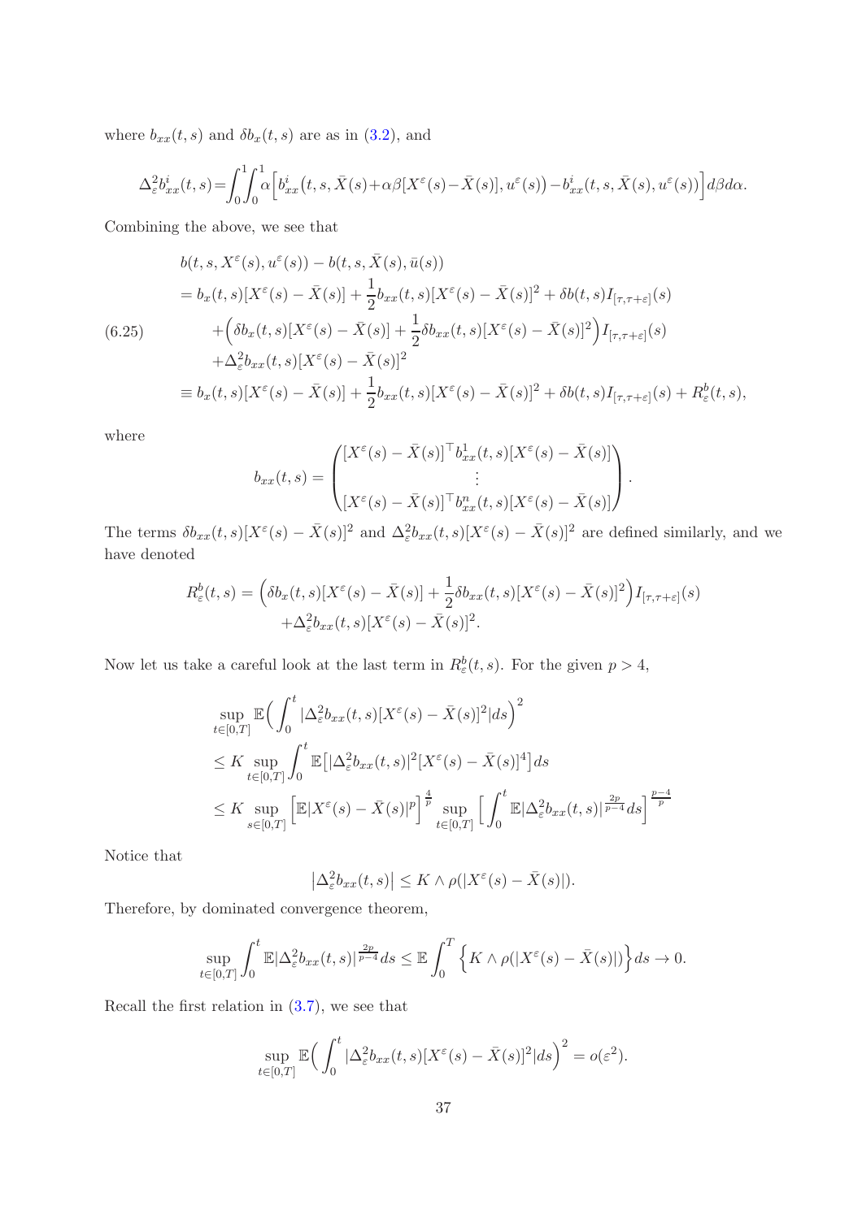where $b_{xx}(t,s)$ and $\delta b_x(t,s)$ are as in (3.2), and

$$
\Delta^2_\varepsilon b^i_{xx}(t,s)=\int_0^1\!\!\int_0^1 \alpha\Big[b^i_{xx}\big(t,s,\bar X(s)+\alpha\beta[X^\varepsilon(s)-\bar X(s)],u^\varepsilon(s)\big)-b^i_{xx}(t,s,\bar X(s),u^\varepsilon(s))\Big]d\beta d\alpha.
$$

Combining the above, we see that

$$
\begin{aligned}
&b(t,s,X^\varepsilon(s),u^\varepsilon(s))-b(t,s,\bar X(s),\bar u(s))\\
&=b_x(t,s)[X^\varepsilon(s)-\bar X(s)]+\frac12 b_{xx}(t,s)[X^\varepsilon(s)-\bar X(s)]^2+\delta b(t,s)I_{[\tau,\tau+\varepsilon]}(s)\\
&\quad+\Big(\delta b_x(t,s)[X^\varepsilon(s)-\bar X(s)]+\frac12\delta b_{xx}(t,s)[X^\varepsilon(s)-\bar X(s)]^2\Big)I_{[\tau,\tau+\varepsilon]}(s)\\
&\quad+\Delta^2_\varepsilon b_{xx}(t,s)[X^\varepsilon(s)-\bar X(s)]^2\\
&\equiv b_x(t,s)[X^\varepsilon(s)-\bar X(s)]+\frac12 b_{xx}(t,s)[X^\varepsilon(s)-\bar X(s)]^2+\delta b(t,s)I_{[\tau,\tau+\varepsilon]}(s)+R^b_\varepsilon(t,s),
\end{aligned}
\tag{6.25}
$$

where

$$
b_{xx}(t,s)=\begin{pmatrix}[X^\varepsilon(s)-\bar X(s)]^\top b^1_{xx}(t,s)[X^\varepsilon(s)-\bar X(s)]\\ \vdots\\ [X^\varepsilon(s)-\bar X(s)]^\top b^n_{xx}(t,s)[X^\varepsilon(s)-\bar X(s)]\end{pmatrix}.
$$

The terms $\delta b_{xx}(t,s)[X^\varepsilon(s)-\bar X(s)]^2$ and $\Delta^2_\varepsilon b_{xx}(t,s)[X^\varepsilon(s)-\bar X(s)]^2$ are defined similarly, and we have denoted

$$
\begin{aligned}
R^b_\varepsilon(t,s)=&\Big(\delta b_x(t,s)[X^\varepsilon(s)-\bar X(s)]+\frac12\delta b_{xx}(t,s)[X^\varepsilon(s)-\bar X(s)]^2\Big)I_{[\tau,\tau+\varepsilon]}(s)\\
&+\Delta^2_\varepsilon b_{xx}(t,s)[X^\varepsilon(s)-\bar X(s)]^2.
\end{aligned}
$$

Now let us take a careful look at the last term in $R^b_\varepsilon(t,s)$. For the given $p>4$,

$$
\begin{aligned}
&\sup_{t\in[0,T]}\mathbb E\Big(\int_0^t|\Delta^2_\varepsilon b_{xx}(t,s)[X^\varepsilon(s)-\bar X(s)]^2|ds\Big)^2\\
&\le K\sup_{t\in[0,T]}\int_0^t\mathbb E\big[|\Delta^2_\varepsilon b_{xx}(t,s)|^2[X^\varepsilon(s)-\bar X(s)]^4\big]ds\\
&\le K\sup_{s\in[0,T]}\Big[\mathbb E|X^\varepsilon(s)-\bar X(s)|^p\Big]^{\frac4p}\sup_{t\in[0,T]}\Big[\int_0^t\mathbb E|\Delta^2_\varepsilon b_{xx}(t,s)|^{\frac{2p}{p-4}}ds\Big]^{\frac{p-4}{p}}
\end{aligned}
$$

Notice that

$$
\big|\Delta^2_\varepsilon b_{xx}(t,s)\big|\le K\wedge\rho(|X^\varepsilon(s)-\bar X(s)|).
$$

Therefore, by dominated convergence theorem,

$$
\sup_{t\in[0,T]}\int_0^t\mathbb E|\Delta^2_\varepsilon b_{xx}(t,s)|^{\frac{2p}{p-4}}ds\le\mathbb E\int_0^T\Big\{K\wedge\rho(|X^\varepsilon(s)-\bar X(s)|)\Big\}ds\to0.
$$

Recall the first relation in (3.7), we see that

$$
\sup_{t\in[0,T]}\mathbb E\Big(\int_0^t|\Delta^2_\varepsilon b_{xx}(t,s)[X^\varepsilon(s)-\bar X(s)]^2|ds\Big)^2=o(\varepsilon^2).
$$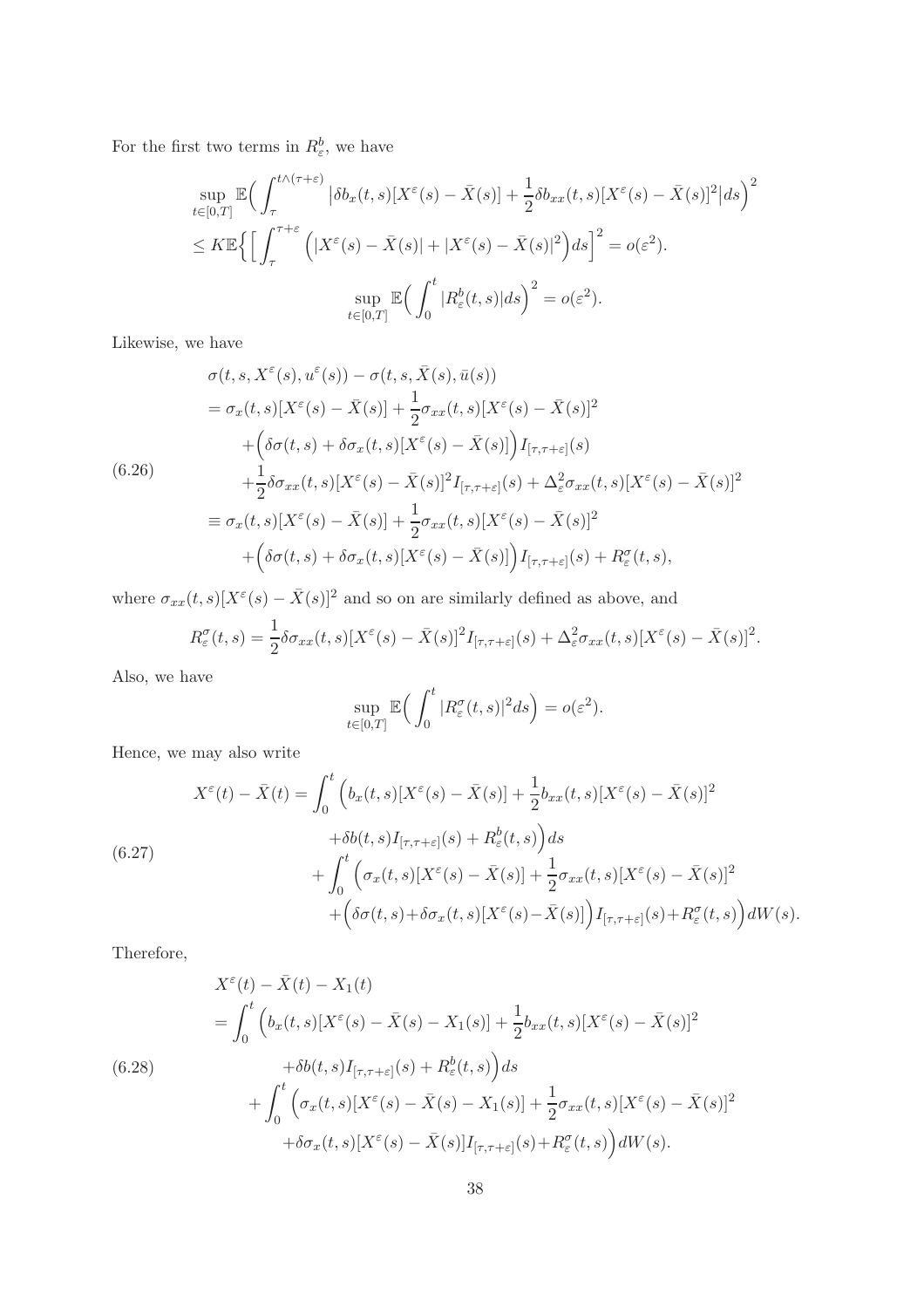For the first two terms in $R^b_\varepsilon$, we have

$$
\begin{aligned}
&\sup_{t\in[0,T]}\mathbb{E}\Big(\int_\tau^{t\wedge(\tau+\varepsilon)}\big|\delta b_x(t,s)[X^\varepsilon(s)-\bar X(s)]+\frac{1}{2}\delta b_{xx}(t,s)[X^\varepsilon(s)-\bar X(s)]^2\big|ds\Big)^2\\
&\le K\mathbb{E}\Big\{\Big[\int_\tau^{\tau+\varepsilon}\Big(|X^\varepsilon(s)-\bar X(s)|+|X^\varepsilon(s)-\bar X(s)|^2\Big)ds\Big]^2=o(\varepsilon^2).
\end{aligned}
$$

$$
\sup_{t\in[0,T]}\mathbb{E}\Big(\int_0^t|R^b_\varepsilon(t,s)|ds\Big)^2=o(\varepsilon^2).
$$

Likewise, we have

$$
\begin{aligned}
&\sigma(t,s,X^\varepsilon(s),u^\varepsilon(s))-\sigma(t,s,\bar X(s),\bar u(s))\\
&=\sigma_x(t,s)[X^\varepsilon(s)-\bar X(s)]+\frac{1}{2}\sigma_{xx}(t,s)[X^\varepsilon(s)-\bar X(s)]^2\\
&\quad+\Big(\delta\sigma(t,s)+\delta\sigma_x(t,s)[X^\varepsilon(s)-\bar X(s)]\Big)I_{[\tau,\tau+\varepsilon]}(s)\\
&\quad+\frac{1}{2}\delta\sigma_{xx}(t,s)[X^\varepsilon(s)-\bar X(s)]^2I_{[\tau,\tau+\varepsilon]}(s)+\Delta^2_\varepsilon\sigma_{xx}(t,s)[X^\varepsilon(s)-\bar X(s)]^2\\
&\equiv\sigma_x(t,s)[X^\varepsilon(s)-\bar X(s)]+\frac{1}{2}\sigma_{xx}(t,s)[X^\varepsilon(s)-\bar X(s)]^2\\
&\quad+\Big(\delta\sigma(t,s)+\delta\sigma_x(t,s)[X^\varepsilon(s)-\bar X(s)]\Big)I_{[\tau,\tau+\varepsilon]}(s)+R^\sigma_\varepsilon(t,s),
\end{aligned}
\tag{6.26}
$$

where $\sigma_{xx}(t,s)[X^\varepsilon(s)-\bar X(s)]^2$ and so on are similarly defined as above, and

$$
R^\sigma_\varepsilon(t,s)=\frac{1}{2}\delta\sigma_{xx}(t,s)[X^\varepsilon(s)-\bar X(s)]^2I_{[\tau,\tau+\varepsilon]}(s)+\Delta^2_\varepsilon\sigma_{xx}(t,s)[X^\varepsilon(s)-\bar X(s)]^2.
$$

Also, we have

$$
\sup_{t\in[0,T]}\mathbb{E}\Big(\int_0^t|R^\sigma_\varepsilon(t,s)|^2ds\Big)=o(\varepsilon^2).
$$

Hence, we may also write

$$
\begin{aligned}
X^\varepsilon(t)-\bar X(t)&=\int_0^t\Big(b_x(t,s)[X^\varepsilon(s)-\bar X(s)]+\frac{1}{2}b_{xx}(t,s)[X^\varepsilon(s)-\bar X(s)]^2\\
&\qquad+\delta b(t,s)I_{[\tau,\tau+\varepsilon]}(s)+R^b_\varepsilon(t,s)\Big)ds\\
&\quad+\int_0^t\Big(\sigma_x(t,s)[X^\varepsilon(s)-\bar X(s)]+\frac{1}{2}\sigma_{xx}(t,s)[X^\varepsilon(s)-\bar X(s)]^2\\
&\qquad+\Big(\delta\sigma(t,s)+\delta\sigma_x(t,s)[X^\varepsilon(s)-\bar X(s)]\Big)I_{[\tau,\tau+\varepsilon]}(s)+R^\sigma_\varepsilon(t,s)\Big)dW(s).
\end{aligned}
\tag{6.27}
$$

Therefore,

$$
\begin{aligned}
&X^\varepsilon(t)-\bar X(t)-X_1(t)\\
&=\int_0^t\Big(b_x(t,s)[X^\varepsilon(s)-\bar X(s)-X_1(s)]+\frac{1}{2}b_{xx}(t,s)[X^\varepsilon(s)-\bar X(s)]^2\\
&\qquad+\delta b(t,s)I_{[\tau,\tau+\varepsilon]}(s)+R^b_\varepsilon(t,s)\Big)ds\\
&\quad+\int_0^t\Big(\sigma_x(t,s)[X^\varepsilon(s)-\bar X(s)-X_1(s)]+\frac{1}{2}\sigma_{xx}(t,s)[X^\varepsilon(s)-\bar X(s)]^2\\
&\qquad+\delta\sigma_x(t,s)[X^\varepsilon(s)-\bar X(s)]I_{[\tau,\tau+\varepsilon]}(s)+R^\sigma_\varepsilon(t,s)\Big)dW(s).
\end{aligned}
\tag{6.28}
$$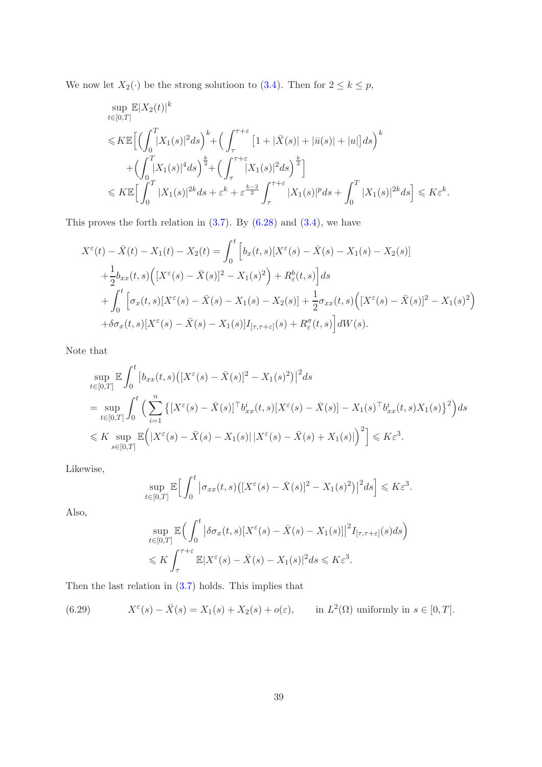We now let $X_2(\cdot)$ be the strong solutioon to (3.4). Then for $2 \le k \le p$,

$$
\begin{aligned}
&\sup_{t\in[0,T]} \mathbb{E}|X_2(t)|^k \\
&\leqslant K\mathbb{E}\Big[\Big(\int_0^T |X_1(s)|^2 ds\Big)^k + \Big(\int_\tau^{\tau+\varepsilon}\big[1+|\bar{X}(s)|+|\bar{u}(s)|+|u|\big]ds\Big)^k \\
&\qquad + \Big(\int_0^T |X_1(s)|^4 ds\Big)^{\frac{k}{2}} + \Big(\int_\tau^{\tau+\varepsilon}|X_1(s)|^2 ds\Big)^{\frac{k}{2}}\Big] \\
&\leqslant K\mathbb{E}\Big[\int_0^T |X_1(s)|^{2k} ds + \varepsilon^k + \varepsilon^{\frac{k-2}{2}}\int_\tau^{\tau+\varepsilon}|X_1(s)|^p ds + \int_0^T |X_1(s)|^{2k} ds\Big] \leqslant K\varepsilon^k.
\end{aligned}
$$

This proves the forth relation in (3.7). By (6.28) and (3.4), we have

$$
\begin{aligned}
X^\varepsilon(t) - \bar{X}(t) - X_1(t) - X_2(t) &= \int_0^t \Big[b_x(t,s)[X^\varepsilon(s)-\bar{X}(s)-X_1(s)-X_2(s)] \\
&+ \frac{1}{2}b_{xx}(t,s)\Big([X^\varepsilon(s)-\bar{X}(s)]^2 - X_1(s)^2\Big) + R_\varepsilon^b(t,s)\Big]ds \\
&+ \int_0^t \Big[\sigma_x(t,s)[X^\varepsilon(s)-\bar{X}(s)-X_1(s)-X_2(s)] + \frac{1}{2}\sigma_{xx}(t,s)\Big([X^\varepsilon(s)-\bar{X}(s)]^2 - X_1(s)^2\Big) \\
&+ \delta\sigma_x(t,s)[X^\varepsilon(s)-\bar{X}(s)-X_1(s)]I_{[\tau,\tau+\varepsilon]}(s) + R_\varepsilon^\sigma(t,s)\Big]dW(s).
\end{aligned}
$$

Note that

$$
\begin{aligned}
&\sup_{t\in[0,T]} \mathbb{E}\int_0^t \big|b_{xx}(t,s)\big([X^\varepsilon(s)-\bar{X}(s)]^2 - X_1(s)^2\big)\big|^2 ds \\
&= \sup_{t\in[0,T]} \int_0^t \Big(\sum_{i=1}^n \big\{[X^\varepsilon(s)-\bar{X}(s)]^\top b_{xx}^i(t,s)[X^\varepsilon(s)-\bar{X}(s)] - X_1(s)^\top b_{xx}^i(t,s)X_1(s)\big\}^2\Big)ds \\
&\leqslant K \sup_{s\in[0,T]} \mathbb{E}\Big(|X^\varepsilon(s)-\bar{X}(s)-X_1(s)|\,|X^\varepsilon(s)-\bar{X}(s)+X_1(s)|\Big)^2\Big] \leqslant K\varepsilon^3.
\end{aligned}
$$

Likewise,

$$
\sup_{t\in[0,T]} \mathbb{E}\Big[\int_0^t \big|\sigma_{xx}(t,s)\big([X^\varepsilon(s)-\bar{X}(s)]^2 - X_1(s)^2\big)\big|^2 ds\Big] \leqslant K\varepsilon^3.
$$

Also,

$$
\begin{aligned}
&\sup_{t\in[0,T]} \mathbb{E}\Big(\int_0^t \big|\delta\sigma_x(t,s)[X^\varepsilon(s)-\bar{X}(s)-X_1(s)]\big|^2 I_{[\tau,\tau+\varepsilon]}(s)ds\Big) \\
&\leqslant K\int_\tau^{\tau+\varepsilon} \mathbb{E}|X^\varepsilon(s)-\bar{X}(s)-X_1(s)|^2 ds \leqslant K\varepsilon^3.
\end{aligned}
$$

Then the last relation in (3.7) holds. This implies that

$$
X^\varepsilon(s) - \bar{X}(s) = X_1(s) + X_2(s) + o(\varepsilon), \qquad \text{in } L^2(\Omega) \text{ uniformly in } s\in[0,T]. \tag{6.29}
$$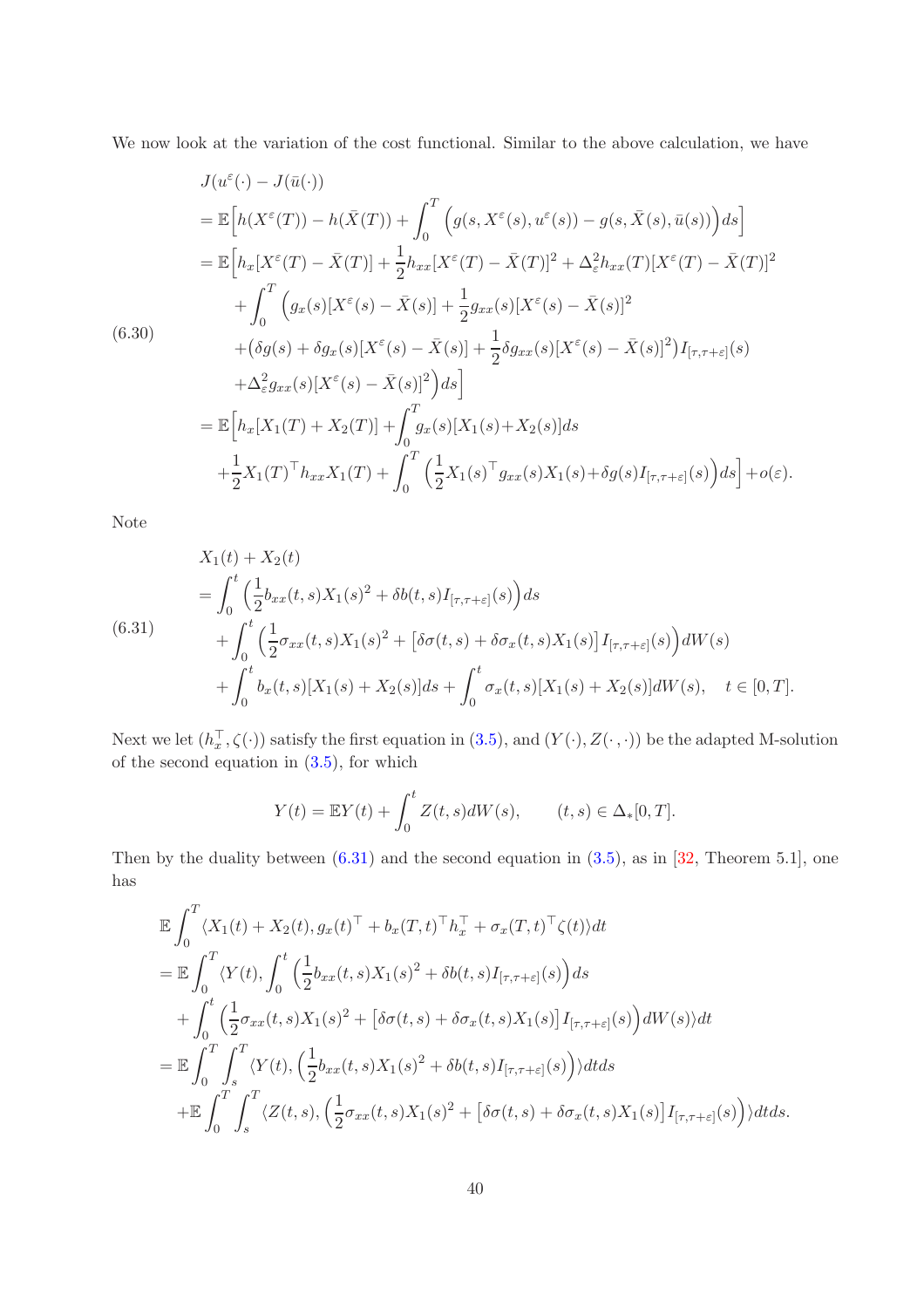We now look at the variation of the cost functional. Similar to the above calculation, we have

$$
\begin{aligned}
&J(u^\varepsilon(\cdot)-J(\bar u(\cdot))\\
&=\mathbb{E}\Big[h(X^\varepsilon(T))-h(\bar X(T))+\int_0^T\Big(g(s,X^\varepsilon(s),u^\varepsilon(s))-g(s,\bar X(s),\bar u(s))\Big)ds\Big]\\
&=\mathbb{E}\Big[h_x[X^\varepsilon(T)-\bar X(T)]+\frac12 h_{xx}[X^\varepsilon(T)-\bar X(T)]^2+\Delta_\varepsilon^2 h_{xx}(T)[X^\varepsilon(T)-\bar X(T)]^2\\
&\quad+\int_0^T\Big(g_x(s)[X^\varepsilon(s)-\bar X(s)]+\frac12 g_{xx}(s)[X^\varepsilon(s)-\bar X(s)]^2\\
&\quad+\big(\delta g(s)+\delta g_x(s)[X^\varepsilon(s)-\bar X(s)]+\frac12\delta g_{xx}(s)[X^\varepsilon(s)-\bar X(s)]^2\big)I_{[\tau,\tau+\varepsilon]}(s)\\
&\quad+\Delta_\varepsilon^2 g_{xx}(s)[X^\varepsilon(s)-\bar X(s)]^2\Big)ds\Big]\\
&=\mathbb{E}\Big[h_x[X_1(T)+X_2(T)]+\int_0^T g_x(s)[X_1(s)+X_2(s)]ds\\
&\quad+\frac12 X_1(T)^\top h_{xx}X_1(T)+\int_0^T\Big(\frac12 X_1(s)^\top g_{xx}(s)X_1(s)+\delta g(s)I_{[\tau,\tau+\varepsilon]}(s)\Big)ds\Big]+o(\varepsilon).
\end{aligned}
\tag{6.30}
$$

Note

$$
\begin{aligned}
&X_1(t)+X_2(t)\\
&=\int_0^t\Big(\frac12 b_{xx}(t,s)X_1(s)^2+\delta b(t,s)I_{[\tau,\tau+\varepsilon]}(s)\Big)ds\\
&\quad+\int_0^t\Big(\frac12\sigma_{xx}(t,s)X_1(s)^2+\big[\delta\sigma(t,s)+\delta\sigma_x(t,s)X_1(s)\big]I_{[\tau,\tau+\varepsilon]}(s)\Big)dW(s)\\
&\quad+\int_0^t b_x(t,s)[X_1(s)+X_2(s)]ds+\int_0^t\sigma_x(t,s)[X_1(s)+X_2(s)]dW(s),\quad t\in[0,T].
\end{aligned}
\tag{6.31}
$$

Next we let $(h_x^\top,\zeta(\cdot))$ satisfy the first equation in (3.5), and $(Y(\cdot),Z(\cdot\,,\cdot))$ be the adapted M-solution of the second equation in (3.5), for which

$$
Y(t)=\mathbb{E}Y(t)+\int_0^t Z(t,s)dW(s),\qquad (t,s)\in\Delta_*[0,T].
$$

Then by the duality between (6.31) and the second equation in (3.5), as in [32, Theorem 5.1], one has

$$
\begin{aligned}
&\mathbb{E}\int_0^T\langle X_1(t)+X_2(t),g_x(t)^\top+b_x(T,t)^\top h_x^\top+\sigma_x(T,t)^\top\zeta(t)\rangle dt\\
&=\mathbb{E}\int_0^T\langle Y(t),\int_0^t\Big(\frac12 b_{xx}(t,s)X_1(s)^2+\delta b(t,s)I_{[\tau,\tau+\varepsilon]}(s)\Big)ds\\
&\quad+\int_0^t\Big(\frac12\sigma_{xx}(t,s)X_1(s)^2+\big[\delta\sigma(t,s)+\delta\sigma_x(t,s)X_1(s)\big]I_{[\tau,\tau+\varepsilon]}(s)\Big)dW(s)\rangle dt\\
&=\mathbb{E}\int_0^T\int_s^T\langle Y(t),\Big(\frac12 b_{xx}(t,s)X_1(s)^2+\delta b(t,s)I_{[\tau,\tau+\varepsilon]}(s)\Big)\rangle dtds\\
&\quad+\mathbb{E}\int_0^T\int_s^T\langle Z(t,s),\Big(\frac12\sigma_{xx}(t,s)X_1(s)^2+\big[\delta\sigma(t,s)+\delta\sigma_x(t,s)X_1(s)\big]I_{[\tau,\tau+\varepsilon]}(s)\Big)\rangle dtds.
\end{aligned}
$$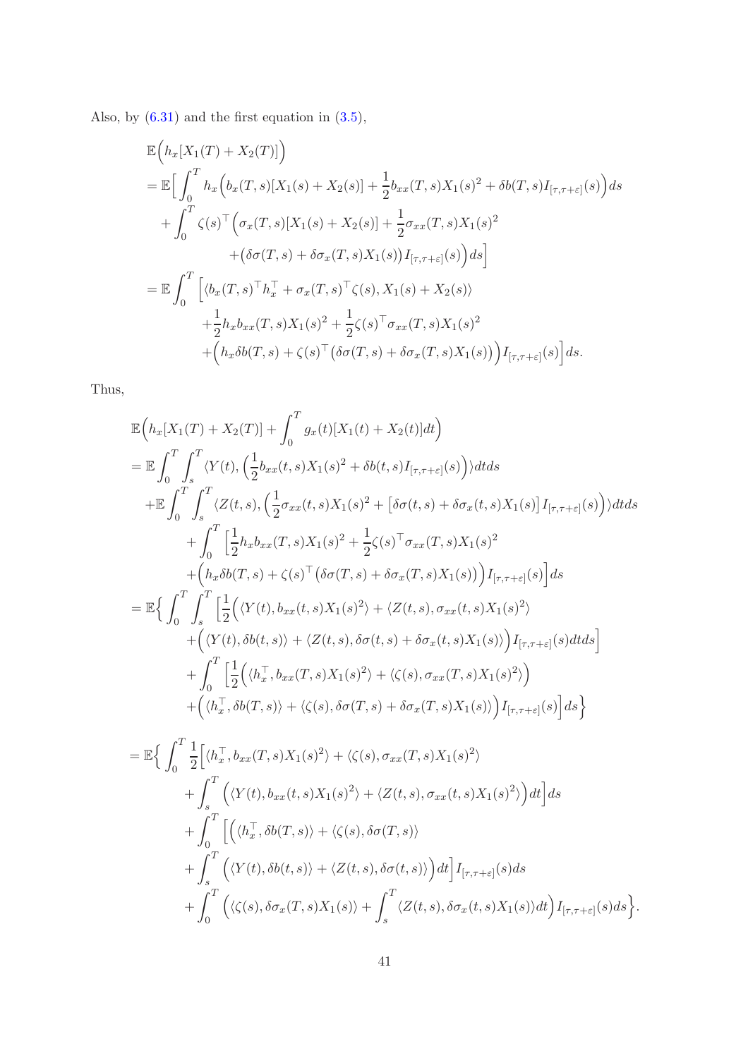Also, by (6.31) and the first equation in (3.5),

$$
\begin{aligned}
&\mathbb{E}\Big(h_x[X_1(T)+X_2(T)]\Big)\\
&=\mathbb{E}\Big[\int_0^T h_x\Big(b_x(T,s)[X_1(s)+X_2(s)]+\frac{1}{2}b_{xx}(T,s)X_1(s)^2+\delta b(T,s)I_{[\tau,\tau+\varepsilon]}(s)\Big)ds\\
&\quad+\int_0^T \zeta(s)^\top\Big(\sigma_x(T,s)[X_1(s)+X_2(s)]+\frac{1}{2}\sigma_{xx}(T,s)X_1(s)^2\\
&\qquad\qquad+\big(\delta\sigma(T,s)+\delta\sigma_x(T,s)X_1(s)\big)I_{[\tau,\tau+\varepsilon]}(s)\Big)ds\Big]\\
&=\mathbb{E}\int_0^T\Big[\langle b_x(T,s)^\top h_x^\top+\sigma_x(T,s)^\top\zeta(s),X_1(s)+X_2(s)\rangle\\
&\qquad+\frac{1}{2}h_xb_{xx}(T,s)X_1(s)^2+\frac{1}{2}\zeta(s)^\top\sigma_{xx}(T,s)X_1(s)^2\\
&\qquad+\Big(h_x\delta b(T,s)+\zeta(s)^\top\big(\delta\sigma(T,s)+\delta\sigma_x(T,s)X_1(s)\big)\Big)I_{[\tau,\tau+\varepsilon]}(s)\Big]ds.
\end{aligned}
$$

Thus,

$$
\begin{aligned}
&\mathbb{E}\Big(h_x[X_1(T)+X_2(T)]+\int_0^T g_x(t)[X_1(t)+X_2(t)]dt\Big)\\
&=\mathbb{E}\int_0^T\int_s^T\langle Y(t),\Big(\frac{1}{2}b_{xx}(t,s)X_1(s)^2+\delta b(t,s)I_{[\tau,\tau+\varepsilon]}(s)\Big)\rangle dtds\\
&\quad+\mathbb{E}\int_0^T\int_s^T\langle Z(t,s),\Big(\frac{1}{2}\sigma_{xx}(t,s)X_1(s)^2+\big[\delta\sigma(t,s)+\delta\sigma_x(t,s)X_1(s)\big]I_{[\tau,\tau+\varepsilon]}(s)\Big)\rangle dtds\\
&\qquad+\int_0^T\Big[\frac{1}{2}h_xb_{xx}(T,s)X_1(s)^2+\frac{1}{2}\zeta(s)^\top\sigma_{xx}(T,s)X_1(s)^2\\
&\qquad+\Big(h_x\delta b(T,s)+\zeta(s)^\top\big(\delta\sigma(T,s)+\delta\sigma_x(T,s)X_1(s)\big)\Big)I_{[\tau,\tau+\varepsilon]}(s)\Big]ds\\
&=\mathbb{E}\Big\{\int_0^T\int_s^T\Big[\frac{1}{2}\Big(\langle Y(t),b_{xx}(t,s)X_1(s)^2\rangle+\langle Z(t,s),\sigma_{xx}(t,s)X_1(s)^2\rangle\\
&\qquad+\Big(\langle Y(t),\delta b(t,s)\rangle+\langle Z(t,s),\delta\sigma(t,s)+\delta\sigma_x(t,s)X_1(s)\rangle\Big)I_{[\tau,\tau+\varepsilon]}(s)dtds\Big]\\
&\qquad+\int_0^T\Big[\frac{1}{2}\Big(\langle h_x^\top,b_{xx}(T,s)X_1(s)^2\rangle+\langle\zeta(s),\sigma_{xx}(T,s)X_1(s)^2\rangle\Big)\\
&\qquad+\Big(\langle h_x^\top,\delta b(T,s)\rangle+\langle\zeta(s),\delta\sigma(T,s)+\delta\sigma_x(T,s)X_1(s)\rangle\Big)I_{[\tau,\tau+\varepsilon]}(s)\Big]ds\Big\}\\
&=\mathbb{E}\Big\{\int_0^T\frac{1}{2}\Big[\langle h_x^\top,b_{xx}(T,s)X_1(s)^2\rangle+\langle\zeta(s),\sigma_{xx}(T,s)X_1(s)^2\rangle\\
&\qquad+\int_s^T\Big(\langle Y(t),b_{xx}(t,s)X_1(s)^2\rangle+\langle Z(t,s),\sigma_{xx}(t,s)X_1(s)^2\rangle\Big)dt\Big]ds\\
&\qquad+\int_0^T\Big[\Big(\langle h_x^\top,\delta b(T,s)\rangle+\langle\zeta(s),\delta\sigma(T,s)\rangle\\
&\qquad+\int_s^T\Big(\langle Y(t),\delta b(t,s)\rangle+\langle Z(t,s),\delta\sigma(t,s)\rangle\Big)dt\Big]I_{[\tau,\tau+\varepsilon]}(s)ds\\
&\qquad+\int_0^T\Big(\langle\zeta(s),\delta\sigma_x(T,s)X_1(s)\rangle+\int_s^T\langle Z(t,s),\delta\sigma_x(t,s)X_1(s)\rangle dt\Big)I_{[\tau,\tau+\varepsilon]}(s)ds\Big\}.
\end{aligned}
$$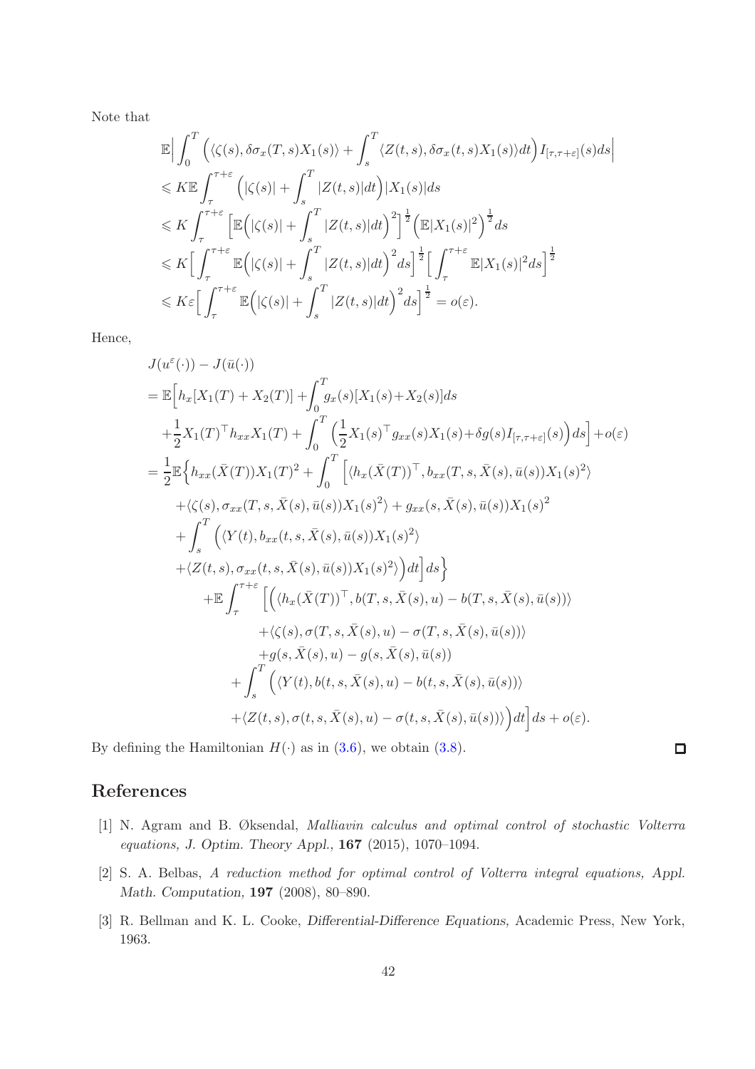Note that

$$
\begin{aligned}
&\mathbb{E}\Big|\int_0^T\Big(\langle\zeta(s),\delta\sigma_x(T,s)X_1(s)\rangle+\int_s^T\langle Z(t,s),\delta\sigma_x(t,s)X_1(s)\rangle dt\Big)I_{[\tau,\tau+\varepsilon]}(s)ds\Big|\\
&\leqslant K\mathbb{E}\int_\tau^{\tau+\varepsilon}\Big(|\zeta(s)|+\int_s^T|Z(t,s)|dt\Big)|X_1(s)|ds\\
&\leqslant K\int_\tau^{\tau+\varepsilon}\Big[\mathbb{E}\Big(|\zeta(s)|+\int_s^T|Z(t,s)|dt\Big)^2\Big]^{\frac12}\Big(\mathbb{E}|X_1(s)|^2\Big)^{\frac12}ds\\
&\leqslant K\Big[\int_\tau^{\tau+\varepsilon}\mathbb{E}\Big(|\zeta(s)|+\int_s^T|Z(t,s)|dt\Big)^2ds\Big]^{\frac12}\Big[\int_\tau^{\tau+\varepsilon}\mathbb{E}|X_1(s)|^2ds\Big]^{\frac12}\\
&\leqslant K\varepsilon\Big[\int_\tau^{\tau+\varepsilon}\mathbb{E}\Big(|\zeta(s)|+\int_s^T|Z(t,s)|dt\Big)^2ds\Big]^{\frac12}=o(\varepsilon).
\end{aligned}
$$

Hence,

$$
\begin{aligned}
&J(u^\varepsilon(\cdot))-J(\bar u(\cdot))\\
&=\mathbb{E}\Big[h_x[X_1(T)+X_2(T)]+\int_0^T g_x(s)[X_1(s)+X_2(s)]ds\\
&\quad+\frac12 X_1(T)^\top h_{xx}X_1(T)+\int_0^T\Big(\frac12 X_1(s)^\top g_{xx}(s)X_1(s)+\delta g(s)I_{[\tau,\tau+\varepsilon]}(s)\Big)ds\Big]+o(\varepsilon)\\
&=\frac12\mathbb{E}\Big\{h_{xx}(\bar X(T))X_1(T)^2+\int_0^T\Big[\langle h_x(\bar X(T))^\top,b_{xx}(T,s,\bar X(s),\bar u(s))X_1(s)^2\rangle\\
&\quad+\langle\zeta(s),\sigma_{xx}(T,s,\bar X(s),\bar u(s))X_1(s)^2\rangle+g_{xx}(s,\bar X(s),\bar u(s))X_1(s)^2\\
&\quad+\int_s^T\Big(\langle Y(t),b_{xx}(t,s,\bar X(s),\bar u(s))X_1(s)^2\rangle\\
&\quad+\langle Z(t,s),\sigma_{xx}(t,s,\bar X(s),\bar u(s))X_1(s)^2\rangle\Big)dt\Big]ds\Big\}\\
&\qquad+\mathbb{E}\int_\tau^{\tau+\varepsilon}\Big[\Big(\langle h_x(\bar X(T))^\top,b(T,s,\bar X(s),u)-b(T,s,\bar X(s),\bar u(s))\rangle\\
&\qquad\quad+\langle\zeta(s),\sigma(T,s,\bar X(s),u)-\sigma(T,s,\bar X(s),\bar u(s))\rangle\\
&\qquad\quad+g(s,\bar X(s),u)-g(s,\bar X(s),\bar u(s))\\
&\qquad\quad+\int_s^T\Big(\langle Y(t),b(t,s,\bar X(s),u)-b(t,s,\bar X(s),\bar u(s))\rangle\\
&\qquad\quad+\langle Z(t,s),\sigma(t,s,\bar X(s),u)-\sigma(t,s,\bar X(s),\bar u(s))\rangle\Big)dt\Big]ds+o(\varepsilon).
\end{aligned}
$$

By defining the Hamiltonian $H(\cdot)$ as in (3.6), we obtain (3.8). □

## References

[1] N. Agram and B. Øksendal, *Malliavin calculus and optimal control of stochastic Volterra equations, J. Optim. Theory Appl.*, **167** (2015), 1070–1094.

[2] S. A. Belbas, *A reduction method for optimal control of Volterra integral equations, Appl. Math. Computation*, **197** (2008), 80–890.

[3] R. Bellman and K. L. Cooke, *Differential-Difference Equations*, Academic Press, New York, 1963.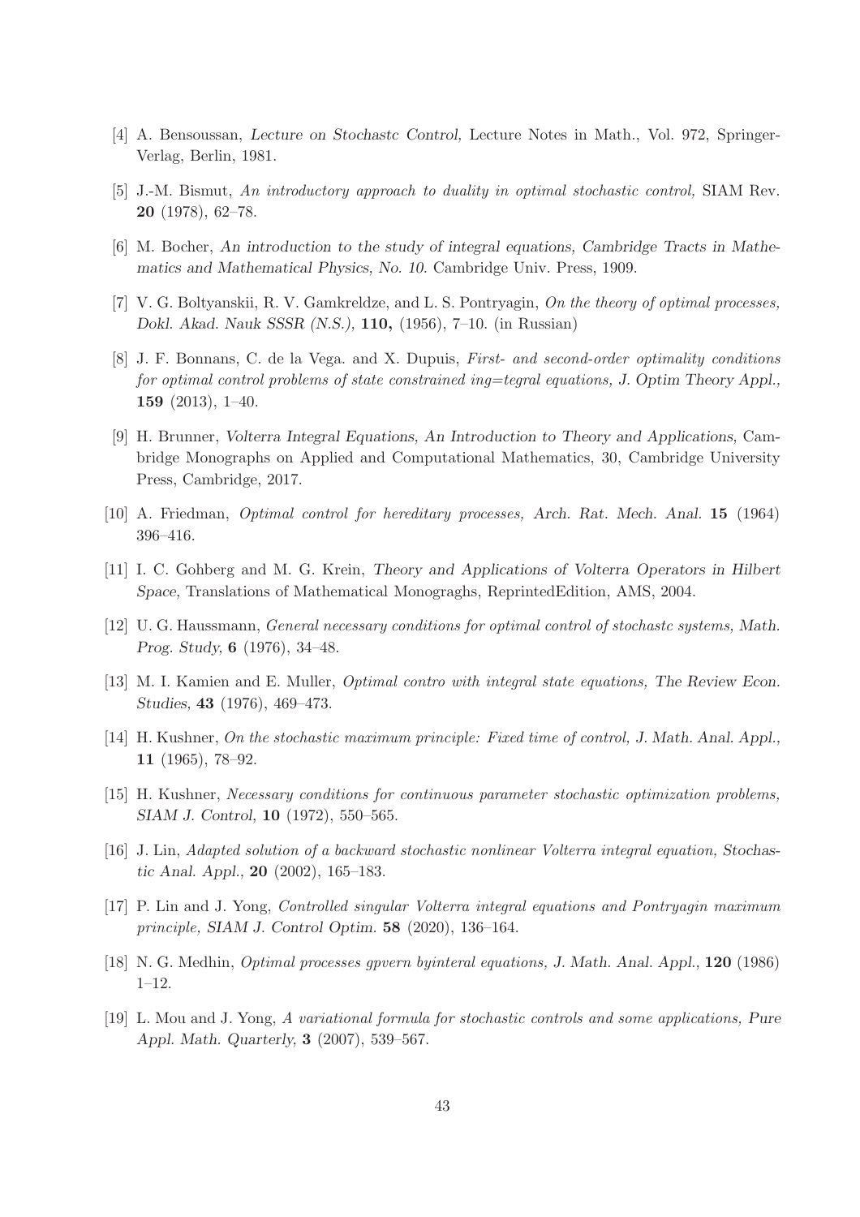[4] A. Bensoussan, *Lecture on Stochastc Control,* Lecture Notes in Math., Vol. 972, Springer-Verlag, Berlin, 1981.

[5] J.-M. Bismut, *An introductory approach to duality in optimal stochastic control,* SIAM Rev. **20** (1978), 62–78.

[6] M. Bocher, *An introduction to the study of integral equations, Cambridge Tracts in Mathematics and Mathematical Physics, No. 10.* Cambridge Univ. Press, 1909.

[7] V. G. Boltyanskii, R. V. Gamkreldze, and L. S. Pontryagin, *On the theory of optimal processes, Dokl. Akad. Nauk SSSR (N.S.),* **110,** (1956), 7–10. (in Russian)

[8] J. F. Bonnans, C. de la Vega. and X. Dupuis, *First- and second-order optimality conditions for optimal control problems of state constrained ing=tegral equations, J. Optim Theory Appl.,* **159** (2013), 1–40.

[9] H. Brunner, *Volterra Integral Equations, An Introduction to Theory and Applications,* Cambridge Monographs on Applied and Computational Mathematics, 30, Cambridge University Press, Cambridge, 2017.

[10] A. Friedman, *Optimal control for hereditary processes, Arch. Rat. Mech. Anal.* **15** (1964) 396–416.

[11] I. C. Gohberg and M. G. Krein, *Theory and Applications of Volterra Operators in Hilbert Space,* Translations of Mathematical Monograghs, ReprintedEdition, AMS, 2004.

[12] U. G. Haussmann, *General necessary conditions for optimal control of stochastc systems, Math. Prog. Study,* **6** (1976), 34–48.

[13] M. I. Kamien and E. Muller, *Optimal contro with integral state equations, The Review Econ. Studies,* **43** (1976), 469–473.

[14] H. Kushner, *On the stochastic maximum principle: Fixed time of control, J. Math. Anal. Appl.,* **11** (1965), 78–92.

[15] H. Kushner, *Necessary conditions for continuous parameter stochastic optimization problems, SIAM J. Control,* **10** (1972), 550–565.

[16] J. Lin, *Adapted solution of a backward stochastic nonlinear Volterra integral equation, Stochastic Anal. Appl.,* **20** (2002), 165–183.

[17] P. Lin and J. Yong, *Controlled singular Volterra integral equations and Pontryagin maximum principle, SIAM J. Control Optim.* **58** (2020), 136–164.

[18] N. G. Medhin, *Optimal processes gpvern byinteral equations, J. Math. Anal. Appl.,* **120** (1986) 1–12.

[19] L. Mou and J. Yong, *A variational formula for stochastic controls and some applications, Pure Appl. Math. Quarterly,* **3** (2007), 539–567.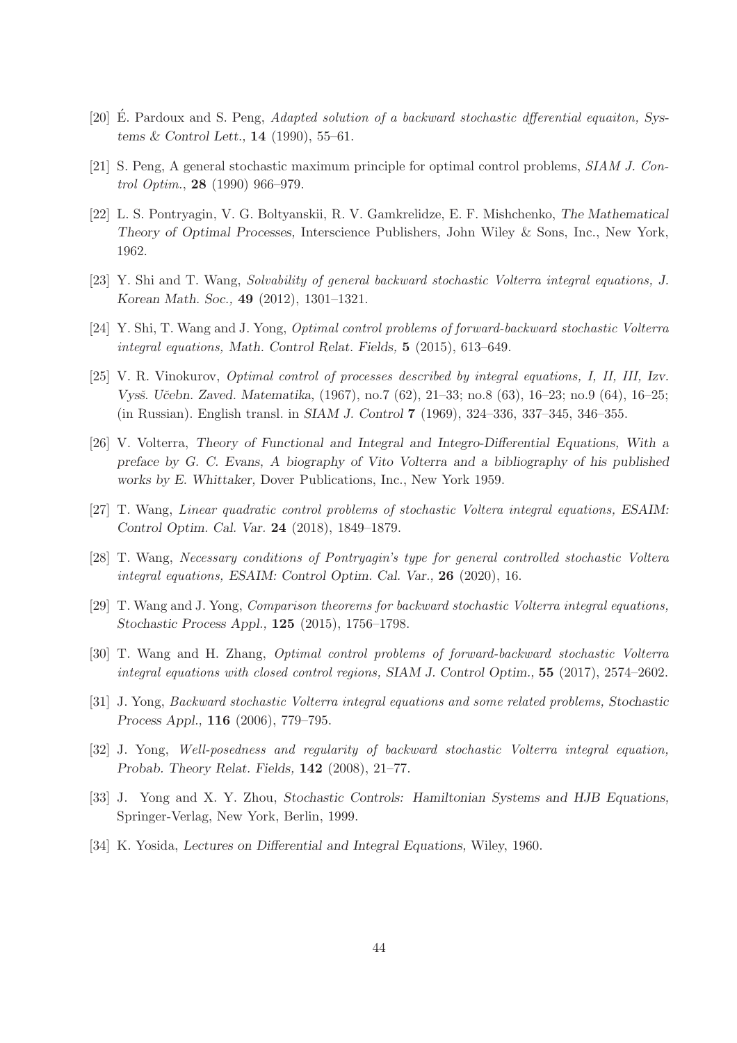[20] É. Pardoux and S. Peng, *Adapted solution of a backward stochastic dfferential equaiton, Systems & Control Lett.,* **14** (1990), 55–61.

[21] S. Peng, A general stochastic maximum principle for optimal control problems, *SIAM J. Control Optim.*, **28** (1990) 966–979.

[22] L. S. Pontryagin, V. G. Boltyanskii, R. V. Gamkrelidze, E. F. Mishchenko, *The Mathematical Theory of Optimal Processes,* Interscience Publishers, John Wiley & Sons, Inc., New York, 1962.

[23] Y. Shi and T. Wang, *Solvability of general backward stochastic Volterra integral equations, J. Korean Math. Soc.,* **49** (2012), 1301–1321.

[24] Y. Shi, T. Wang and J. Yong, *Optimal control problems of forward-backward stochastic Volterra integral equations, Math. Control Relat. Fields,* **5** (2015), 613–649.

[25] V. R. Vinokurov, *Optimal control of processes described by integral equations, I, II, III, Izv. Vysš. Učebn. Zaved. Matematika,* (1967), no.7 (62), 21–33; no.8 (63), 16–23; no.9 (64), 16–25; (in Russian). English transl. in *SIAM J. Control* **7** (1969), 324–336, 337–345, 346–355.

[26] V. Volterra, *Theory of Functional and Integral and Integro-Differential Equations, With a preface by G. C. Evans, A biography of Vito Volterra and a bibliography of his published works by E. Whittaker,* Dover Publications, Inc., New York 1959.

[27] T. Wang, *Linear quadratic control problems of stochastic Voltera integral equations, ESAIM: Control Optim. Cal. Var.* **24** (2018), 1849–1879.

[28] T. Wang, *Necessary conditions of Pontryagin's type for general controlled stochastic Voltera integral equations, ESAIM: Control Optim. Cal. Var.,* **26** (2020), 16.

[29] T. Wang and J. Yong, *Comparison theorems for backward stochastic Volterra integral equations, Stochastic Process Appl.,* **125** (2015), 1756–1798.

[30] T. Wang and H. Zhang, *Optimal control problems of forward-backward stochastic Volterra integral equations with closed control regions, SIAM J. Control Optim.,* **55** (2017), 2574–2602.

[31] J. Yong, *Backward stochastic Volterra integral equations and some related problems, Stochastic Process Appl.,* **116** (2006), 779–795.

[32] J. Yong, *Well-posedness and regularity of backward stochastic Volterra integral equation, Probab. Theory Relat. Fields,* **142** (2008), 21–77.

[33] J. Yong and X. Y. Zhou, *Stochastic Controls: Hamiltonian Systems and HJB Equations,* Springer-Verlag, New York, Berlin, 1999.

[34] K. Yosida, *Lectures on Differential and Integral Equations,* Wiley, 1960.